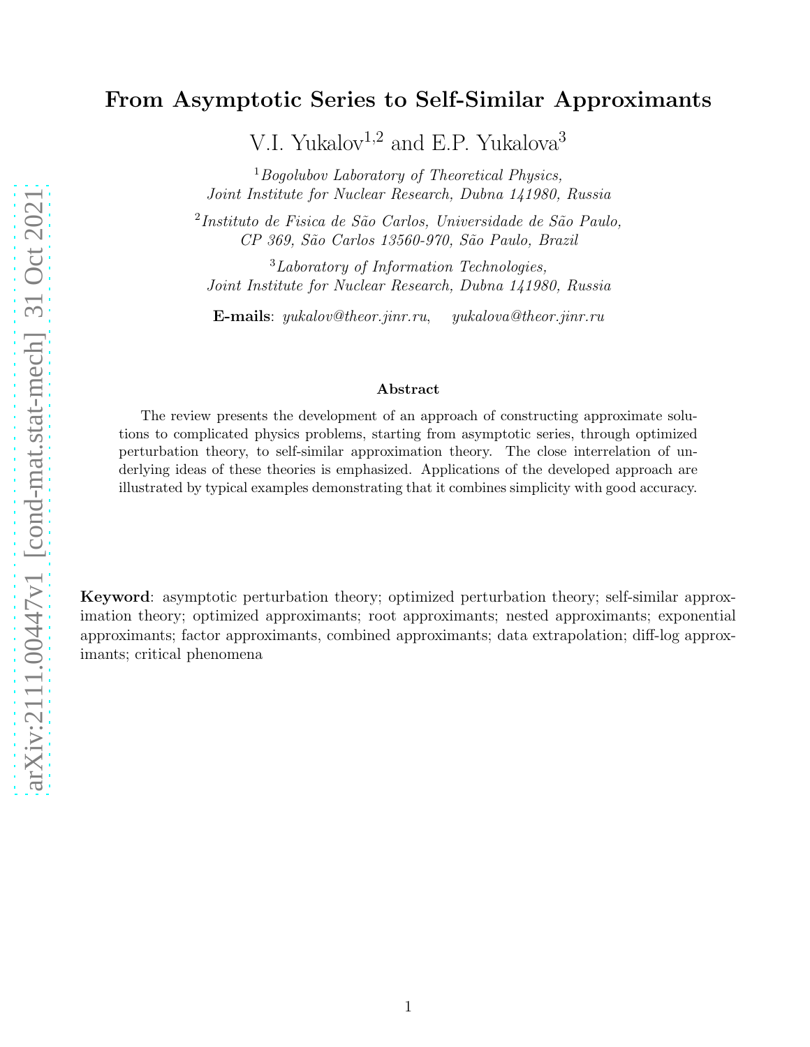# From Asymptotic Series to Self-Similar Approximants

V.I. Yukalov[1,2] and E.P. Yukalova[3]

[1] *Bogolubov Laboratory of Theoretical Physics, Joint Institute for Nuclear Research, Dubna 141980, Russia*

[2] *Instituto de Fisica de São Carlos, Universidade de São Paulo, CP 369, São Carlos 13560-970, São Paulo, Brazil*

[3] *Laboratory of Information Technologies, Joint Institute for Nuclear Research, Dubna 141980, Russia*

**E-mails**: *yukalov@theor.jinr.ru*, *yukalova@theor.jinr.ru*

### Abstract

The review presents the development of an approach of constructing approximate solutions to complicated physics problems, starting from asymptotic series, through optimized perturbation theory, to self-similar approximation theory. The close interrelation of underlying ideas of these theories is emphasized. Applications of the developed approach are illustrated by typical examples demonstrating that it combines simplicity with good accuracy.

**Keyword**: asymptotic perturbation theory; optimized perturbation theory; self-similar approximation theory; optimized approximants; root approximants; nested approximants; exponential approximants; factor approximants, combined approximants; data extrapolation; diff-log approximants; critical phenomena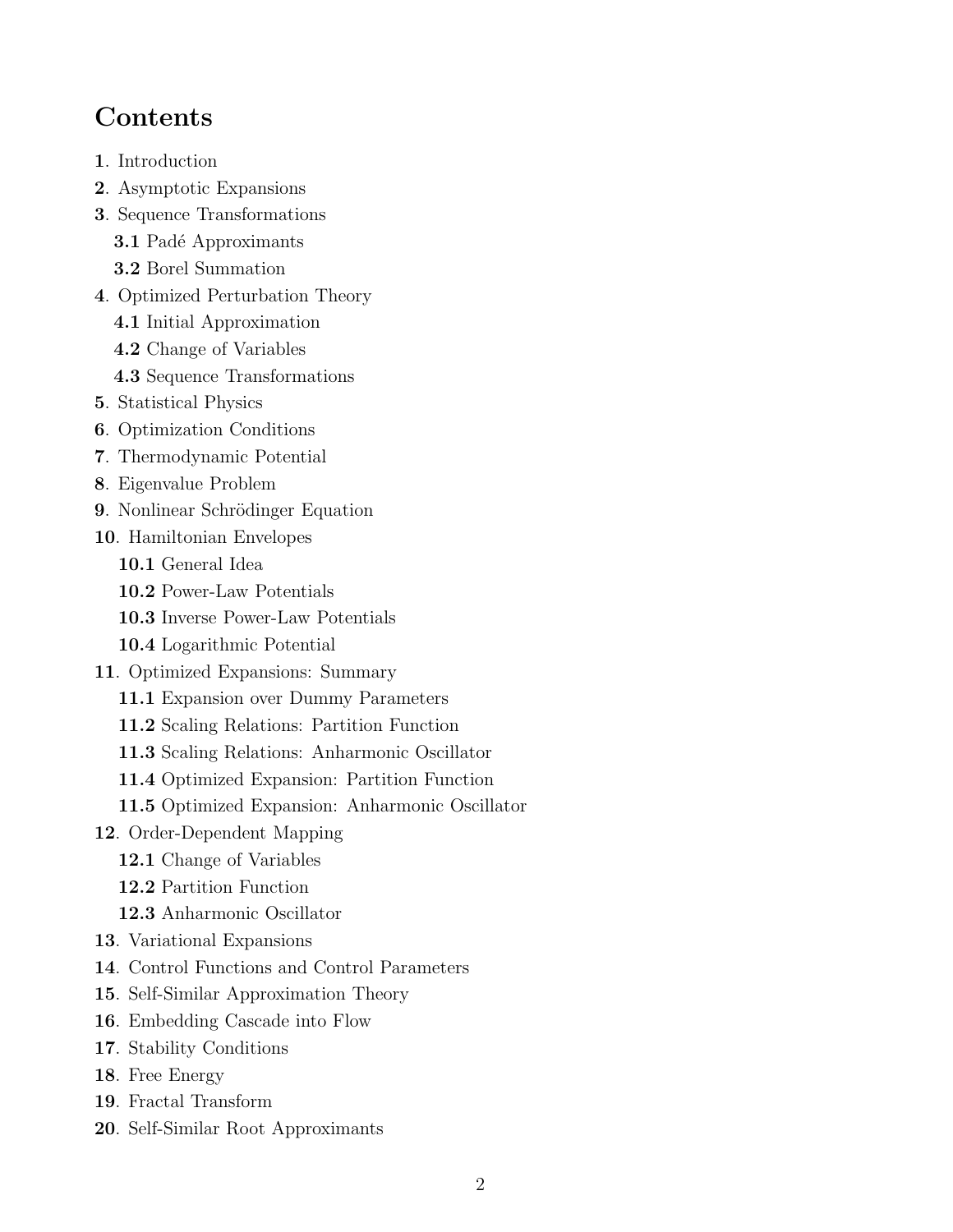# Contents

**1**. Introduction

**2**. Asymptotic Expansions

**3**. Sequence Transformations

  **3.1** Padé Approximants

  **3.2** Borel Summation

**4**. Optimized Perturbation Theory

  **4.1** Initial Approximation

  **4.2** Change of Variables

  **4.3** Sequence Transformations

**5**. Statistical Physics

**6**. Optimization Conditions

**7**. Thermodynamic Potential

**8**. Eigenvalue Problem

**9**. Nonlinear Schrödinger Equation

**10**. Hamiltonian Envelopes

  **10.1** General Idea

  **10.2** Power-Law Potentials

  **10.3** Inverse Power-Law Potentials

  **10.4** Logarithmic Potential

**11**. Optimized Expansions: Summary

  **11.1** Expansion over Dummy Parameters

  **11.2** Scaling Relations: Partition Function

  **11.3** Scaling Relations: Anharmonic Oscillator

  **11.4** Optimized Expansion: Partition Function

  **11.5** Optimized Expansion: Anharmonic Oscillator

**12**. Order-Dependent Mapping

  **12.1** Change of Variables

  **12.2** Partition Function

  **12.3** Anharmonic Oscillator

**13**. Variational Expansions

**14**. Control Functions and Control Parameters

**15**. Self-Similar Approximation Theory

**16**. Embedding Cascade into Flow

**17**. Stability Conditions

**18**. Free Energy

**19**. Fractal Transform

**20**. Self-Similar Root Approximants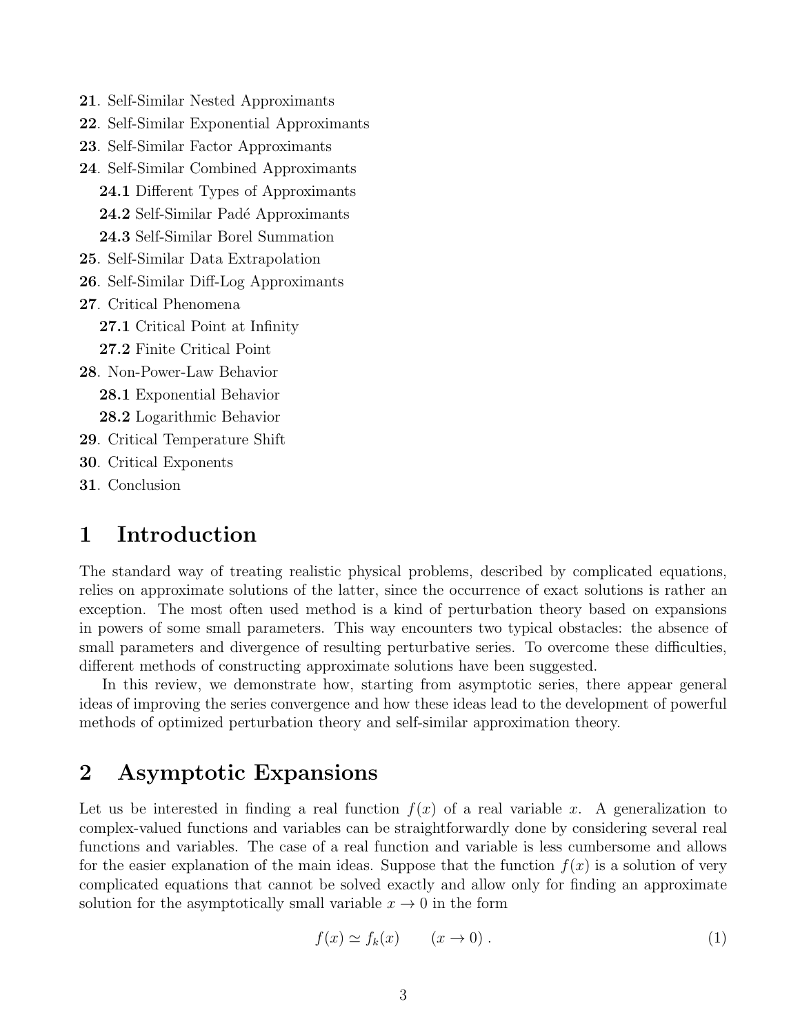**21**. Self-Similar Nested Approximants

**22**. Self-Similar Exponential Approximants

**23**. Self-Similar Factor Approximants

**24**. Self-Similar Combined Approximants

  **24.1** Different Types of Approximants

  **24.2** Self-Similar Padé Approximants

  **24.3** Self-Similar Borel Summation

**25**. Self-Similar Data Extrapolation

**26**. Self-Similar Diff-Log Approximants

**27**. Critical Phenomena

  **27.1** Critical Point at Infinity

  **27.2** Finite Critical Point

**28**. Non-Power-Law Behavior

  **28.1** Exponential Behavior

  **28.2** Logarithmic Behavior

**29**. Critical Temperature Shift

**30**. Critical Exponents

**31**. Conclusion

# 1 Introduction

The standard way of treating realistic physical problems, described by complicated equations, relies on approximate solutions of the latter, since the occurrence of exact solutions is rather an exception. The most often used method is a kind of perturbation theory based on expansions in powers of some small parameters. This way encounters two typical obstacles: the absence of small parameters and divergence of resulting perturbative series. To overcome these difficulties, different methods of constructing approximate solutions have been suggested.

In this review, we demonstrate how, starting from asymptotic series, there appear general ideas of improving the series convergence and how these ideas lead to the development of powerful methods of optimized perturbation theory and self-similar approximation theory.

# 2 Asymptotic Expansions

Let us be interested in finding a real function $f(x)$ of a real variable $x$. A generalization to complex-valued functions and variables can be straightforwardly done by considering several real functions and variables. The case of a real function and variable is less cumbersome and allows for the easier explanation of the main ideas. Suppose that the function $f(x)$ is a solution of very complicated equations that cannot be solved exactly and allow only for finding an approximate solution for the asymptotically small variable $x \to 0$ in the form

$$f(x) \simeq f_k(x) \qquad (x \to 0) \; . \tag{1}$$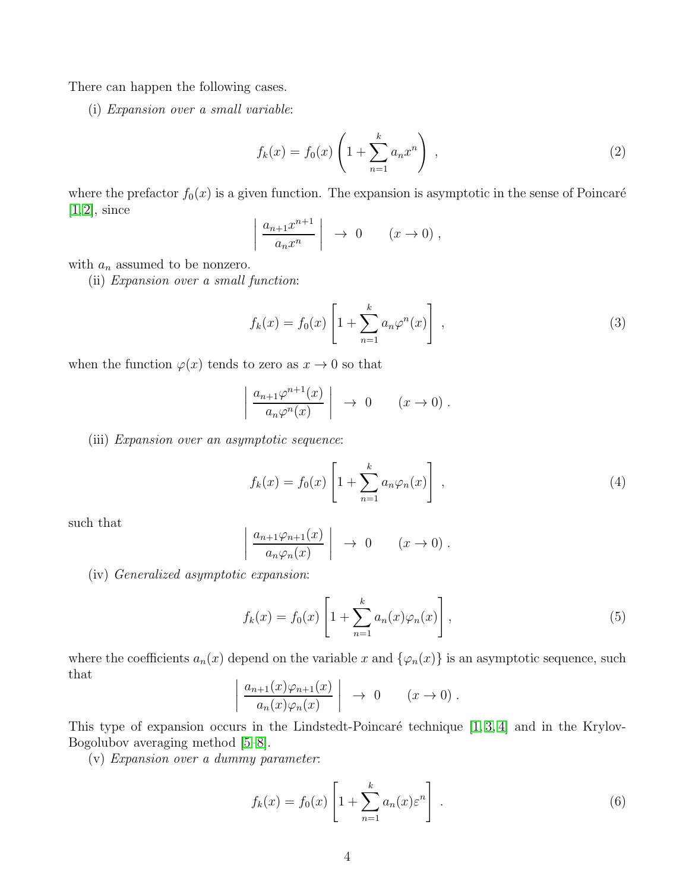There can happen the following cases.

(i) *Expansion over a small variable*:

$$
f_k(x) = f_0(x) \left( 1 + \sum_{n=1}^{k} a_n x^n \right) \; , \tag{2}
$$

where the prefactor $f_0(x)$ is a given function. The expansion is asymptotic in the sense of Poincaré [1,2], since

$$
\left| \frac{a_{n+1}x^{n+1}}{a_n x^n} \right| \; \to \; 0 \qquad (x \to 0) \; ,
$$

with $a_n$ assumed to be nonzero.

(ii) *Expansion over a small function*:

$$
f_k(x) = f_0(x) \left[ 1 + \sum_{n=1}^{k} a_n \varphi^n(x) \right] \; , \tag{3}
$$

when the function $\varphi(x)$ tends to zero as $x \to 0$ so that

$$
\left| \frac{a_{n+1}\varphi^{n+1}(x)}{a_n \varphi^n(x)} \right| \; \to \; 0 \qquad (x \to 0) \; .
$$

(iii) *Expansion over an asymptotic sequence*:

$$
f_k(x) = f_0(x) \left[ 1 + \sum_{n=1}^{k} a_n \varphi_n(x) \right] \; , \tag{4}
$$

such that

$$
\left| \frac{a_{n+1}\varphi_{n+1}(x)}{a_n \varphi_n(x)} \right| \; \to \; 0 \qquad (x \to 0) \; .
$$

(iv) *Generalized asymptotic expansion*:

$$
f_k(x) = f_0(x) \left[ 1 + \sum_{n=1}^{k} a_n(x) \varphi_n(x) \right] , \tag{5}
$$

where the coefficients $a_n(x)$ depend on the variable $x$ and $\{\varphi_n(x)\}$ is an asymptotic sequence, such that

$$
\left| \frac{a_{n+1}(x)\varphi_{n+1}(x)}{a_n(x) \varphi_n(x)} \right| \; \to \; 0 \qquad (x \to 0) \; .
$$

This type of expansion occurs in the Lindstedt-Poincaré technique [1,3,4] and in the Krylov-Bogolubov averaging method [5–8].

(v) *Expansion over a dummy parameter*:

$$
f_k(x) = f_0(x) \left[ 1 + \sum_{n=1}^{k} a_n(x) \varepsilon^n \right] \; . \tag{6}
$$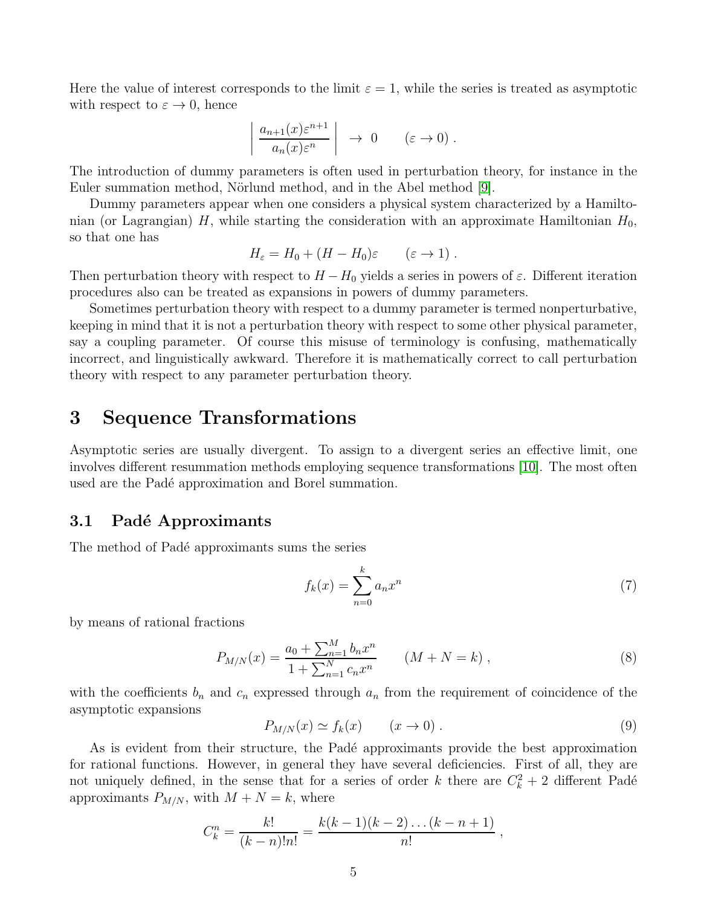Here the value of interest corresponds to the limit $\varepsilon = 1$, while the series is treated as asymptotic with respect to $\varepsilon \to 0$, hence

$$
\left| \frac{a_{n+1}(x)\varepsilon^{n+1}}{a_n(x)\varepsilon^n} \right| \to 0 \qquad (\varepsilon \to 0) .
$$

The introduction of dummy parameters is often used in perturbation theory, for instance in the Euler summation method, Nörlund method, and in the Abel method [9].

Dummy parameters appear when one considers a physical system characterized by a Hamiltonian (or Lagrangian) $H$, while starting the consideration with an approximate Hamiltonian $H_0$, so that one has

$$
H_\varepsilon = H_0 + (H - H_0)\varepsilon \qquad (\varepsilon \to 1) .
$$

Then perturbation theory with respect to $H - H_0$ yields a series in powers of $\varepsilon$. Different iteration procedures also can be treated as expansions in powers of dummy parameters.

Sometimes perturbation theory with respect to a dummy parameter is termed nonperturbative, keeping in mind that it is not a perturbation theory with respect to some other physical parameter, say a coupling parameter. Of course this misuse of terminology is confusing, mathematically incorrect, and linguistically awkward. Therefore it is mathematically correct to call perturbation theory with respect to any parameter perturbation theory.

# 3 Sequence Transformations

Asymptotic series are usually divergent. To assign to a divergent series an effective limit, one involves different resummation methods employing sequence transformations [10]. The most often used are the Padé approximation and Borel summation.

## 3.1 Padé Approximants

The method of Padé approximants sums the series

$$
f_k(x) = \sum_{n=0}^{k} a_n x^n \tag{7}
$$

by means of rational fractions

$$
P_{M/N}(x) = \frac{a_0 + \sum_{n=1}^{M} b_n x^n}{1 + \sum_{n=1}^{N} c_n x^n} \qquad (M + N = k) , \tag{8}
$$

with the coefficients $b_n$ and $c_n$ expressed through $a_n$ from the requirement of coincidence of the asymptotic expansions

$$
P_{M/N}(x) \simeq f_k(x) \qquad (x \to 0) . \tag{9}
$$

As is evident from their structure, the Padé approximants provide the best approximation for rational functions. However, in general they have several deficiencies. First of all, they are not uniquely defined, in the sense that for a series of order $k$ there are $C_k^2 + 2$ different Padé approximants $P_{M/N}$, with $M + N = k$, where

$$
C_k^n = \frac{k!}{(k-n)!n!} = \frac{k(k-1)(k-2)\ldots(k-n+1)}{n!} ,
$$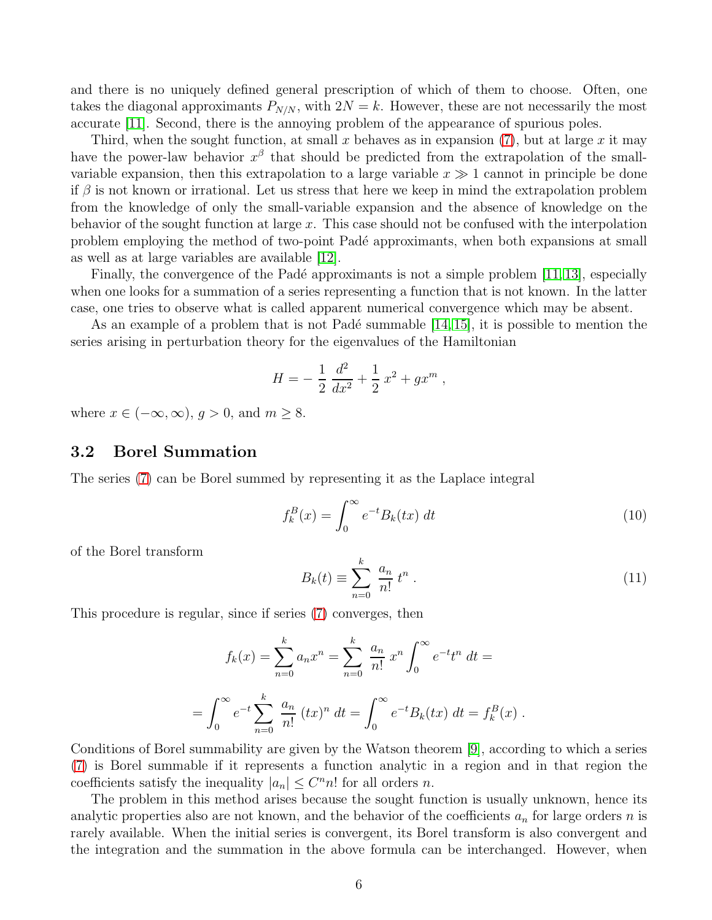and there is no uniquely defined general prescription of which of them to choose. Often, one takes the diagonal approximants $P_{N/N}$, with $2N = k$. However, these are not necessarily the most accurate [11]. Second, there is the annoying problem of the appearance of spurious poles.

Third, when the sought function, at small $x$ behaves as in expansion (7), but at large $x$ it may have the power-law behavior $x^\beta$ that should be predicted from the extrapolation of the small-variable expansion, then this extrapolation to a large variable $x \gg 1$ cannot in principle be done if $\beta$ is not known or irrational. Let us stress that here we keep in mind the extrapolation problem from the knowledge of only the small-variable expansion and the absence of knowledge on the behavior of the sought function at large $x$. This case should not be confused with the interpolation problem employing the method of two-point Padé approximants, when both expansions at small as well as at large variables are available [12].

Finally, the convergence of the Padé approximants is not a simple problem [11, 13], especially when one looks for a summation of a series representing a function that is not known. In the latter case, one tries to observe what is called apparent numerical convergence which may be absent.

As an example of a problem that is not Padé summable [14, 15], it is possible to mention the series arising in perturbation theory for the eigenvalues of the Hamiltonian

$$
H = -\,\frac{1}{2}\,\frac{d^2}{dx^2} + \frac{1}{2}\,x^2 + gx^m \; ,
$$

where $x \in (-\infty, \infty)$, $g > 0$, and $m \geq 8$.

### 3.2 Borel Summation

The series (7) can be Borel summed by representing it as the Laplace integral

$$
f_k^B(x) = \int_0^\infty e^{-t} B_k(tx)\; dt \tag{10}
$$

of the Borel transform

$$
B_k(t) \equiv \sum_{n=0}^{k} \frac{a_n}{n!}\; t^n \; . \tag{11}
$$

This procedure is regular, since if series (7) converges, then

$$
f_k(x) = \sum_{n=0}^{k} a_n x^n = \sum_{n=0}^{k} \frac{a_n}{n!}\; x^n \int_0^\infty e^{-t} t^n \; dt =
$$

$$
= \int_0^\infty e^{-t} \sum_{n=0}^{k} \frac{a_n}{n!}\; (tx)^n \; dt = \int_0^\infty e^{-t} B_k(tx)\; dt = f_k^B(x) \; .
$$

Conditions of Borel summability are given by the Watson theorem [9], according to which a series (7) is Borel summable if it represents a function analytic in a region and in that region the coefficients satisfy the inequality $|a_n| \leq C^n n!$ for all orders $n$.

The problem in this method arises because the sought function is usually unknown, hence its analytic properties also are not known, and the behavior of the coefficients $a_n$ for large orders $n$ is rarely available. When the initial series is convergent, its Borel transform is also convergent and the integration and the summation in the above formula can be interchanged. However, when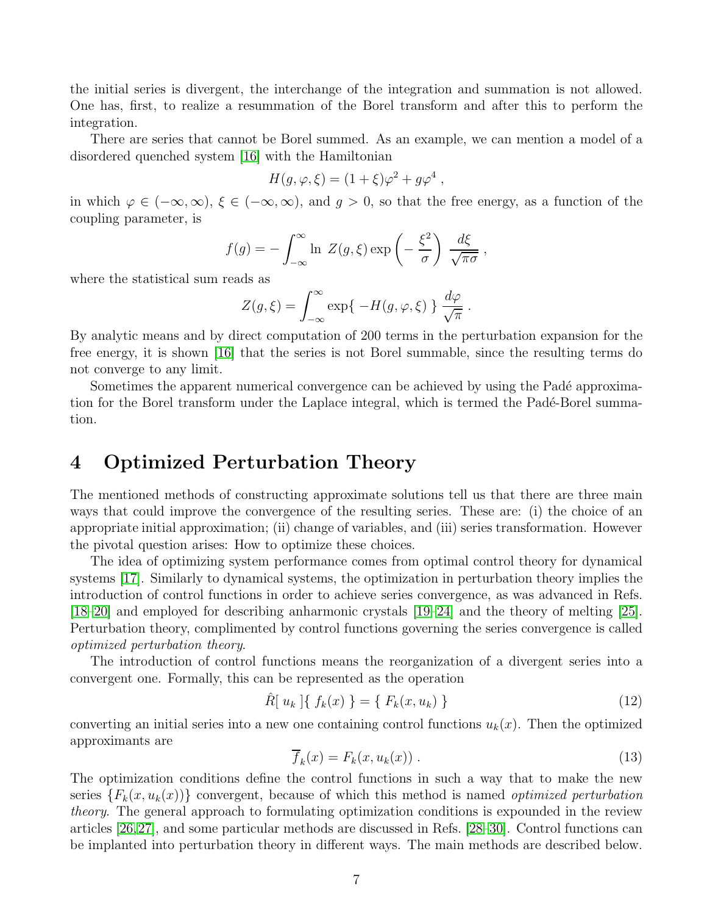the initial series is divergent, the interchange of the integration and summation is not allowed. One has, first, to realize a resummation of the Borel transform and after this to perform the integration.

There are series that cannot be Borel summed. As an example, we can mention a model of a disordered quenched system [16] with the Hamiltonian

$$H(g, \varphi, \xi) = (1 + \xi)\varphi^2 + g\varphi^4 \; ,$$

in which $\varphi \in (-\infty, \infty)$, $\xi \in (-\infty, \infty)$, and $g > 0$, so that the free energy, as a function of the coupling parameter, is

$$f(g) = - \int_{-\infty}^{\infty} \ln \; Z(g, \xi) \exp\left( - \; \frac{\xi^2}{\sigma} \right) \; \frac{d\xi}{\sqrt{\pi\sigma}} \; ,$$

where the statistical sum reads as

$$Z(g, \xi) = \int_{-\infty}^{\infty} \exp\{ \; -H(g, \varphi, \xi) \; \} \; \frac{d\varphi}{\sqrt{\pi}} \; .$$

By analytic means and by direct computation of 200 terms in the perturbation expansion for the free energy, it is shown [16] that the series is not Borel summable, since the resulting terms do not converge to any limit.

Sometimes the apparent numerical convergence can be achieved by using the Padé approximation for the Borel transform under the Laplace integral, which is termed the Padé-Borel summation.

# 4 Optimized Perturbation Theory

The mentioned methods of constructing approximate solutions tell us that there are three main ways that could improve the convergence of the resulting series. These are: (i) the choice of an appropriate initial approximation; (ii) change of variables, and (iii) series transformation. However the pivotal question arises: How to optimize these choices.

The idea of optimizing system performance comes from optimal control theory for dynamical systems [17]. Similarly to dynamical systems, the optimization in perturbation theory implies the introduction of control functions in order to achieve series convergence, as was advanced in Refs. [18–20] and employed for describing anharmonic crystals [19–24] and the theory of melting [25]. Perturbation theory, complimented by control functions governing the series convergence is called *optimized perturbation theory*.

The introduction of control functions means the reorganization of a divergent series into a convergent one. Formally, this can be represented as the operation

$$\hat{R}[\; u_k \;]\{\; f_k(x) \;\} = \{\; F_k(x, u_k) \;\} \tag{12}$$

converting an initial series into a new one containing control functions $u_k(x)$. Then the optimized approximants are

$$\overline{f}_k(x) = F_k(x, u_k(x)) \; . \tag{13}$$

The optimization conditions define the control functions in such a way that to make the new series $\{F_k(x, u_k(x))\}$ convergent, because of which this method is named *optimized perturbation theory*. The general approach to formulating optimization conditions is expounded in the review articles [26,27], and some particular methods are discussed in Refs. [28–30]. Control functions can be implanted into perturbation theory in different ways. The main methods are described below.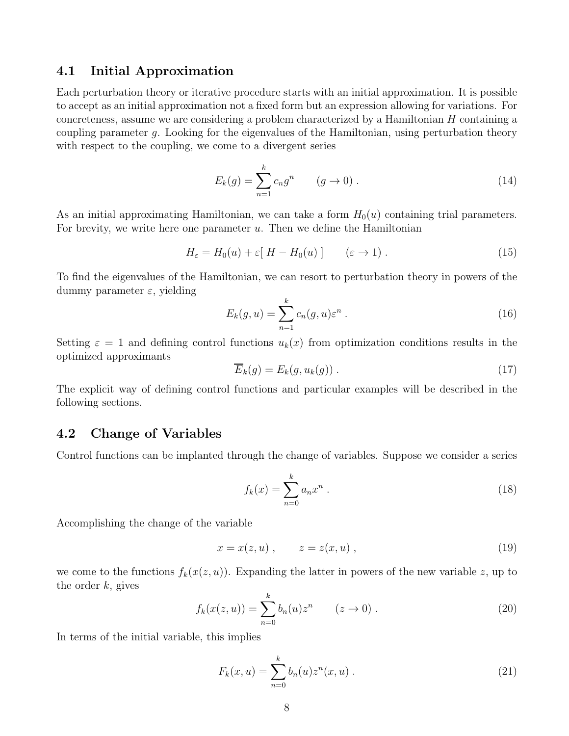### 4.1 Initial Approximation

Each perturbation theory or iterative procedure starts with an initial approximation. It is possible to accept as an initial approximation not a fixed form but an expression allowing for variations. For concreteness, assume we are considering a problem characterized by a Hamiltonian $H$ containing a coupling parameter $g$. Looking for the eigenvalues of the Hamiltonian, using perturbation theory with respect to the coupling, we come to a divergent series

$$E_k(g) = \sum_{n=1}^{k} c_n g^n \qquad (g \to 0) \; . \tag{14}$$

As an initial approximating Hamiltonian, we can take a form $H_0(u)$ containing trial parameters. For brevity, we write here one parameter $u$. Then we define the Hamiltonian

$$H_\varepsilon = H_0(u) + \varepsilon[\, H - H_0(u) \,] \qquad (\varepsilon \to 1) \; . \tag{15}$$

To find the eigenvalues of the Hamiltonian, we can resort to perturbation theory in powers of the dummy parameter $\varepsilon$, yielding

$$E_k(g, u) = \sum_{n=1}^{k} c_n(g, u)\varepsilon^n \; . \tag{16}$$

Setting $\varepsilon = 1$ and defining control functions $u_k(x)$ from optimization conditions results in the optimized approximants

$$\overline{E}_k(g) = E_k(g, u_k(g)) \; . \tag{17}$$

The explicit way of defining control functions and particular examples will be described in the following sections.

### 4.2 Change of Variables

Control functions can be implanted through the change of variables. Suppose we consider a series

$$f_k(x) = \sum_{n=0}^{k} a_n x^n \; . \tag{18}$$

Accomplishing the change of the variable

$$x = x(z, u) \; , \qquad z = z(x, u) \; , \tag{19}$$

we come to the functions $f_k(x(z, u))$. Expanding the latter in powers of the new variable $z$, up to the order $k$, gives

$$f_k(x(z, u)) = \sum_{n=0}^{k} b_n(u) z^n \qquad (z \to 0) \; . \tag{20}$$

In terms of the initial variable, this implies

$$F_k(x, u) = \sum_{n=0}^{k} b_n(u) z^n(x, u) \; . \tag{21}$$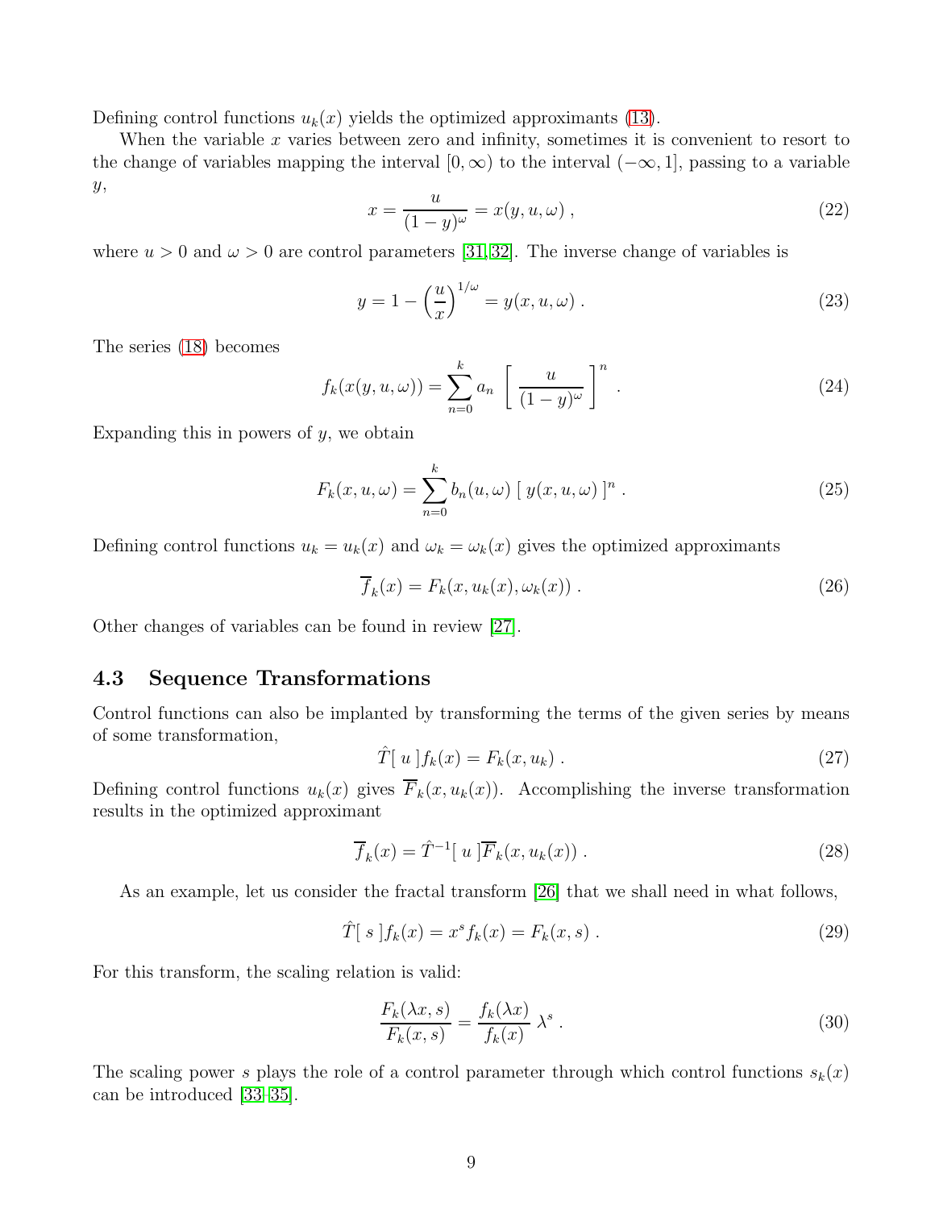Defining control functions $u_k(x)$ yields the optimized approximants (13).

When the variable $x$ varies between zero and infinity, sometimes it is convenient to resort to the change of variables mapping the interval $[0, \infty)$ to the interval $(-\infty, 1]$, passing to a variable $y$,

$$
x = \frac{u}{(1-y)^\omega} = x(y, u, \omega) \; , \tag{22}
$$

where $u > 0$ and $\omega > 0$ are control parameters [31,32]. The inverse change of variables is

$$
y = 1 - \left( \frac{u}{x} \right)^{1/\omega} = y(x, u, \omega) \; . \tag{23}
$$

The series (18) becomes

$$
f_k(x(y, u, \omega)) = \sum_{n=0}^{k} a_n \left[ \frac{u}{(1-y)^\omega} \right]^n \; . \tag{24}
$$

Expanding this in powers of $y$, we obtain

$$
F_k(x, u, \omega) = \sum_{n=0}^{k} b_n(u, \omega) \, [\, y(x, u, \omega) \,]^n \; . \tag{25}
$$

Defining control functions $u_k = u_k(x)$ and $\omega_k = \omega_k(x)$ gives the optimized approximants

$$
\overline{f}_k(x) = F_k(x, u_k(x), \omega_k(x)) \; . \tag{26}
$$

Other changes of variables can be found in review [27].

## 4.3 Sequence Transformations

Control functions can also be implanted by transforming the terms of the given series by means of some transformation,

$$
\hat{T}[\, u \,] f_k(x) = F_k(x, u_k) \; . \tag{27}
$$

Defining control functions $u_k(x)$ gives $\overline{F}_k(x, u_k(x))$. Accomplishing the inverse transformation results in the optimized approximant

$$
\overline{f}_k(x) = \hat{T}^{-1}[\, u \,] \overline{F}_k(x, u_k(x)) \; . \tag{28}
$$

As an example, let us consider the fractal transform [26] that we shall need in what follows,

$$
\hat{T}[\, s \,] f_k(x) = x^s f_k(x) = F_k(x, s) \; . \tag{29}
$$

For this transform, the scaling relation is valid:

$$
\frac{F_k(\lambda x, s)}{F_k(x, s)} = \frac{f_k(\lambda x)}{f_k(x)} \, \lambda^s \; . \tag{30}
$$

The scaling power $s$ plays the role of a control parameter through which control functions $s_k(x)$ can be introduced [33–35].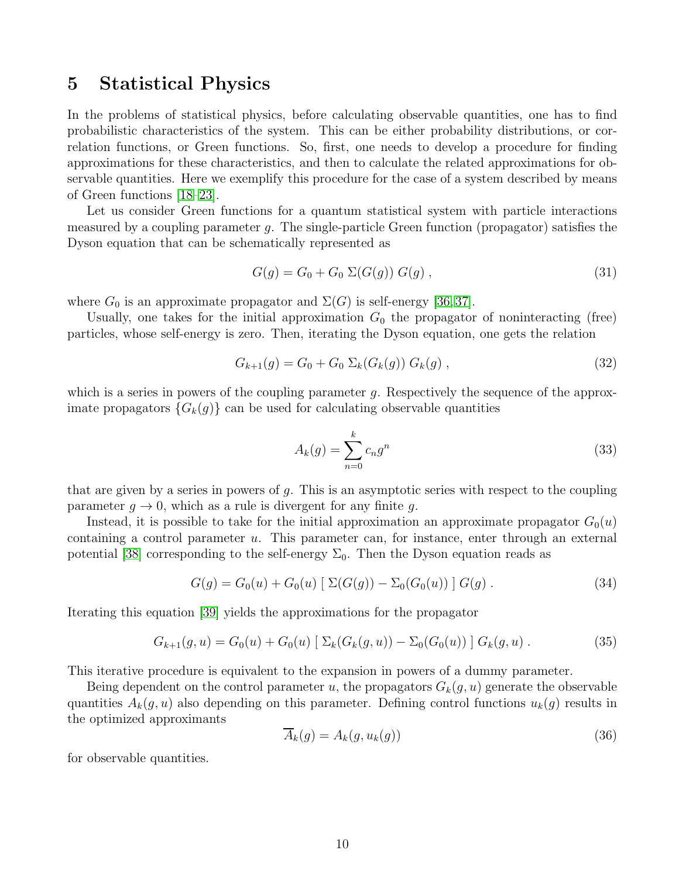# 5 Statistical Physics

In the problems of statistical physics, before calculating observable quantities, one has to find probabilistic characteristics of the system. This can be either probability distributions, or correlation functions, or Green functions. So, first, one needs to develop a procedure for finding approximations for these characteristics, and then to calculate the related approximations for observable quantities. Here we exemplify this procedure for the case of a system described by means of Green functions [18–23].

Let us consider Green functions for a quantum statistical system with particle interactions measured by a coupling parameter $g$. The single-particle Green function (propagator) satisfies the Dyson equation that can be schematically represented as

$$G(g) = G_0 + G_0 \, \Sigma(G(g)) \, G(g) \; , \tag{31}$$

where $G_0$ is an approximate propagator and $\Sigma(G)$ is self-energy [36,37].

Usually, one takes for the initial approximation $G_0$ the propagator of noninteracting (free) particles, whose self-energy is zero. Then, iterating the Dyson equation, one gets the relation

$$G_{k+1}(g) = G_0 + G_0 \, \Sigma_k(G_k(g)) \, G_k(g) \; , \tag{32}$$

which is a series in powers of the coupling parameter $g$. Respectively the sequence of the approximate propagators $\{G_k(g)\}$ can be used for calculating observable quantities

$$A_k(g) = \sum_{n=0}^{k} c_n g^n \tag{33}$$

that are given by a series in powers of $g$. This is an asymptotic series with respect to the coupling parameter $g \to 0$, which as a rule is divergent for any finite $g$.

Instead, it is possible to take for the initial approximation an approximate propagator $G_0(u)$ containing a control parameter $u$. This parameter can, for instance, enter through an external potential [38] corresponding to the self-energy $\Sigma_0$. Then the Dyson equation reads as

$$G(g) = G_0(u) + G_0(u) \; [\; \Sigma(G(g)) - \Sigma_0(G_0(u)) \;] \; G(g) \; . \tag{34}$$

Iterating this equation [39] yields the approximations for the propagator

$$G_{k+1}(g,u) = G_0(u) + G_0(u) \; [\; \Sigma_k(G_k(g,u)) - \Sigma_0(G_0(u)) \;] \; G_k(g,u) \; . \tag{35}$$

This iterative procedure is equivalent to the expansion in powers of a dummy parameter.

Being dependent on the control parameter $u$, the propagators $G_k(g,u)$ generate the observable quantities $A_k(g,u)$ also depending on this parameter. Defining control functions $u_k(g)$ results in the optimized approximants

$$\overline{A}_k(g) = A_k(g, u_k(g)) \tag{36}$$

for observable quantities.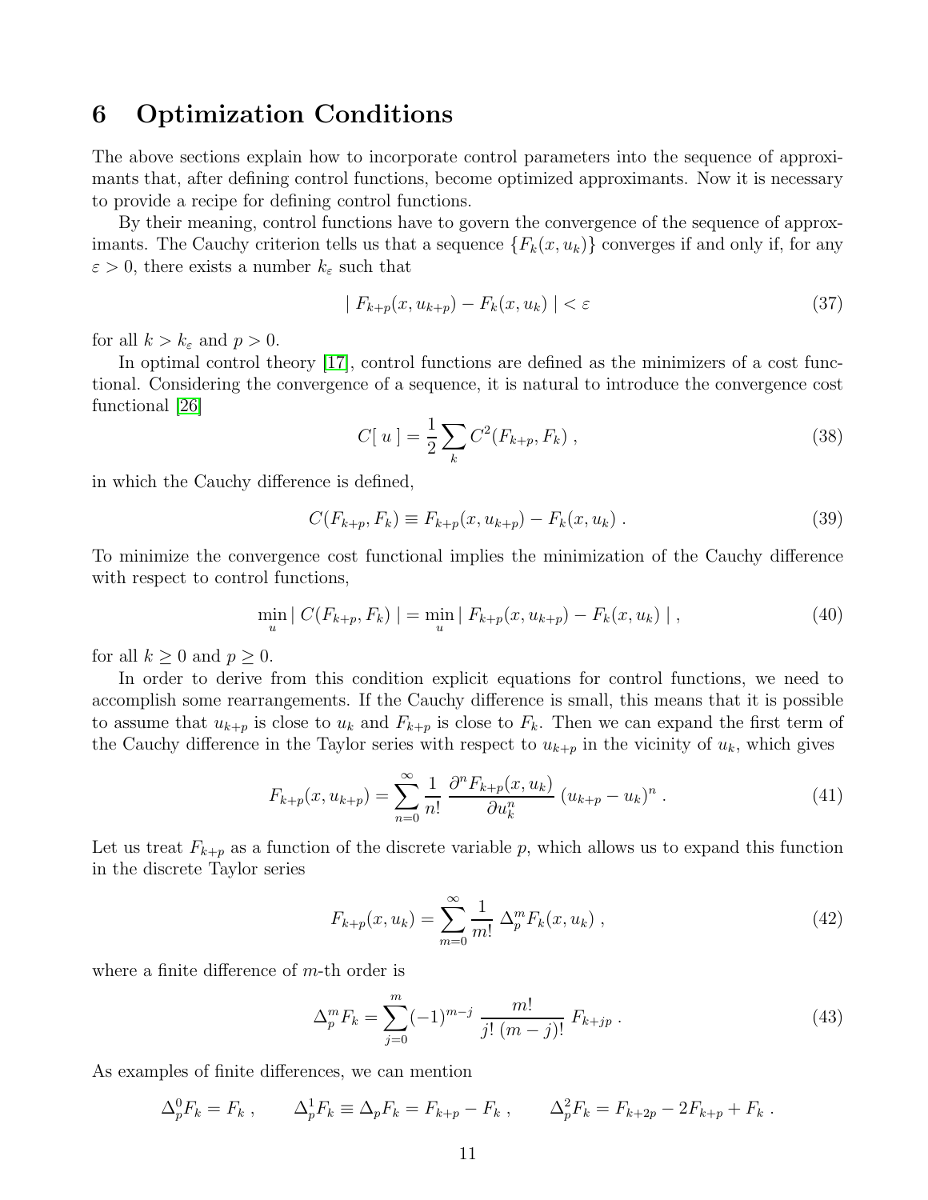## 6 Optimization Conditions

The above sections explain how to incorporate control parameters into the sequence of approximants that, after defining control functions, become optimized approximants. Now it is necessary to provide a recipe for defining control functions.

By their meaning, control functions have to govern the convergence of the sequence of approximants. The Cauchy criterion tells us that a sequence $\{F_k(x, u_k)\}$ converges if and only if, for any $\varepsilon > 0$, there exists a number $k_\varepsilon$ such that

$$
| \; F_{k+p}(x, u_{k+p}) - F_k(x, u_k) \; | < \varepsilon \tag{37}
$$

for all $k > k_\varepsilon$ and $p > 0$.

In optimal control theory [17], control functions are defined as the minimizers of a cost functional. Considering the convergence of a sequence, it is natural to introduce the convergence cost functional [26]

$$
C[\; u \;] = \frac{1}{2} \sum_k C^2(F_{k+p}, F_k) \; , \tag{38}
$$

in which the Cauchy difference is defined,

$$
C(F_{k+p}, F_k) \equiv F_{k+p}(x, u_{k+p}) - F_k(x, u_k) \; . \tag{39}
$$

To minimize the convergence cost functional implies the minimization of the Cauchy difference with respect to control functions,

$$
\min_u | \; C(F_{k+p}, F_k) \; | = \min_u | \; F_{k+p}(x, u_{k+p}) - F_k(x, u_k) \; | \; , \tag{40}
$$

for all $k \geq 0$ and $p \geq 0$.

In order to derive from this condition explicit equations for control functions, we need to accomplish some rearrangements. If the Cauchy difference is small, this means that it is possible to assume that $u_{k+p}$ is close to $u_k$ and $F_{k+p}$ is close to $F_k$. Then we can expand the first term of the Cauchy difference in the Taylor series with respect to $u_{k+p}$ in the vicinity of $u_k$, which gives

$$
F_{k+p}(x, u_{k+p}) = \sum_{n=0}^\infty \frac{1}{n!} \; \frac{\partial^n F_{k+p}(x, u_k)}{\partial u_k^n} \; (u_{k+p} - u_k)^n \; . \tag{41}
$$

Let us treat $F_{k+p}$ as a function of the discrete variable $p$, which allows us to expand this function in the discrete Taylor series

$$
F_{k+p}(x, u_k) = \sum_{m=0}^\infty \frac{1}{m!} \; \Delta_p^m F_k(x, u_k) \; , \tag{42}
$$

where a finite difference of $m$-th order is

$$
\Delta_p^m F_k = \sum_{j=0}^m (-1)^{m-j} \; \frac{m!}{j! \; (m-j)!} \; F_{k+jp} \; . \tag{43}
$$

As examples of finite differences, we can mention

$$
\Delta_p^0 F_k = F_k \; , \qquad \Delta_p^1 F_k \equiv \Delta_p F_k = F_{k+p} - F_k \; , \qquad \Delta_p^2 F_k = F_{k+2p} - 2F_{k+p} + F_k \; .
$$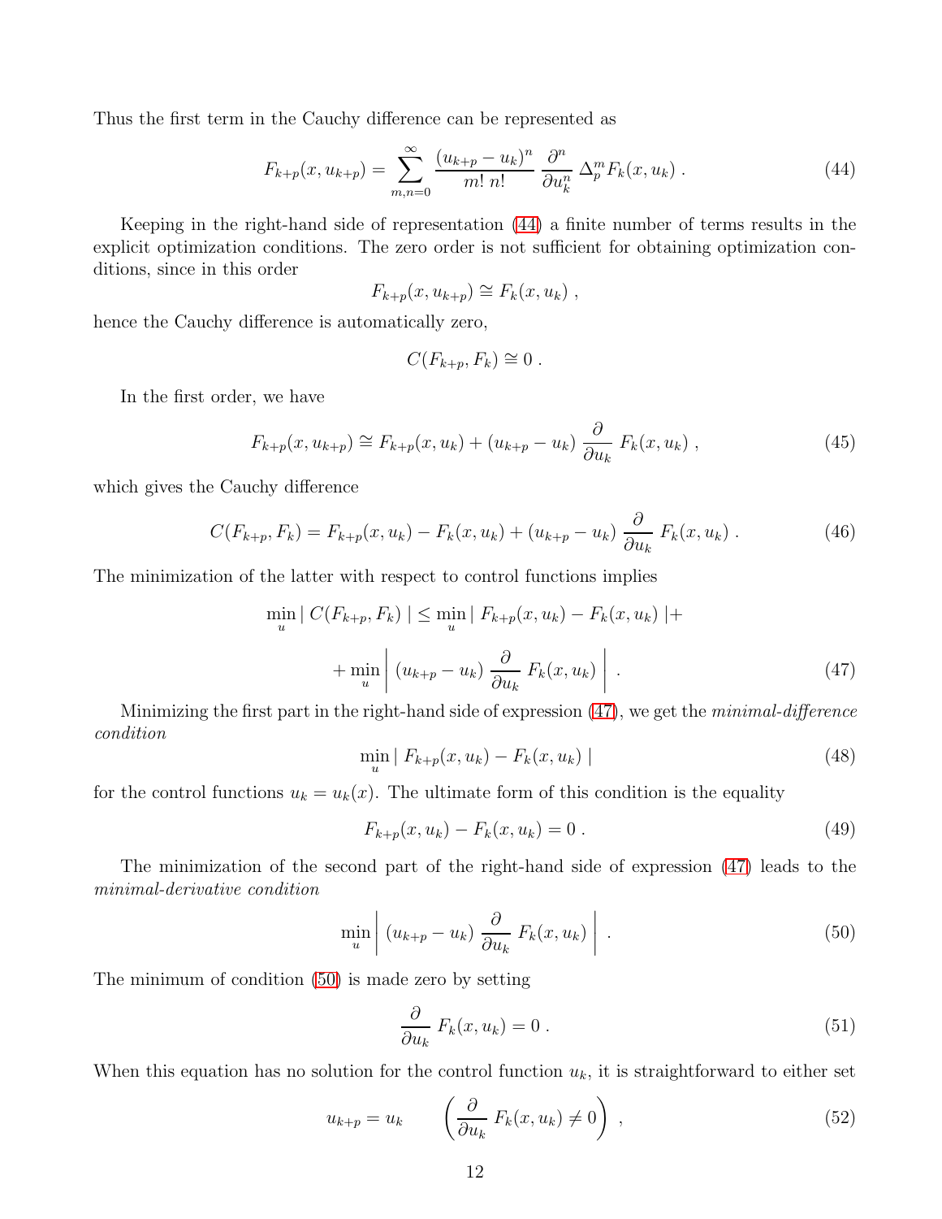Thus the first term in the Cauchy difference can be represented as

$$
F_{k+p}(x, u_{k+p}) = \sum_{m,n=0}^{\infty} \frac{(u_{k+p} - u_k)^n}{m!\, n!} \, \frac{\partial^n}{\partial u_k^n} \, \Delta_p^m F_k(x, u_k) \; . \tag{44}
$$

Keeping in the right-hand side of representation (44) a finite number of terms results in the explicit optimization conditions. The zero order is not sufficient for obtaining optimization conditions, since in this order

$$
F_{k+p}(x, u_{k+p}) \cong F_k(x, u_k) \; ,
$$

hence the Cauchy difference is automatically zero,

$$
C(F_{k+p}, F_k) \cong 0 \; .
$$

In the first order, we have

$$
F_{k+p}(x, u_{k+p}) \cong F_{k+p}(x, u_k) + (u_{k+p} - u_k) \, \frac{\partial}{\partial u_k} \, F_k(x, u_k) \; , \tag{45}
$$

which gives the Cauchy difference

$$
C(F_{k+p}, F_k) = F_{k+p}(x, u_k) - F_k(x, u_k) + (u_{k+p} - u_k) \, \frac{\partial}{\partial u_k} \, F_k(x, u_k) \; . \tag{46}
$$

The minimization of the latter with respect to control functions implies

$$
\min_u \mid C(F_{k+p}, F_k) \mid \; \leq \min_u \mid F_{k+p}(x, u_k) - F_k(x, u_k) \mid +
$$

$$
+ \min_u \left| \; (u_{k+p} - u_k) \, \frac{\partial}{\partial u_k} \, F_k(x, u_k) \; \right| \; . \tag{47}
$$

Minimizing the first part in the right-hand side of expression (47), we get the *minimal-difference condition*

$$
\min_u \mid F_{k+p}(x, u_k) - F_k(x, u_k) \mid \tag{48}
$$

for the control functions $u_k = u_k(x)$. The ultimate form of this condition is the equality

$$
F_{k+p}(x, u_k) - F_k(x, u_k) = 0 \; . \tag{49}
$$

The minimization of the second part of the right-hand side of expression (47) leads to the *minimal-derivative condition*

$$
\min_u \left| \; (u_{k+p} - u_k) \, \frac{\partial}{\partial u_k} \, F_k(x, u_k) \; \right| \; . \tag{50}
$$

The minimum of condition (50) is made zero by setting

$$
\frac{\partial}{\partial u_k} \, F_k(x, u_k) = 0 \; . \tag{51}
$$

When this equation has no solution for the control function $u_k$, it is straightforward to either set

$$
u_{k+p} = u_k \qquad \left( \frac{\partial}{\partial u_k} \, F_k(x, u_k) \neq 0 \right) \; , \tag{52}
$$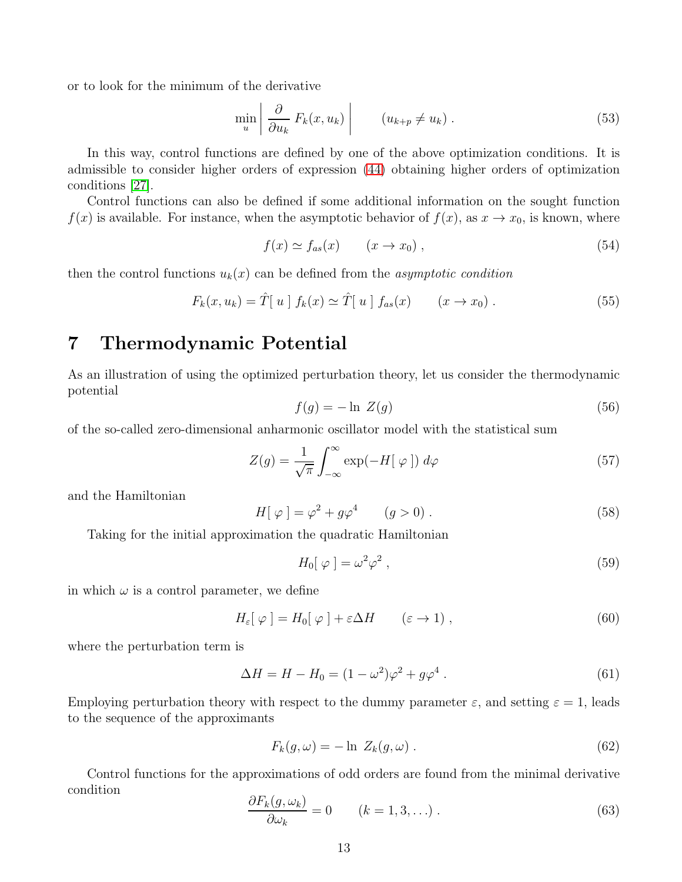or to look for the minimum of the derivative

$$
\min_u \left| \frac{\partial}{\partial u_k} F_k(x, u_k) \right| \qquad (u_{k+p} \neq u_k) . \tag{53}
$$

In this way, control functions are defined by one of the above optimization conditions. It is admissible to consider higher orders of expression (44) obtaining higher orders of optimization conditions [27].

Control functions can also be defined if some additional information on the sought function $f(x)$ is available. For instance, when the asymptotic behavior of $f(x)$, as $x \to x_0$, is known, where

$$
f(x) \simeq f_{as}(x) \qquad (x \to x_0) , \tag{54}
$$

then the control functions $u_k(x)$ can be defined from the *asymptotic condition*

$$
F_k(x, u_k) = \hat{T}[\, u \,]\, f_k(x) \simeq \hat{T}[\, u \,]\, f_{as}(x) \qquad (x \to x_0) . \tag{55}
$$

# 7 Thermodynamic Potential

As an illustration of using the optimized perturbation theory, let us consider the thermodynamic potential

$$
f(g) = -\ln\, Z(g) \tag{56}
$$

of the so-called zero-dimensional anharmonic oscillator model with the statistical sum

$$
Z(g) = \frac{1}{\sqrt{\pi}} \int_{-\infty}^{\infty} \exp(-H[\, \varphi \,])\, d\varphi \tag{57}
$$

and the Hamiltonian

$$
H[\, \varphi \,] = \varphi^2 + g\varphi^4 \qquad (g > 0) . \tag{58}
$$

Taking for the initial approximation the quadratic Hamiltonian

$$
H_0[\, \varphi \,] = \omega^2 \varphi^2 , \tag{59}
$$

in which $\omega$ is a control parameter, we define

$$
H_\varepsilon[\, \varphi \,] = H_0[\, \varphi \,] + \varepsilon \Delta H \qquad (\varepsilon \to 1) , \tag{60}
$$

where the perturbation term is

$$
\Delta H = H - H_0 = (1 - \omega^2)\varphi^2 + g\varphi^4 . \tag{61}
$$

Employing perturbation theory with respect to the dummy parameter $\varepsilon$, and setting $\varepsilon = 1$, leads to the sequence of the approximants

$$
F_k(g, \omega) = -\ln\, Z_k(g, \omega) . \tag{62}
$$

Control functions for the approximations of odd orders are found from the minimal derivative condition

$$
\frac{\partial F_k(g, \omega_k)}{\partial \omega_k} = 0 \qquad (k = 1, 3, \ldots) . \tag{63}
$$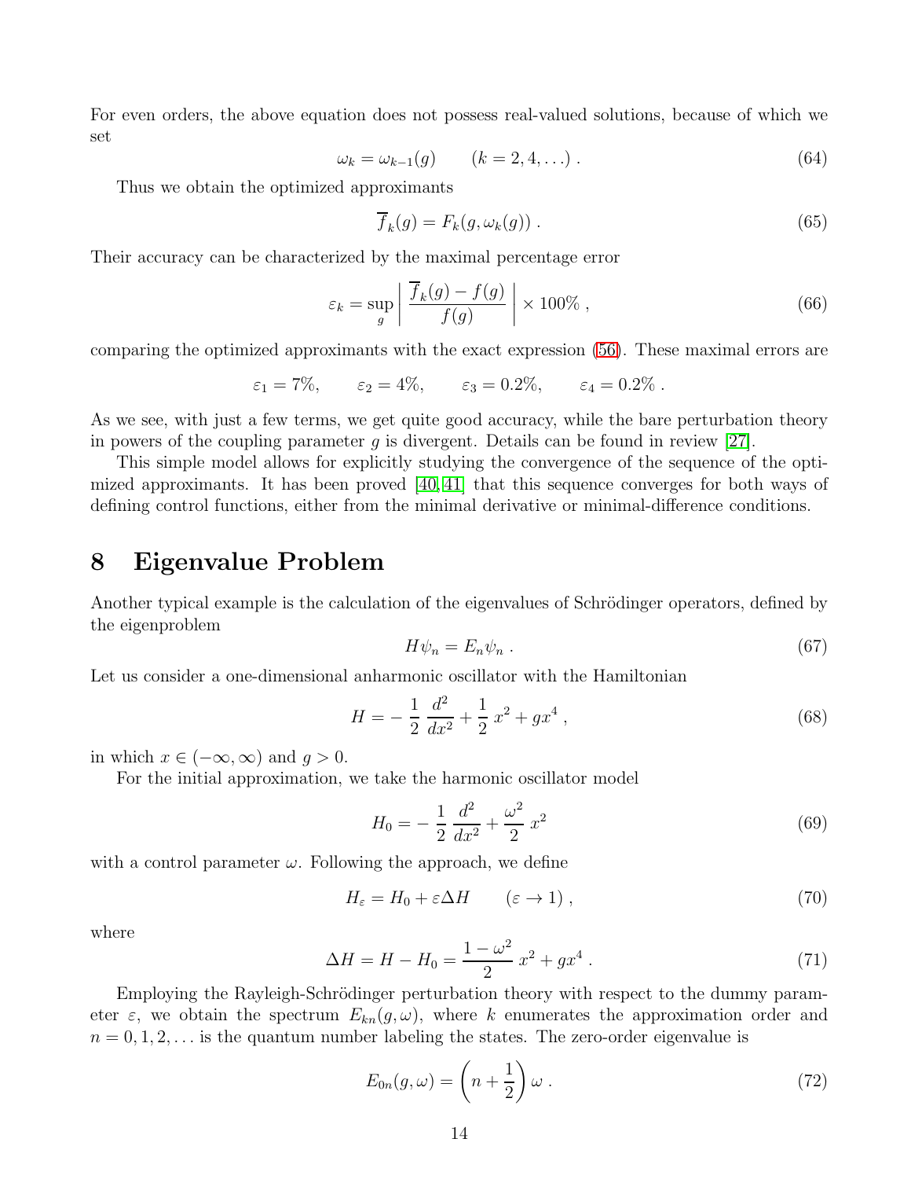For even orders, the above equation does not possess real-valued solutions, because of which we set

$$
\omega_k = \omega_{k-1}(g) \qquad (k = 2, 4, \ldots) \; . \tag{64}
$$

Thus we obtain the optimized approximants

$$
\overline{f}_k(g) = F_k(g, \omega_k(g)) \; . \tag{65}
$$

Their accuracy can be characterized by the maximal percentage error

$$
\varepsilon_k = \sup_g \left| \frac{\overline{f}_k(g) - f(g)}{f(g)} \right| \times 100\% \; , \tag{66}
$$

comparing the optimized approximants with the exact expression (56). These maximal errors are

$$
\varepsilon_1 = 7\%, \qquad \varepsilon_2 = 4\%, \qquad \varepsilon_3 = 0.2\%, \qquad \varepsilon_4 = 0.2\% \; .
$$

As we see, with just a few terms, we get quite good accuracy, while the bare perturbation theory in powers of the coupling parameter $g$ is divergent. Details can be found in review [27].

This simple model allows for explicitly studying the convergence of the sequence of the optimized approximants. It has been proved [40,41] that this sequence converges for both ways of defining control functions, either from the minimal derivative or minimal-difference conditions.

# 8 Eigenvalue Problem

Another typical example is the calculation of the eigenvalues of Schrödinger operators, defined by the eigenproblem

$$
H\psi_n = E_n \psi_n \; . \tag{67}
$$

Let us consider a one-dimensional anharmonic oscillator with the Hamiltonian

$$
H = -\,\frac{1}{2}\,\frac{d^2}{dx^2} + \frac{1}{2}\,x^2 + gx^4 \; , \tag{68}
$$

in which $x \in (-\infty, \infty)$ and $g > 0$.

For the initial approximation, we take the harmonic oscillator model

$$
H_0 = -\,\frac{1}{2}\,\frac{d^2}{dx^2} + \frac{\omega^2}{2}\,x^2 \tag{69}
$$

with a control parameter $\omega$. Following the approach, we define

$$
H_\varepsilon = H_0 + \varepsilon \Delta H \qquad (\varepsilon \to 1) \; , \tag{70}
$$

where

$$
\Delta H = H - H_0 = \frac{1 - \omega^2}{2}\,x^2 + gx^4 \; . \tag{71}
$$

Employing the Rayleigh-Schrödinger perturbation theory with respect to the dummy parameter $\varepsilon$, we obtain the spectrum $E_{kn}(g, \omega)$, where $k$ enumerates the approximation order and $n = 0, 1, 2, \ldots$ is the quantum number labeling the states. The zero-order eigenvalue is

$$
E_{0n}(g, \omega) = \left( n + \frac{1}{2} \right) \omega \; . \tag{72}
$$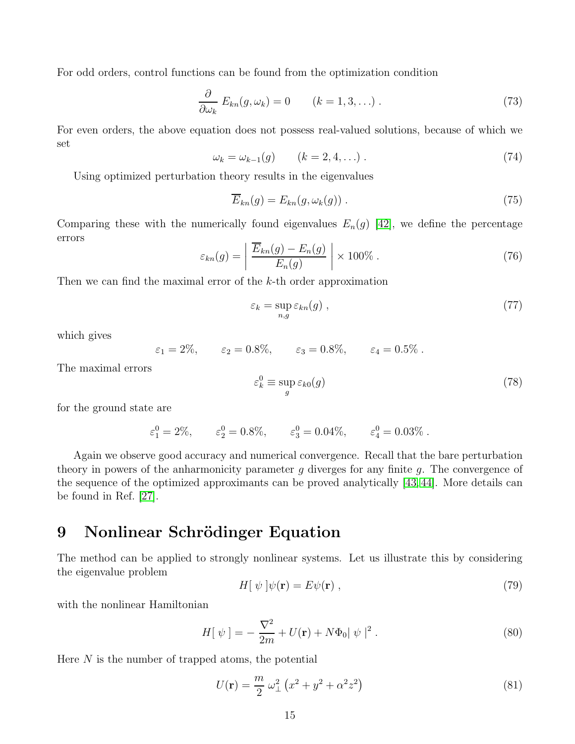For odd orders, control functions can be found from the optimization condition

$$
\frac{\partial}{\partial \omega_k} E_{kn}(g, \omega_k) = 0 \qquad (k = 1, 3, \ldots) \; . \tag{73}
$$

For even orders, the above equation does not possess real-valued solutions, because of which we set

$$
\omega_k = \omega_{k-1}(g) \qquad (k = 2, 4, \ldots) \; . \tag{74}
$$

Using optimized perturbation theory results in the eigenvalues

$$
\overline{E}_{kn}(g) = E_{kn}(g, \omega_k(g)) \; . \tag{75}
$$

Comparing these with the numerically found eigenvalues $E_n(g)$ [42], we define the percentage errors

$$
\varepsilon_{kn}(g) = \left| \frac{\overline{E}_{kn}(g) - E_n(g)}{E_n(g)} \right| \times 100\% \; . \tag{76}
$$

Then we can find the maximal error of the $k$-th order approximation

$$
\varepsilon_k = \sup_{n,g} \varepsilon_{kn}(g) \; , \tag{77}
$$

which gives

$$
\varepsilon_1 = 2\%, \qquad \varepsilon_2 = 0.8\%, \qquad \varepsilon_3 = 0.8\%, \qquad \varepsilon_4 = 0.5\% \; .
$$

The maximal errors

$$
\varepsilon_k^0 \equiv \sup_g \varepsilon_{k0}(g) \tag{78}
$$

for the ground state are

$$
\varepsilon_1^0 = 2\%, \qquad \varepsilon_2^0 = 0.8\%, \qquad \varepsilon_3^0 = 0.04\%, \qquad \varepsilon_4^0 = 0.03\% \; .
$$

Again we observe good accuracy and numerical convergence. Recall that the bare perturbation theory in powers of the anharmonicity parameter $g$ diverges for any finite $g$. The convergence of the sequence of the optimized approximants can be proved analytically [43, 44]. More details can be found in Ref. [27].

# 9 Nonlinear Schrödinger Equation

The method can be applied to strongly nonlinear systems. Let us illustrate this by considering the eigenvalue problem

$$
H[\,\psi\,]\psi(\mathbf{r}) = E\psi(\mathbf{r}) \; , \tag{79}
$$

with the nonlinear Hamiltonian

$$
H[\,\psi\,] = -\frac{\nabla^2}{2m} + U(\mathbf{r}) + N\Phi_0 |\,\psi\,|^2 \; . \tag{80}
$$

Here $N$ is the number of trapped atoms, the potential

$$
U(\mathbf{r}) = \frac{m}{2}\,\omega_\perp^2 \left( x^2 + y^2 + \alpha^2 z^2 \right) \tag{81}
$$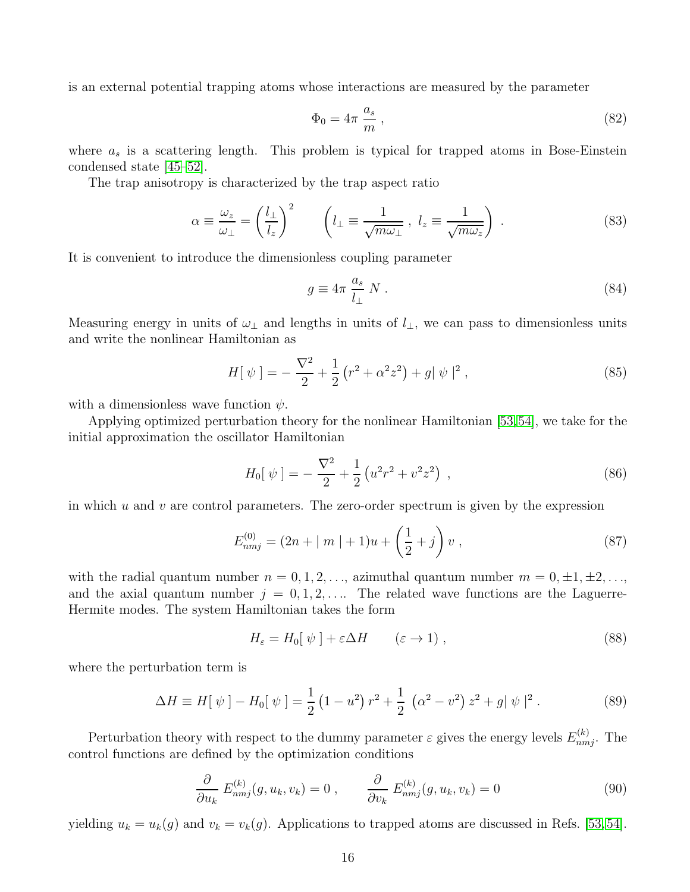is an external potential trapping atoms whose interactions are measured by the parameter

$$
\Phi_0 = 4\pi \, \frac{a_s}{m} \; , \tag{82}
$$

where $a_s$ is a scattering length. This problem is typical for trapped atoms in Bose-Einstein condensed state [45–52].

The trap anisotropy is characterized by the trap aspect ratio

$$
\alpha \equiv \frac{\omega_z}{\omega_\perp} = \left( \frac{l_\perp}{l_z} \right)^2 \qquad \left( l_\perp \equiv \frac{1}{\sqrt{m\omega_\perp}} \; , \; l_z \equiv \frac{1}{\sqrt{m\omega_z}} \right) \; . \tag{83}
$$

It is convenient to introduce the dimensionless coupling parameter

$$
g \equiv 4\pi \, \frac{a_s}{l_\perp} \, N \; . \tag{84}
$$

Measuring energy in units of $\omega_\perp$ and lengths in units of $l_\perp$, we can pass to dimensionless units and write the nonlinear Hamiltonian as

$$
H[\, \psi \,] = - \, \frac{\nabla^2}{2} + \frac{1}{2} \left( r^2 + \alpha^2 z^2 \right) + g | \, \psi \, |^2 \; , \tag{85}
$$

with a dimensionless wave function $\psi$.

Applying optimized perturbation theory for the nonlinear Hamiltonian [53,54], we take for the initial approximation the oscillator Hamiltonian

$$
H_0[\, \psi \,] = - \, \frac{\nabla^2}{2} + \frac{1}{2} \left( u^2 r^2 + v^2 z^2 \right) \; , \tag{86}
$$

in which $u$ and $v$ are control parameters. The zero-order spectrum is given by the expression

$$
E^{(0)}_{nmj} = (2n + | \, m \, | + 1) u + \left( \frac{1}{2} + j \right) v \; , \tag{87}
$$

with the radial quantum number $n = 0, 1, 2, \ldots$, azimuthal quantum number $m = 0, \pm 1, \pm 2, \ldots$, and the axial quantum number $j = 0, 1, 2, \ldots$. The related wave functions are the Laguerre-Hermite modes. The system Hamiltonian takes the form

$$
H_\varepsilon = H_0[\, \psi \,] + \varepsilon \Delta H \qquad (\varepsilon \rightarrow 1) \; , \tag{88}
$$

where the perturbation term is

$$
\Delta H \equiv H[\, \psi \,] - H_0[\, \psi \,] = \frac{1}{2} \left( 1 - u^2 \right) r^2 + \frac{1}{2} \, \left( \alpha^2 - v^2 \right) z^2 + g | \, \psi \, |^2 \; . \tag{89}
$$

Perturbation theory with respect to the dummy parameter $\varepsilon$ gives the energy levels $E^{(k)}_{nmj}$. The control functions are defined by the optimization conditions

$$
\frac{\partial}{\partial u_k} \, E^{(k)}_{nmj}(g, u_k, v_k) = 0 \; , \qquad \frac{\partial}{\partial v_k} \, E^{(k)}_{nmj}(g, u_k, v_k) = 0 \tag{90}
$$

yielding $u_k = u_k(g)$ and $v_k = v_k(g)$. Applications to trapped atoms are discussed in Refs. [53,54].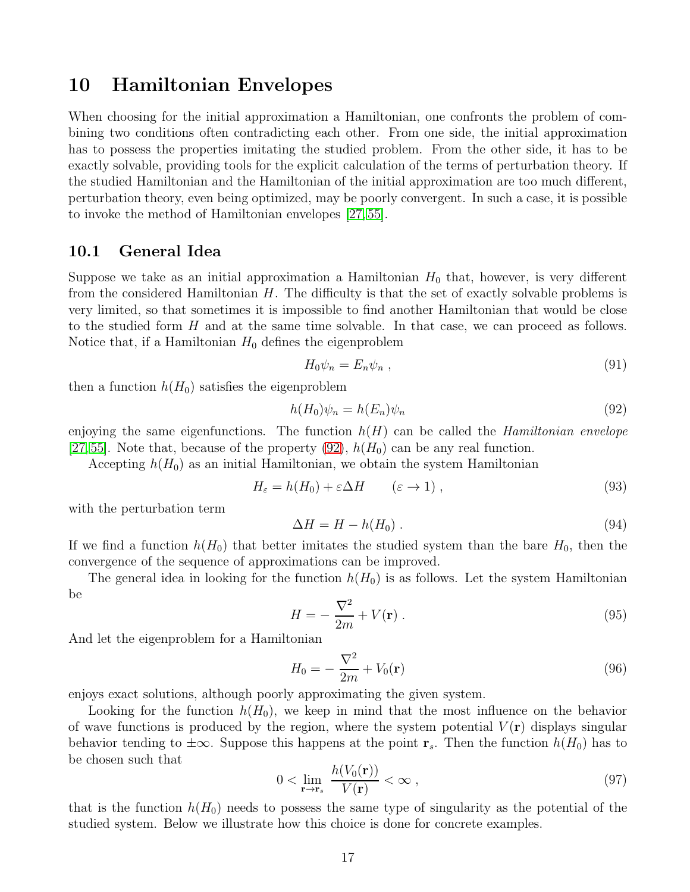## 10 Hamiltonian Envelopes

When choosing for the initial approximation a Hamiltonian, one confronts the problem of combining two conditions often contradicting each other. From one side, the initial approximation has to possess the properties imitating the studied problem. From the other side, it has to be exactly solvable, providing tools for the explicit calculation of the terms of perturbation theory. If the studied Hamiltonian and the Hamiltonian of the initial approximation are too much different, perturbation theory, even being optimized, may be poorly convergent. In such a case, it is possible to invoke the method of Hamiltonian envelopes [27,55].

### 10.1 General Idea

Suppose we take as an initial approximation a Hamiltonian $H_0$ that, however, is very different from the considered Hamiltonian $H$. The difficulty is that the set of exactly solvable problems is very limited, so that sometimes it is impossible to find another Hamiltonian that would be close to the studied form $H$ and at the same time solvable. In that case, we can proceed as follows. Notice that, if a Hamiltonian $H_0$ defines the eigenproblem

$$H_0 \psi_n = E_n \psi_n \; , \tag{91}$$

then a function $h(H_0)$ satisfies the eigenproblem

$$h(H_0)\psi_n = h(E_n)\psi_n \tag{92}$$

enjoying the same eigenfunctions. The function $h(H)$ can be called the *Hamiltonian envelope* [27,55]. Note that, because of the property (92), $h(H_0)$ can be any real function.

Accepting $h(H_0)$ as an initial Hamiltonian, we obtain the system Hamiltonian

$$H_\varepsilon = h(H_0) + \varepsilon \Delta H \qquad (\varepsilon \to 1) \; , \tag{93}$$

with the perturbation term

$$\Delta H = H - h(H_0) \; . \tag{94}$$

If we find a function $h(H_0)$ that better imitates the studied system than the bare $H_0$, then the convergence of the sequence of approximations can be improved.

The general idea in looking for the function $h(H_0)$ is as follows. Let the system Hamiltonian be

$$H = -\,\frac{\nabla^2}{2m} + V(\mathbf{r}) \; . \tag{95}$$

And let the eigenproblem for a Hamiltonian

$$H_0 = -\,\frac{\nabla^2}{2m} + V_0(\mathbf{r}) \tag{96}$$

enjoys exact solutions, although poorly approximating the given system.

Looking for the function $h(H_0)$, we keep in mind that the most influence on the behavior of wave functions is produced by the region, where the system potential $V(\mathbf{r})$ displays singular behavior tending to $\pm\infty$. Suppose this happens at the point $\mathbf{r}_s$. Then the function $h(H_0)$ has to be chosen such that

$$0 < \lim_{\mathbf{r}\to\mathbf{r}_s} \frac{h(V_0(\mathbf{r}))}{V(\mathbf{r})} < \infty \; , \tag{97}$$

that is the function $h(H_0)$ needs to possess the same type of singularity as the potential of the studied system. Below we illustrate how this choice is done for concrete examples.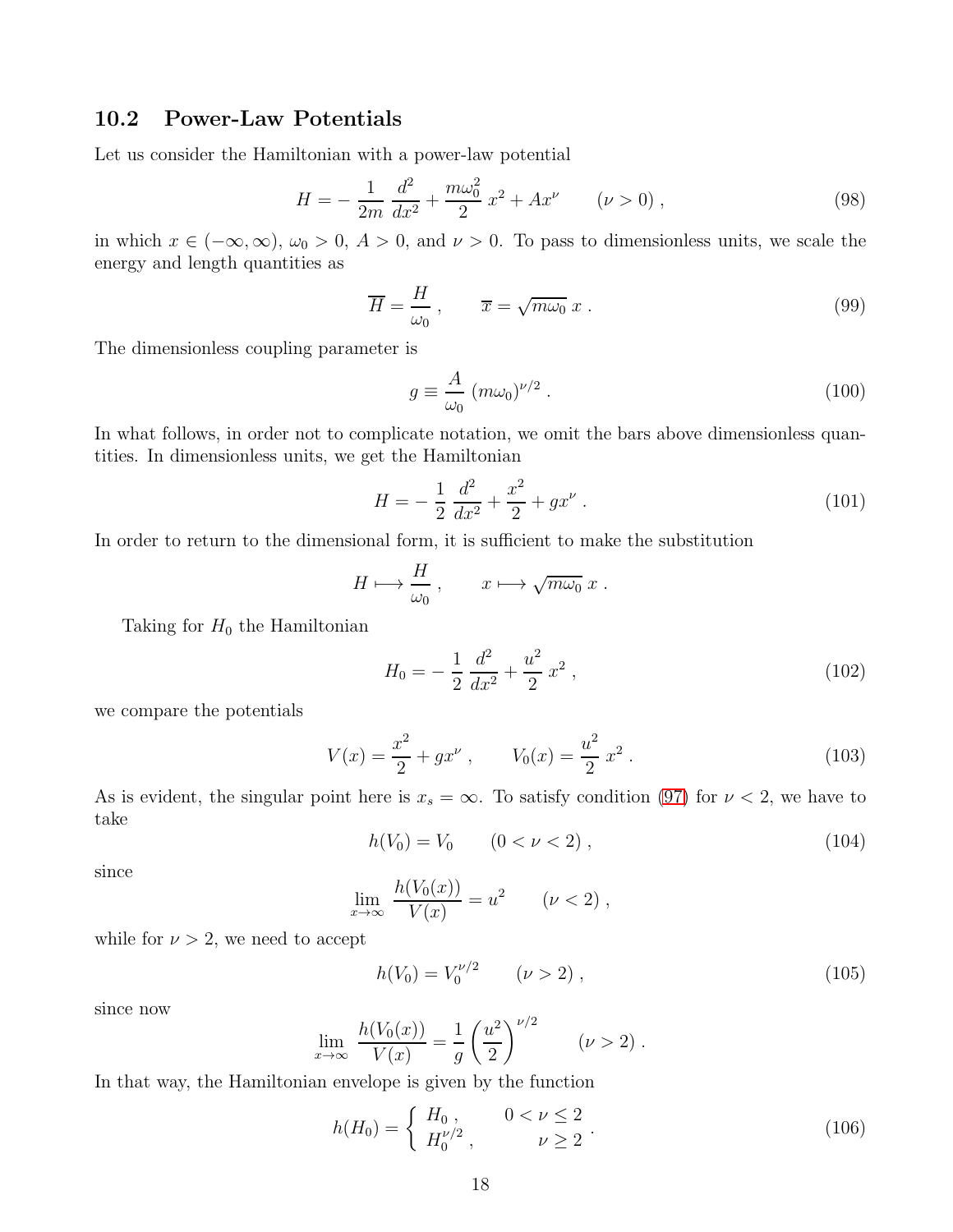## 10.2 Power-Law Potentials

Let us consider the Hamiltonian with a power-law potential

$$
H = -\,\frac{1}{2m}\,\frac{d^2}{dx^2} + \frac{m\omega_0^2}{2}\,x^2 + Ax^\nu \qquad (\nu > 0)\;, \tag{98}
$$

in which $x \in (-\infty, \infty)$, $\omega_0 > 0$, $A > 0$, and $\nu > 0$. To pass to dimensionless units, we scale the energy and length quantities as

$$
\overline{H} = \frac{H}{\omega_0}\;, \qquad \overline{x} = \sqrt{m\omega_0}\;x\;. \tag{99}
$$

The dimensionless coupling parameter is

$$
g \equiv \frac{A}{\omega_0}\,(m\omega_0)^{\nu/2}\;. \tag{100}
$$

In what follows, in order not to complicate notation, we omit the bars above dimensionless quantities. In dimensionless units, we get the Hamiltonian

$$
H = -\,\frac{1}{2}\,\frac{d^2}{dx^2} + \frac{x^2}{2} + gx^\nu\;. \tag{101}
$$

In order to return to the dimensional form, it is sufficient to make the substitution

$$
H \longmapsto \frac{H}{\omega_0}\;, \qquad x \longmapsto \sqrt{m\omega_0}\;x\;.
$$

Taking for $H_0$ the Hamiltonian

$$
H_0 = -\,\frac{1}{2}\,\frac{d^2}{dx^2} + \frac{u^2}{2}\,x^2\;, \tag{102}
$$

we compare the potentials

$$
V(x) = \frac{x^2}{2} + gx^\nu\;, \qquad V_0(x) = \frac{u^2}{2}\,x^2\;. \tag{103}
$$

As is evident, the singular point here is $x_s = \infty$. To satisfy condition (97) for $\nu < 2$, we have to take

$$
h(V_0) = V_0 \qquad (0 < \nu < 2)\;, \tag{104}
$$

since

$$
\lim_{x\to\infty} \frac{h(V_0(x))}{V(x)} = u^2 \qquad (\nu < 2)\;,
$$

while for $\nu > 2$, we need to accept

$$
h(V_0) = V_0^{\nu/2} \qquad (\nu > 2)\;, \tag{105}
$$

since now

$$
\lim_{x\to\infty} \frac{h(V_0(x))}{V(x)} = \frac{1}{g}\left(\frac{u^2}{2}\right)^{\nu/2} \qquad (\nu > 2)\;.
$$

In that way, the Hamiltonian envelope is given by the function

$$
h(H_0) = \left\{ \begin{array}{ll} H_0\;, & 0 < \nu \leq 2 \\ H_0^{\nu/2}\;, & \nu \geq 2 \end{array} \right. . \tag{106}
$$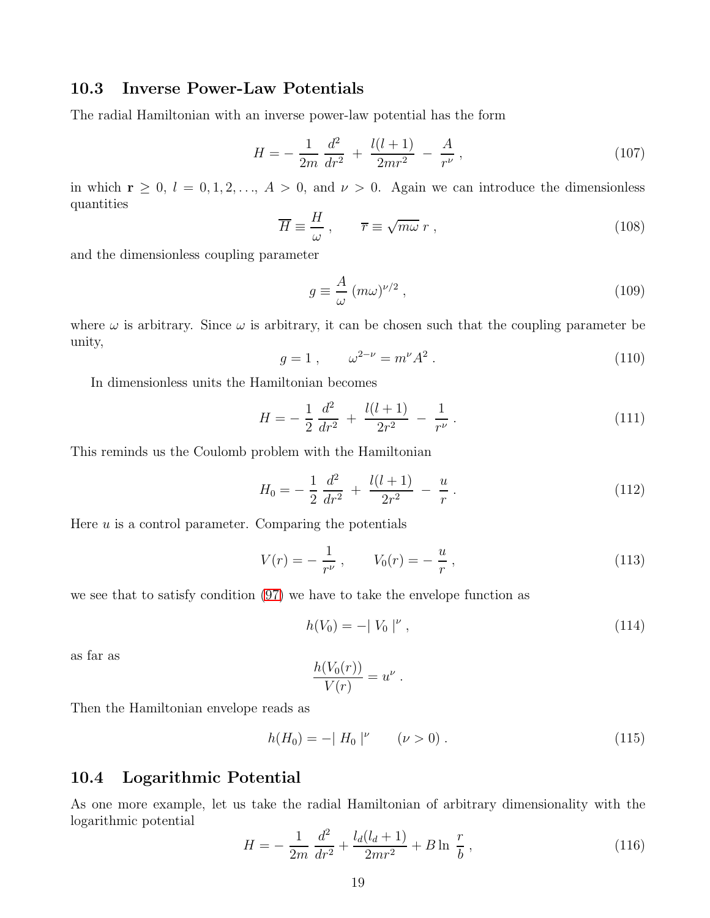### 10.3 Inverse Power-Law Potentials

The radial Hamiltonian with an inverse power-law potential has the form

$$H = -\frac{1}{2m}\frac{d^2}{dr^2} + \frac{l(l+1)}{2mr^2} - \frac{A}{r^\nu}, \tag{107}$$

in which $\mathbf{r} \geq 0$, $l = 0, 1, 2, \ldots$, $A > 0$, and $\nu > 0$. Again we can introduce the dimensionless quantities

$$\overline{H} \equiv \frac{H}{\omega}, \qquad \overline{r} \equiv \sqrt{m\omega}\, r, \tag{108}$$

and the dimensionless coupling parameter

$$g \equiv \frac{A}{\omega}(m\omega)^{\nu/2}, \tag{109}$$

where $\omega$ is arbitrary. Since $\omega$ is arbitrary, it can be chosen such that the coupling parameter be unity,

$$g = 1, \qquad \omega^{2-\nu} = m^\nu A^2. \tag{110}$$

In dimensionless units the Hamiltonian becomes

$$H = -\frac{1}{2}\frac{d^2}{dr^2} + \frac{l(l+1)}{2r^2} - \frac{1}{r^\nu}. \tag{111}$$

This reminds us the Coulomb problem with the Hamiltonian

$$H_0 = -\frac{1}{2}\frac{d^2}{dr^2} + \frac{l(l+1)}{2r^2} - \frac{u}{r}. \tag{112}$$

Here $u$ is a control parameter. Comparing the potentials

$$V(r) = -\frac{1}{r^\nu}, \qquad V_0(r) = -\frac{u}{r}, \tag{113}$$

we see that to satisfy condition (97) we have to take the envelope function as

$$h(V_0) = -|V_0|^\nu, \tag{114}$$

as far as

$$\frac{h(V_0(r))}{V(r)} = u^\nu.$$

Then the Hamiltonian envelope reads as

$$h(H_0) = -|H_0|^\nu \qquad (\nu > 0). \tag{115}$$

### 10.4 Logarithmic Potential

As one more example, let us take the radial Hamiltonian of arbitrary dimensionality with the logarithmic potential

$$H = -\frac{1}{2m}\frac{d^2}{dr^2} + \frac{l_d(l_d+1)}{2mr^2} + B\ln\frac{r}{b}, \tag{116}$$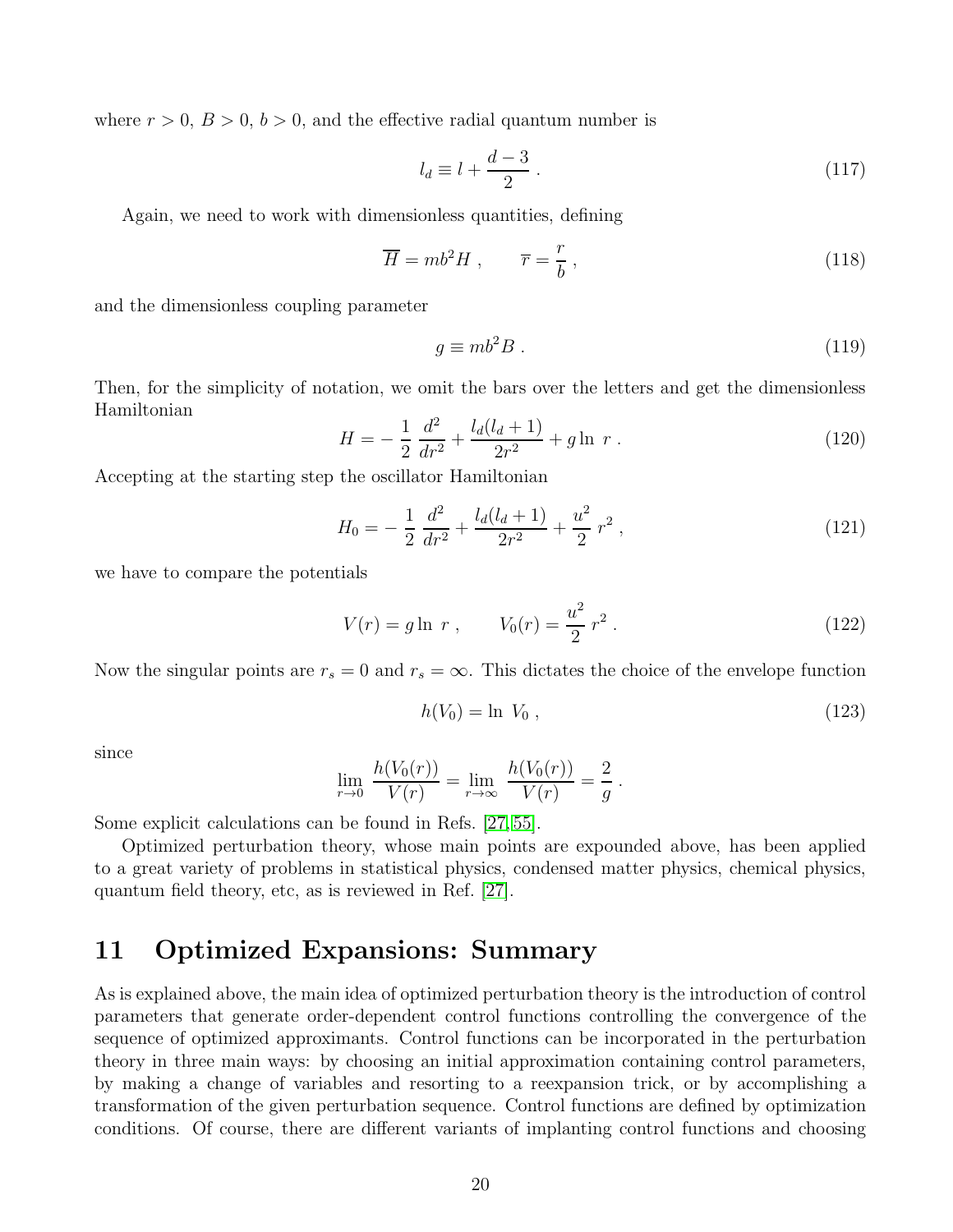where $r > 0$, $B > 0$, $b > 0$, and the effective radial quantum number is

$$l_d \equiv l + \frac{d-3}{2} \; . \tag{117}$$

Again, we need to work with dimensionless quantities, defining

$$\overline{H} = mb^2 H \; , \qquad \overline{r} = \frac{r}{b} \; , \tag{118}$$

and the dimensionless coupling parameter

$$g \equiv mb^2 B \; . \tag{119}$$

Then, for the simplicity of notation, we omit the bars over the letters and get the dimensionless Hamiltonian

$$H = -\,\frac{1}{2}\,\frac{d^2}{dr^2} + \frac{l_d(l_d+1)}{2r^2} + g \ln\, r \; . \tag{120}$$

Accepting at the starting step the oscillator Hamiltonian

$$H_0 = -\,\frac{1}{2}\,\frac{d^2}{dr^2} + \frac{l_d(l_d+1)}{2r^2} + \frac{u^2}{2}\, r^2 \; , \tag{121}$$

we have to compare the potentials

$$V(r) = g \ln\, r \; , \qquad V_0(r) = \frac{u^2}{2}\, r^2 \; . \tag{122}$$

Now the singular points are $r_s = 0$ and $r_s = \infty$. This dictates the choice of the envelope function

$$h(V_0) = \ln\, V_0 \; , \tag{123}$$

since

$$\lim_{r\to 0}\, \frac{h(V_0(r))}{V(r)} = \lim_{r\to\infty}\, \frac{h(V_0(r))}{V(r)} = \frac{2}{g} \; .$$

Some explicit calculations can be found in Refs. [27,55].

Optimized perturbation theory, whose main points are expounded above, has been applied to a great variety of problems in statistical physics, condensed matter physics, chemical physics, quantum field theory, etc, as is reviewed in Ref. [27].

## 11 Optimized Expansions: Summary

As is explained above, the main idea of optimized perturbation theory is the introduction of control parameters that generate order-dependent control functions controlling the convergence of the sequence of optimized approximants. Control functions can be incorporated in the perturbation theory in three main ways: by choosing an initial approximation containing control parameters, by making a change of variables and resorting to a reexpansion trick, or by accomplishing a transformation of the given perturbation sequence. Control functions are defined by optimization conditions. Of course, there are different variants of implanting control functions and choosing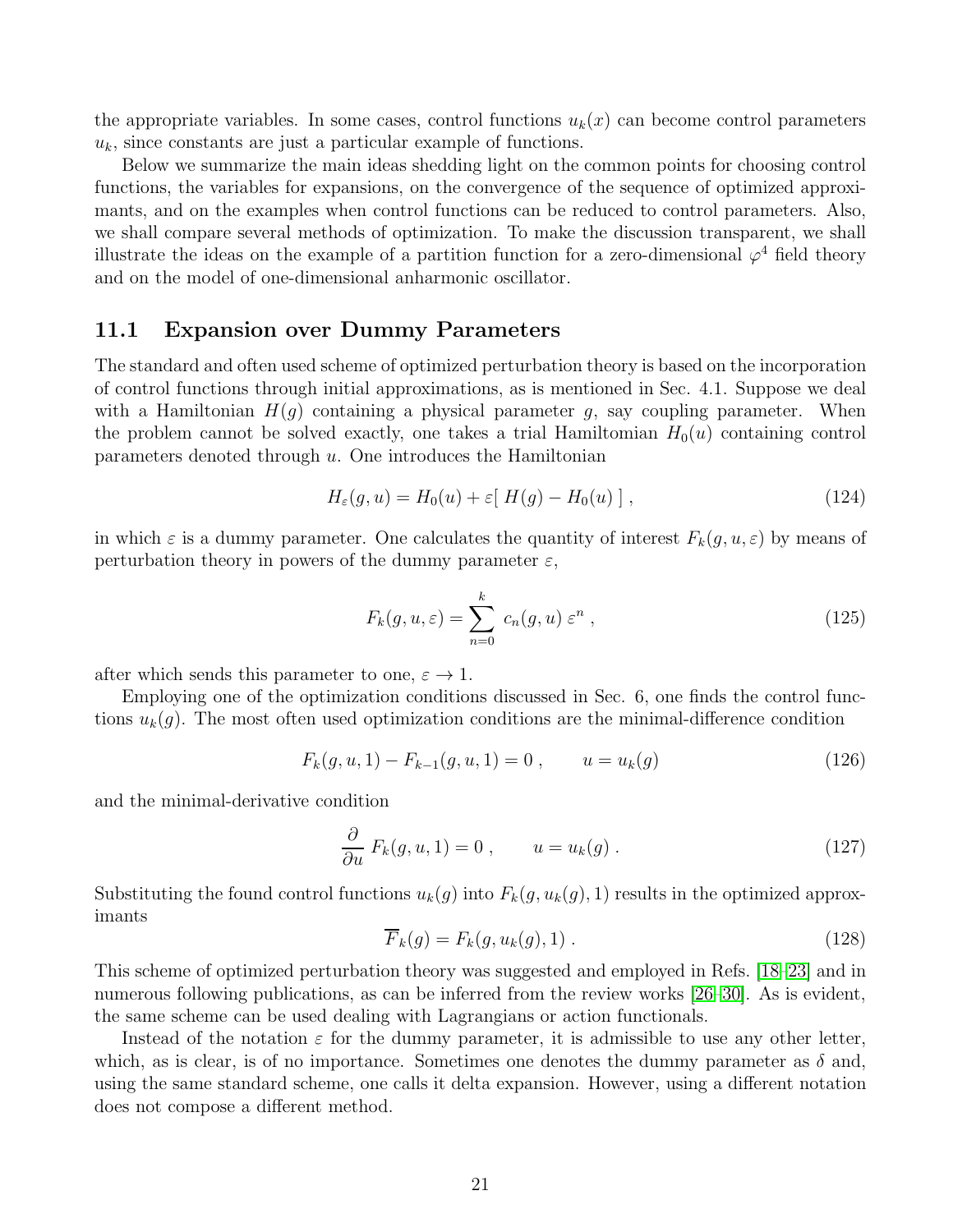the appropriate variables. In some cases, control functions $u_k(x)$ can become control parameters $u_k$, since constants are just a particular example of functions.

Below we summarize the main ideas shedding light on the common points for choosing control functions, the variables for expansions, on the convergence of the sequence of optimized approximants, and on the examples when control functions can be reduced to control parameters. Also, we shall compare several methods of optimization. To make the discussion transparent, we shall illustrate the ideas on the example of a partition function for a zero-dimensional $\varphi^4$ field theory and on the model of one-dimensional anharmonic oscillator.

## 11.1 Expansion over Dummy Parameters

The standard and often used scheme of optimized perturbation theory is based on the incorporation of control functions through initial approximations, as is mentioned in Sec. 4.1. Suppose we deal with a Hamiltonian $H(g)$ containing a physical parameter $g$, say coupling parameter. When the problem cannot be solved exactly, one takes a trial Hamiltomian $H_0(u)$ containing control parameters denoted through $u$. One introduces the Hamiltonian

$$
H_\varepsilon(g,u) = H_0(u) + \varepsilon[\, H(g) - H_0(u) \,] \; , \tag{124}
$$

in which $\varepsilon$ is a dummy parameter. One calculates the quantity of interest $F_k(g,u,\varepsilon)$ by means of perturbation theory in powers of the dummy parameter $\varepsilon$,

$$
F_k(g,u,\varepsilon) = \sum_{n=0}^{k} \, c_n(g,u) \, \varepsilon^n \; , \tag{125}
$$

after which sends this parameter to one, $\varepsilon \to 1$.

Employing one of the optimization conditions discussed in Sec. 6, one finds the control functions $u_k(g)$. The most often used optimization conditions are the minimal-difference condition

$$
F_k(g,u,1) - F_{k-1}(g,u,1) = 0 \; , \qquad u = u_k(g) \tag{126}
$$

and the minimal-derivative condition

$$
\frac{\partial}{\partial u} \, F_k(g,u,1) = 0 \; , \qquad u = u_k(g) \; . \tag{127}
$$

Substituting the found control functions $u_k(g)$ into $F_k(g,u_k(g),1)$ results in the optimized approximants

$$
\overline{F}_k(g) = F_k(g,u_k(g),1) \; . \tag{128}
$$

This scheme of optimized perturbation theory was suggested and employed in Refs. [18–23] and in numerous following publications, as can be inferred from the review works [26–30]. As is evident, the same scheme can be used dealing with Lagrangians or action functionals.

Instead of the notation $\varepsilon$ for the dummy parameter, it is admissible to use any other letter, which, as is clear, is of no importance. Sometimes one denotes the dummy parameter as $\delta$ and, using the same standard scheme, one calls it delta expansion. However, using a different notation does not compose a different method.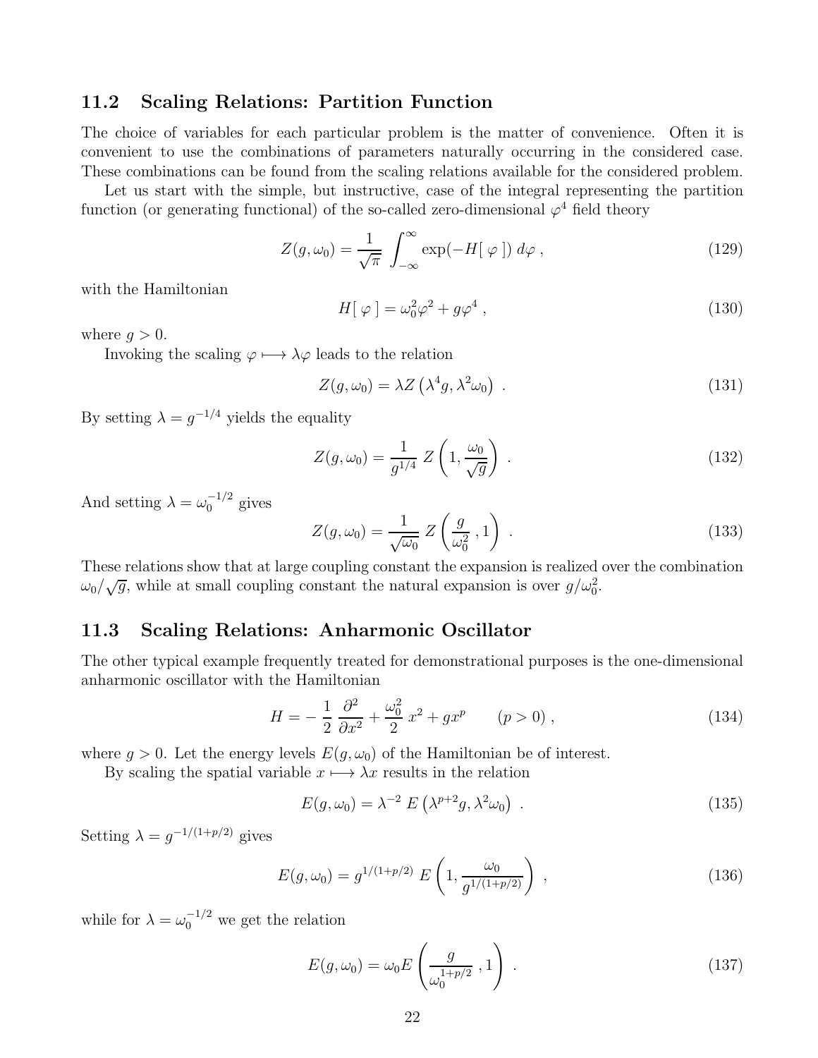## 11.2 Scaling Relations: Partition Function

The choice of variables for each particular problem is the matter of convenience. Often it is convenient to use the combinations of parameters naturally occurring in the considered case. These combinations can be found from the scaling relations available for the considered problem.

Let us start with the simple, but instructive, case of the integral representing the partition function (or generating functional) of the so-called zero-dimensional $\varphi^4$ field theory

$$Z(g, \omega_0) = \frac{1}{\sqrt{\pi}} \int_{-\infty}^{\infty} \exp(-H[\,\varphi\,])\, d\varphi \; , \tag{129}$$

with the Hamiltonian

$$H[\,\varphi\,] = \omega_0^2 \varphi^2 + g\varphi^4 \; , \tag{130}$$

where $g > 0$.

Invoking the scaling $\varphi \longmapsto \lambda\varphi$ leads to the relation

$$Z(g, \omega_0) = \lambda Z\left(\lambda^4 g, \lambda^2 \omega_0\right) \; . \tag{131}$$

By setting $\lambda = g^{-1/4}$ yields the equality

$$Z(g, \omega_0) = \frac{1}{g^{1/4}}\, Z\left(1, \frac{\omega_0}{\sqrt{g}}\right) \; . \tag{132}$$

And setting $\lambda = \omega_0^{-1/2}$ gives

$$Z(g, \omega_0) = \frac{1}{\sqrt{\omega_0}}\, Z\left(\frac{g}{\omega_0^2}\,, 1\right) \; . \tag{133}$$

These relations show that at large coupling constant the expansion is realized over the combination $\omega_0/\sqrt{g}$, while at small coupling constant the natural expansion is over $g/\omega_0^2$.

## 11.3 Scaling Relations: Anharmonic Oscillator

The other typical example frequently treated for demonstrational purposes is the one-dimensional anharmonic oscillator with the Hamiltonian

$$H = -\,\frac{1}{2}\,\frac{\partial^2}{\partial x^2} + \frac{\omega_0^2}{2}\, x^2 + g x^p \qquad (p > 0) \; , \tag{134}$$

where $g > 0$. Let the energy levels $E(g, \omega_0)$ of the Hamiltonian be of interest.

By scaling the spatial variable $x \longmapsto \lambda x$ results in the relation

$$E(g, \omega_0) = \lambda^{-2}\, E\left(\lambda^{p+2} g, \lambda^2 \omega_0\right) \; . \tag{135}$$

Setting $\lambda = g^{-1/(1+p/2)}$ gives

$$E(g, \omega_0) = g^{1/(1+p/2)}\, E\left(1, \frac{\omega_0}{g^{1/(1+p/2)}}\right) \; , \tag{136}$$

while for $\lambda = \omega_0^{-1/2}$ we get the relation

$$E(g, \omega_0) = \omega_0 E\left(\frac{g}{\omega_0^{1+p/2}}\,, 1\right) \; . \tag{137}$$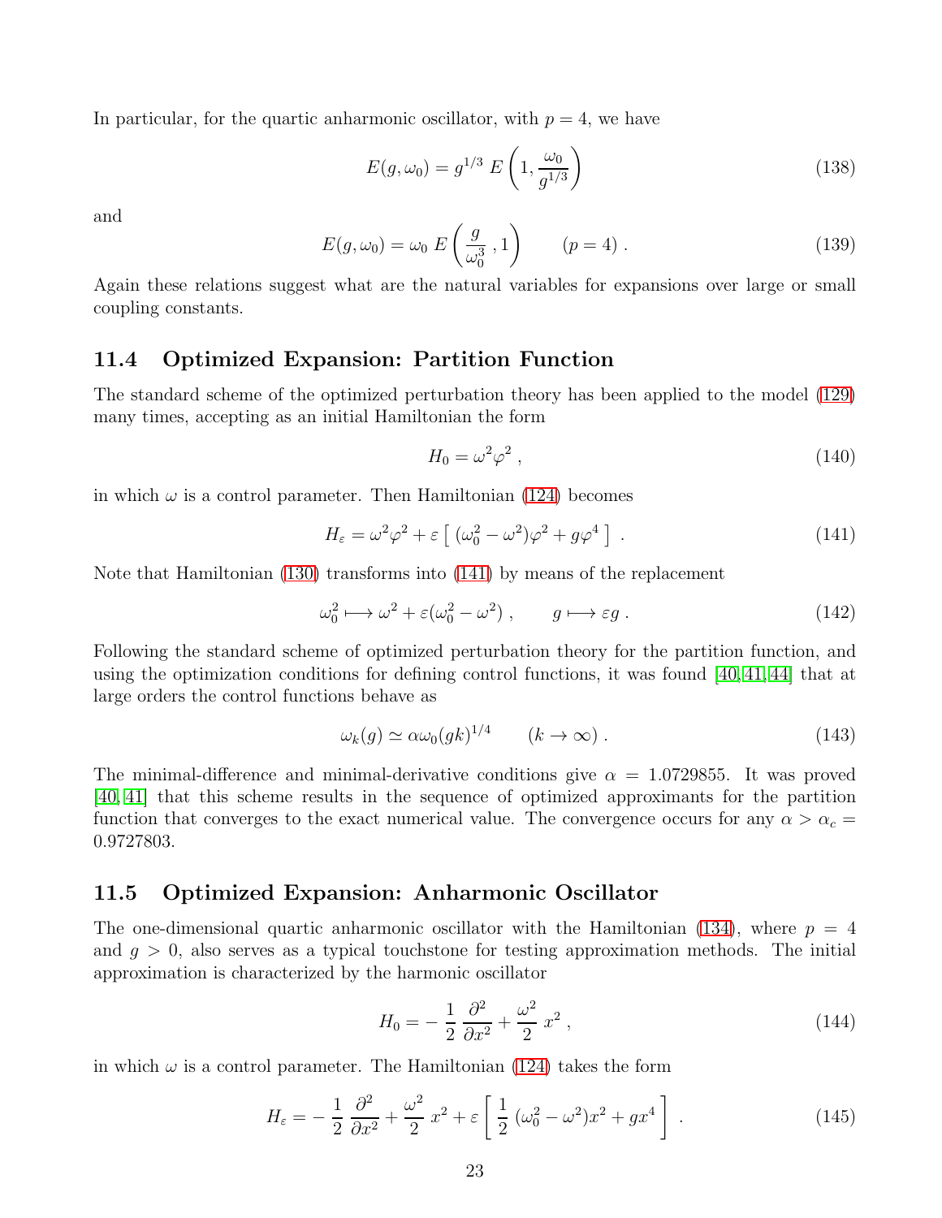In particular, for the quartic anharmonic oscillator, with $p = 4$, we have

$$E(g, \omega_0) = g^{1/3} \, E\left(1, \frac{\omega_0}{g^{1/3}}\right) \tag{138}$$

and

$$E(g, \omega_0) = \omega_0 \, E\left(\frac{g}{\omega_0^3}\,, 1\right) \qquad (p = 4)\ . \tag{139}$$

Again these relations suggest what are the natural variables for expansions over large or small coupling constants.

## 11.4 Optimized Expansion: Partition Function

The standard scheme of the optimized perturbation theory has been applied to the model (129) many times, accepting as an initial Hamiltonian the form

$$H_0 = \omega^2 \varphi^2\ , \tag{140}$$

in which $\omega$ is a control parameter. Then Hamiltonian (124) becomes

$$H_\varepsilon = \omega^2\varphi^2 + \varepsilon \left[\, (\omega_0^2 - \omega^2)\varphi^2 + g\varphi^4 \,\right]\ . \tag{141}$$

Note that Hamiltonian (130) transforms into (141) by means of the replacement

$$\omega_0^2 \longmapsto \omega^2 + \varepsilon(\omega_0^2 - \omega^2)\ , \qquad g \longmapsto \varepsilon g\ . \tag{142}$$

Following the standard scheme of optimized perturbation theory for the partition function, and using the optimization conditions for defining control functions, it was found [40, 41, 44] that at large orders the control functions behave as

$$\omega_k(g) \simeq \alpha\omega_0(gk)^{1/4} \qquad (k \to \infty)\ . \tag{143}$$

The minimal-difference and minimal-derivative conditions give $\alpha = 1.0729855$. It was proved [40, 41] that this scheme results in the sequence of optimized approximants for the partition function that converges to the exact numerical value. The convergence occurs for any $\alpha > \alpha_c = 0.9727803$.

## 11.5 Optimized Expansion: Anharmonic Oscillator

The one-dimensional quartic anharmonic oscillator with the Hamiltonian (134), where $p = 4$ and $g > 0$, also serves as a typical touchstone for testing approximation methods. The initial approximation is characterized by the harmonic oscillator

$$H_0 = -\,\frac{1}{2}\,\frac{\partial^2}{\partial x^2} + \frac{\omega^2}{2}\,x^2\ , \tag{144}$$

in which $\omega$ is a control parameter. The Hamiltonian (124) takes the form

$$H_\varepsilon = -\,\frac{1}{2}\,\frac{\partial^2}{\partial x^2} + \frac{\omega^2}{2}\,x^2 + \varepsilon\left[\,\frac{1}{2}\,(\omega_0^2 - \omega^2)x^2 + gx^4\,\right]\ . \tag{145}$$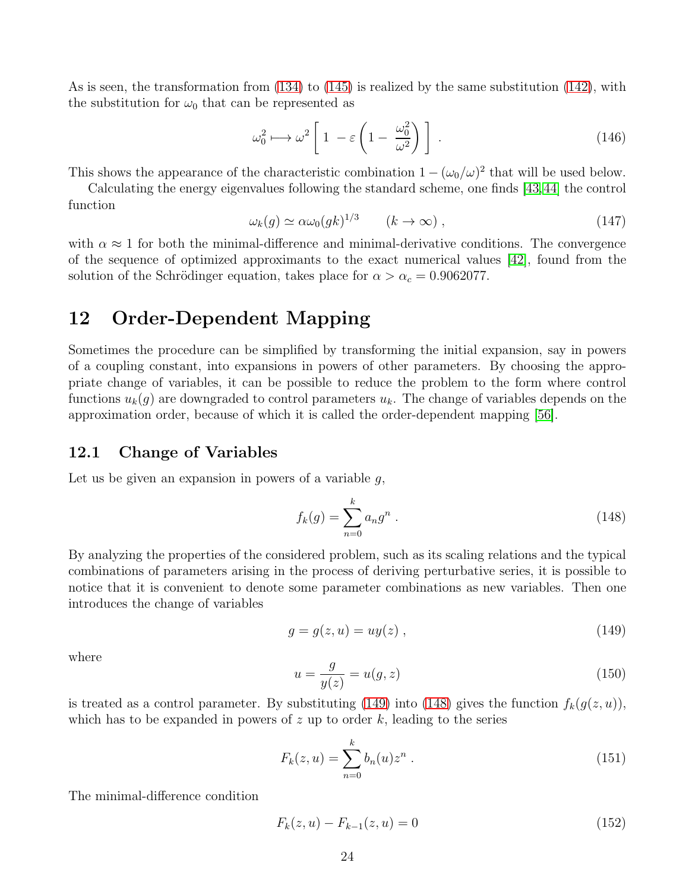As is seen, the transformation from (134) to (145) is realized by the same substitution (142), with the substitution for $\omega_0$ that can be represented as

$$
\omega_0^2 \longmapsto \omega^2 \left[ 1 - \varepsilon \left( 1 - \frac{\omega_0^2}{\omega^2} \right) \right] . \tag{146}
$$

This shows the appearance of the characteristic combination $1 - (\omega_0/\omega)^2$ that will be used below.

Calculating the energy eigenvalues following the standard scheme, one finds [43,44] the control function

$$
\omega_k(g) \simeq \alpha \omega_0 (gk)^{1/3} \qquad (k \to \infty) , \tag{147}
$$

with $\alpha \approx 1$ for both the minimal-difference and minimal-derivative conditions. The convergence of the sequence of optimized approximants to the exact numerical values [42], found from the solution of the Schrödinger equation, takes place for $\alpha > \alpha_c = 0.9062077$.

# 12 Order-Dependent Mapping

Sometimes the procedure can be simplified by transforming the initial expansion, say in powers of a coupling constant, into expansions in powers of other parameters. By choosing the appropriate change of variables, it can be possible to reduce the problem to the form where control functions $u_k(g)$ are downgraded to control parameters $u_k$. The change of variables depends on the approximation order, because of which it is called the order-dependent mapping [56].

## 12.1 Change of Variables

Let us be given an expansion in powers of a variable $g$,

$$
f_k(g) = \sum_{n=0}^{k} a_n g^n . \tag{148}
$$

By analyzing the properties of the considered problem, such as its scaling relations and the typical combinations of parameters arising in the process of deriving perturbative series, it is possible to notice that it is convenient to denote some parameter combinations as new variables. Then one introduces the change of variables

$$
g = g(z, u) = u y(z) , \tag{149}
$$

where

$$
u = \frac{g}{y(z)} = u(g, z) \tag{150}
$$

is treated as a control parameter. By substituting (149) into (148) gives the function $f_k(g(z, u))$, which has to be expanded in powers of $z$ up to order $k$, leading to the series

$$
F_k(z, u) = \sum_{n=0}^{k} b_n(u) z^n . \tag{151}
$$

The minimal-difference condition

$$
F_k(z, u) - F_{k-1}(z, u) = 0 \tag{152}
$$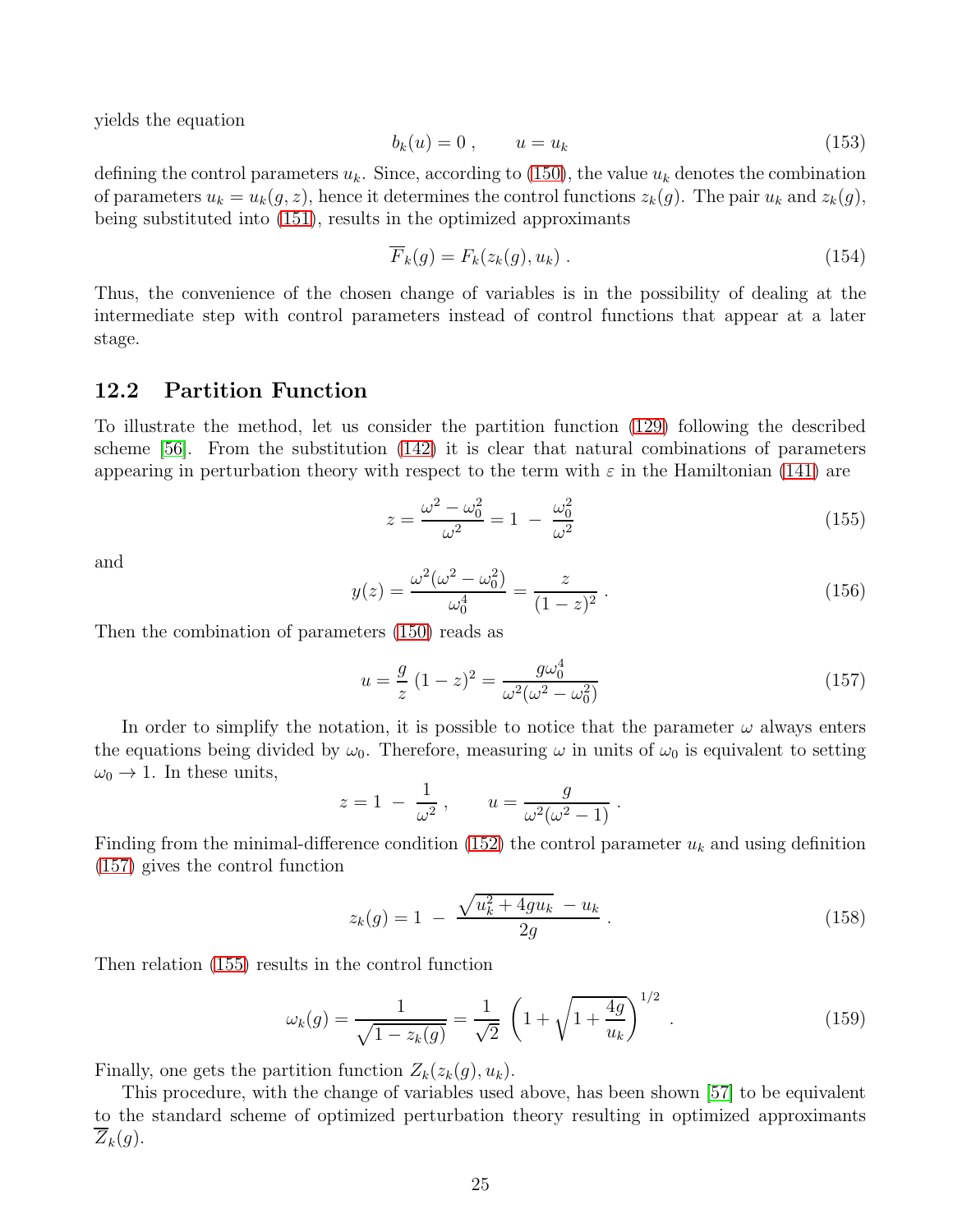yields the equation

$$
b_k(u) = 0 \; , \qquad u = u_k \tag{153}
$$

defining the control parameters $u_k$. Since, according to (150), the value $u_k$ denotes the combination of parameters $u_k = u_k(g, z)$, hence it determines the control functions $z_k(g)$. The pair $u_k$ and $z_k(g)$, being substituted into (151), results in the optimized approximants

$$
\overline{F}_k(g) = F_k(z_k(g), u_k) \; . \tag{154}
$$

Thus, the convenience of the chosen change of variables is in the possibility of dealing at the intermediate step with control parameters instead of control functions that appear at a later stage.

## 12.2 Partition Function

To illustrate the method, let us consider the partition function (129) following the described scheme [56]. From the substitution (142) it is clear that natural combinations of parameters appearing in perturbation theory with respect to the term with $\varepsilon$ in the Hamiltonian (141) are

$$
z = \frac{\omega^2 - \omega_0^2}{\omega^2} = 1 \; - \; \frac{\omega_0^2}{\omega^2} \tag{155}
$$

and

$$
y(z) = \frac{\omega^2(\omega^2 - \omega_0^2)}{\omega_0^4} = \frac{z}{(1-z)^2} \; . \tag{156}
$$

Then the combination of parameters (150) reads as

$$
u = \frac{g}{z} \; (1-z)^2 = \frac{g\omega_0^4}{\omega^2(\omega^2 - \omega_0^2)} \tag{157}
$$

In order to simplify the notation, it is possible to notice that the parameter $\omega$ always enters the equations being divided by $\omega_0$. Therefore, measuring $\omega$ in units of $\omega_0$ is equivalent to setting $\omega_0 \to 1$. In these units,

$$
z = 1 \; - \; \frac{1}{\omega^2} \; , \qquad u = \frac{g}{\omega^2(\omega^2 - 1)} \; .
$$

Finding from the minimal-difference condition (152) the control parameter $u_k$ and using definition (157) gives the control function

$$
z_k(g) = 1 \; - \; \frac{\sqrt{u_k^2 + 4gu_k} \; - u_k}{2g} \; . \tag{158}
$$

Then relation (155) results in the control function

$$
\omega_k(g) = \frac{1}{\sqrt{1 - z_k(g)}} = \frac{1}{\sqrt{2}} \; \left( 1 + \sqrt{1 + \frac{4g}{u_k}} \right)^{1/2} \; . \tag{159}
$$

Finally, one gets the partition function $Z_k(z_k(g), u_k)$.

This procedure, with the change of variables used above, has been shown [57] to be equivalent to the standard scheme of optimized perturbation theory resulting in optimized approximants $\overline{Z}_k(g)$.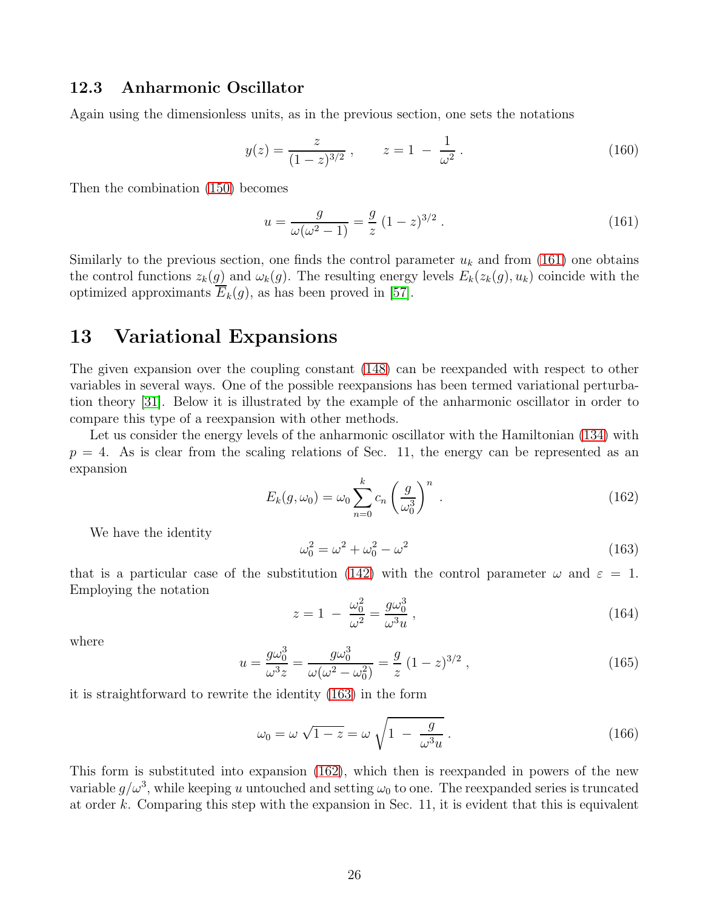### 12.3 Anharmonic Oscillator

Again using the dimensionless units, as in the previous section, one sets the notations

$$
y(z) = \frac{z}{(1-z)^{3/2}} \; , \qquad z = 1 \; - \; \frac{1}{\omega^2} \; . \tag{160}
$$

Then the combination (150) becomes

$$
u = \frac{g}{\omega(\omega^2 - 1)} = \frac{g}{z} \, (1-z)^{3/2} \; . \tag{161}
$$

Similarly to the previous section, one finds the control parameter $u_k$ and from (161) one obtains the control functions $z_k(g)$ and $\omega_k(g)$. The resulting energy levels $E_k(z_k(g), u_k)$ coincide with the optimized approximants $\overline{E}_k(g)$, as has been proved in [57].

## 13 Variational Expansions

The given expansion over the coupling constant (148) can be reexpanded with respect to other variables in several ways. One of the possible reexpansions has been termed variational perturbation theory [31]. Below it is illustrated by the example of the anharmonic oscillator in order to compare this type of a reexpansion with other methods.

Let us consider the energy levels of the anharmonic oscillator with the Hamiltonian (134) with $p = 4$. As is clear from the scaling relations of Sec. 11, the energy can be represented as an expansion

$$
E_k(g, \omega_0) = \omega_0 \sum_{n=0}^{k} c_n \left( \frac{g}{\omega_0^3} \right)^n \; . \tag{162}
$$

We have the identity

$$
\omega_0^2 = \omega^2 + \omega_0^2 - \omega^2 \tag{163}
$$

that is a particular case of the substitution (142) with the control parameter $\omega$ and $\varepsilon = 1$. Employing the notation

$$
z = 1 \; - \; \frac{\omega_0^2}{\omega^2} = \frac{g\omega_0^3}{\omega^3 u} \; , \tag{164}
$$

where

$$
u = \frac{g\omega_0^3}{\omega^3 z} = \frac{g\omega_0^3}{\omega(\omega^2 - \omega_0^2)} = \frac{g}{z} \, (1-z)^{3/2} \; , \tag{165}
$$

it is straightforward to rewrite the identity (163) in the form

$$
\omega_0 = \omega \, \sqrt{1-z} = \omega \, \sqrt{1 \; - \; \frac{g}{\omega^3 u}} \; . \tag{166}
$$

This form is substituted into expansion (162), which then is reexpanded in powers of the new variable $g/\omega^3$, while keeping $u$ untouched and setting $\omega_0$ to one. The reexpanded series is truncated at order $k$. Comparing this step with the expansion in Sec. 11, it is evident that this is equivalent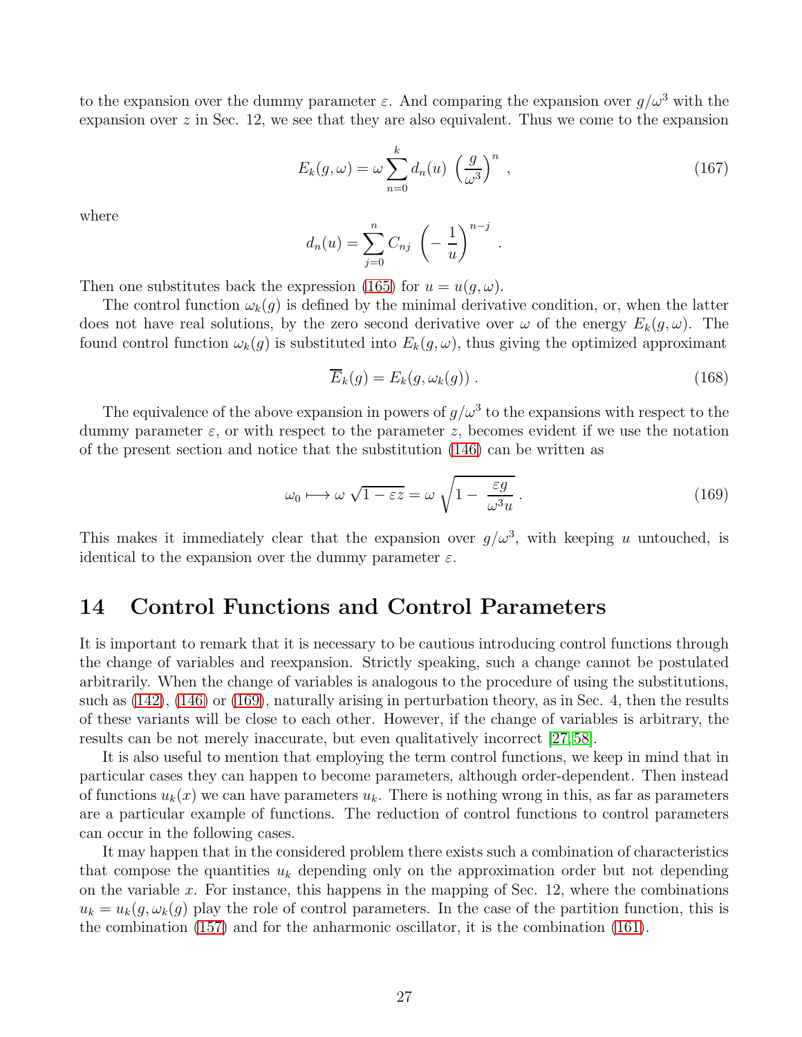to the expansion over the dummy parameter $\varepsilon$. And comparing the expansion over $g/\omega^3$ with the expansion over $z$ in Sec. 12, we see that they are also equivalent. Thus we come to the expansion

$$
E_k(g,\omega) = \omega \sum_{n=0}^{k} d_n(u) \left( \frac{g}{\omega^3} \right)^n , \tag{167}
$$

where

$$
d_n(u) = \sum_{j=0}^{n} C_{nj} \left( -\frac{1}{u} \right)^{n-j} .
$$

Then one substitutes back the expression (165) for $u = u(g,\omega)$.

The control function $\omega_k(g)$ is defined by the minimal derivative condition, or, when the latter does not have real solutions, by the zero second derivative over $\omega$ of the energy $E_k(g,\omega)$. The found control function $\omega_k(g)$ is substituted into $E_k(g,\omega)$, thus giving the optimized approximant

$$
\overline{E}_k(g) = E_k(g, \omega_k(g)) . \tag{168}
$$

The equivalence of the above expansion in powers of $g/\omega^3$ to the expansions with respect to the dummy parameter $\varepsilon$, or with respect to the parameter $z$, becomes evident if we use the notation of the present section and notice that the substitution (146) can be written as

$$
\omega_0 \longmapsto \omega \sqrt{1 - \varepsilon z} = \omega \sqrt{1 - \frac{\varepsilon g}{\omega^3 u}} . \tag{169}
$$

This makes it immediately clear that the expansion over $g/\omega^3$, with keeping $u$ untouched, is identical to the expansion over the dummy parameter $\varepsilon$.

## 14 Control Functions and Control Parameters

It is important to remark that it is necessary to be cautious introducing control functions through the change of variables and reexpansion. Strictly speaking, such a change cannot be postulated arbitrarily. When the change of variables is analogous to the procedure of using the substitutions, such as (142), (146) or (169), naturally arising in perturbation theory, as in Sec. 4, then the results of these variants will be close to each other. However, if the change of variables is arbitrary, the results can be not merely inaccurate, but even qualitatively incorrect [27,58].

It is also useful to mention that employing the term control functions, we keep in mind that in particular cases they can happen to become parameters, although order-dependent. Then instead of functions $u_k(x)$ we can have parameters $u_k$. There is nothing wrong in this, as far as parameters are a particular example of functions. The reduction of control functions to control parameters can occur in the following cases.

It may happen that in the considered problem there exists such a combination of characteristics that compose the quantities $u_k$ depending only on the approximation order but not depending on the variable $x$. For instance, this happens in the mapping of Sec. 12, where the combinations $u_k = u_k(g, \omega_k(g))$ play the role of control parameters. In the case of the partition function, this is the combination (157) and for the anharmonic oscillator, it is the combination (161).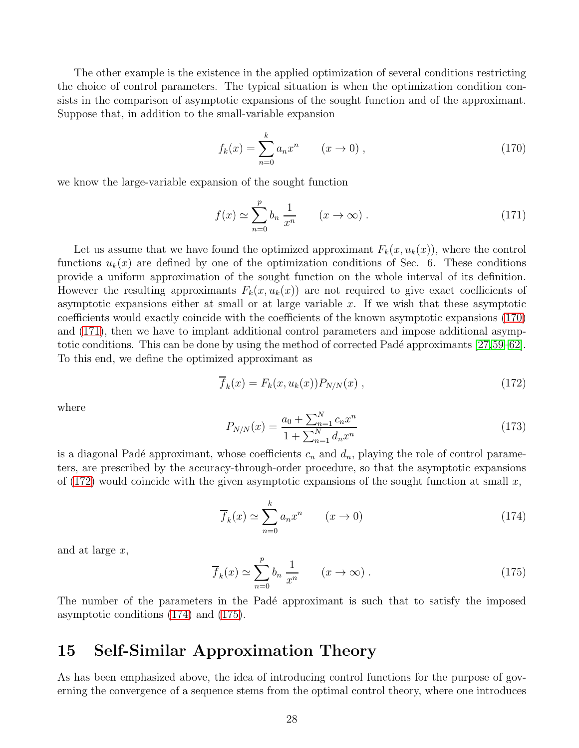The other example is the existence in the applied optimization of several conditions restricting the choice of control parameters. The typical situation is when the optimization condition consists in the comparison of asymptotic expansions of the sought function and of the approximant. Suppose that, in addition to the small-variable expansion

$$
f_k(x) = \sum_{n=0}^{k} a_n x^n \qquad (x \to 0) , \tag{170}
$$

we know the large-variable expansion of the sought function

$$
f(x) \simeq \sum_{n=0}^{p} b_n \, \frac{1}{x^n} \qquad (x \to \infty) . \tag{171}
$$

Let us assume that we have found the optimized approximant $F_k(x, u_k(x))$, where the control functions $u_k(x)$ are defined by one of the optimization conditions of Sec. 6. These conditions provide a uniform approximation of the sought function on the whole interval of its definition. However the resulting approximants $F_k(x, u_k(x))$ are not required to give exact coefficients of asymptotic expansions either at small or at large variable $x$. If we wish that these asymptotic coefficients would exactly coincide with the coefficients of the known asymptotic expansions (170) and (171), then we have to implant additional control parameters and impose additional asymptotic conditions. This can be done by using the method of corrected Padé approximants [27,59–62]. To this end, we define the optimized approximant as

$$
\overline{f}_k(x) = F_k(x, u_k(x)) P_{N/N}(x) , \tag{172}
$$

where

$$
P_{N/N}(x) = \frac{a_0 + \sum_{n=1}^{N} c_n x^n}{1 + \sum_{n=1}^{N} d_n x^n} \tag{173}
$$

is a diagonal Padé approximant, whose coefficients $c_n$ and $d_n$, playing the role of control parameters, are prescribed by the accuracy-through-order procedure, so that the asymptotic expansions of (172) would coincide with the given asymptotic expansions of the sought function at small $x$,

$$
\overline{f}_k(x) \simeq \sum_{n=0}^{k} a_n x^n \qquad (x \to 0) \tag{174}
$$

and at large $x$,

$$
\overline{f}_k(x) \simeq \sum_{n=0}^{p} b_n \, \frac{1}{x^n} \qquad (x \to \infty) . \tag{175}
$$

The number of the parameters in the Padé approximant is such that to satisfy the imposed asymptotic conditions (174) and (175).

# 15 Self-Similar Approximation Theory

As has been emphasized above, the idea of introducing control functions for the purpose of governing the convergence of a sequence stems from the optimal control theory, where one introduces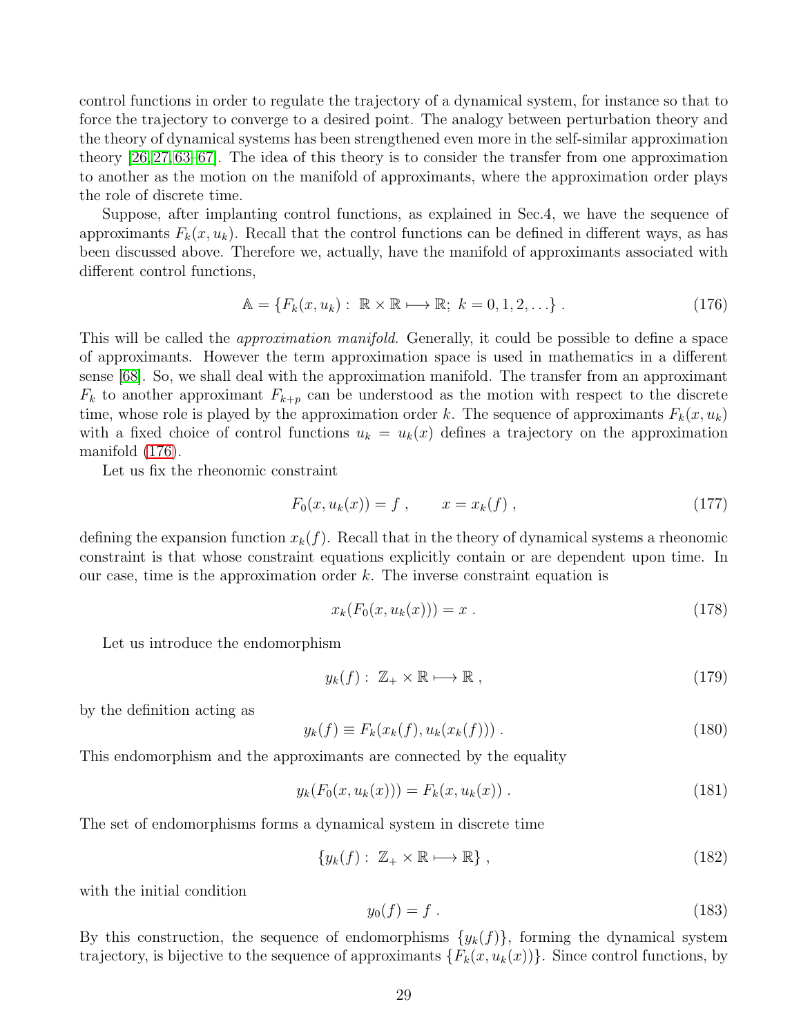control functions in order to regulate the trajectory of a dynamical system, for instance so that to force the trajectory to converge to a desired point. The analogy between perturbation theory and the theory of dynamical systems has been strengthened even more in the self-similar approximation theory [26, 27, 63–67]. The idea of this theory is to consider the transfer from one approximation to another as the motion on the manifold of approximants, where the approximation order plays the role of discrete time.

Suppose, after implanting control functions, as explained in Sec.4, we have the sequence of approximants $F_k(x, u_k)$. Recall that the control functions can be defined in different ways, as has been discussed above. Therefore we, actually, have the manifold of approximants associated with different control functions,

$$\mathbb{A} = \{F_k(x, u_k) : \ \mathbb{R} \times \mathbb{R} \longmapsto \mathbb{R}; \ k = 0, 1, 2, \ldots\} \ . \tag{176}$$

This will be called the *approximation manifold*. Generally, it could be possible to define a space of approximants. However the term approximation space is used in mathematics in a different sense [68]. So, we shall deal with the approximation manifold. The transfer from an approximant $F_k$ to another approximant $F_{k+p}$ can be understood as the motion with respect to the discrete time, whose role is played by the approximation order $k$. The sequence of approximants $F_k(x, u_k)$ with a fixed choice of control functions $u_k = u_k(x)$ defines a trajectory on the approximation manifold (176).

Let us fix the rheonomic constraint

$$F_0(x, u_k(x)) = f \ , \qquad x = x_k(f) \ , \tag{177}$$

defining the expansion function $x_k(f)$. Recall that in the theory of dynamical systems a rheonomic constraint is that whose constraint equations explicitly contain or are dependent upon time. In our case, time is the approximation order $k$. The inverse constraint equation is

$$x_k(F_0(x, u_k(x))) = x \ . \tag{178}$$

Let us introduce the endomorphism

$$y_k(f) : \ \mathbb{Z}_+ \times \mathbb{R} \longmapsto \mathbb{R} \ , \tag{179}$$

by the definition acting as

$$y_k(f) \equiv F_k(x_k(f), u_k(x_k(f))) \ . \tag{180}$$

This endomorphism and the approximants are connected by the equality

$$y_k(F_0(x, u_k(x))) = F_k(x, u_k(x)) \ . \tag{181}$$

The set of endomorphisms forms a dynamical system in discrete time

$$\{y_k(f) : \ \mathbb{Z}_+ \times \mathbb{R} \longmapsto \mathbb{R}\} \ , \tag{182}$$

with the initial condition

$$y_0(f) = f \ . \tag{183}$$

By this construction, the sequence of endomorphisms $\{y_k(f)\}$, forming the dynamical system trajectory, is bijective to the sequence of approximants $\{F_k(x, u_k(x))\}$. Since control functions, by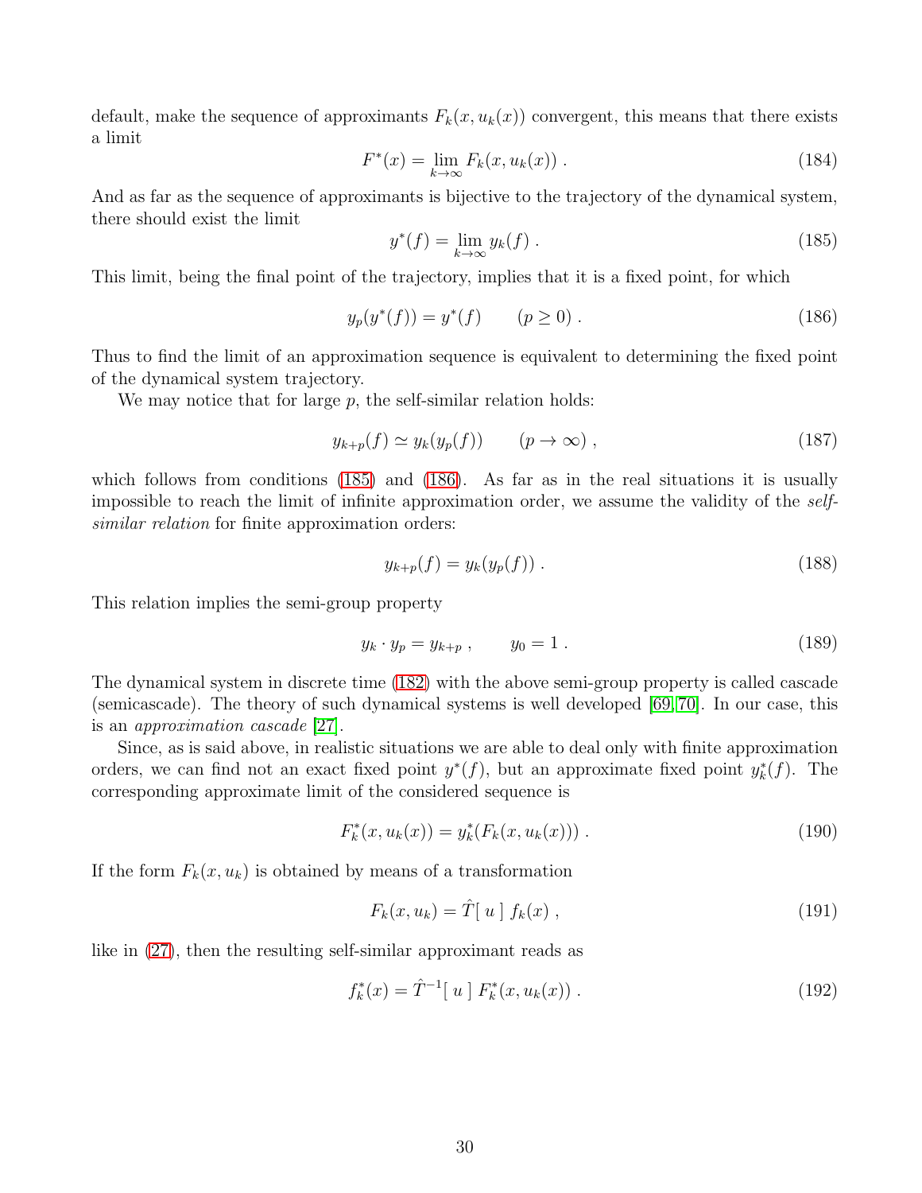default, make the sequence of approximants $F_k(x, u_k(x))$ convergent, this means that there exists a limit

$$F^*(x) = \lim_{k\to\infty} F_k(x, u_k(x)) \; . \tag{184}$$

And as far as the sequence of approximants is bijective to the trajectory of the dynamical system, there should exist the limit

$$y^*(f) = \lim_{k\to\infty} y_k(f) \; . \tag{185}$$

This limit, being the final point of the trajectory, implies that it is a fixed point, for which

$$y_p(y^*(f)) = y^*(f) \qquad (p \geq 0) \; . \tag{186}$$

Thus to find the limit of an approximation sequence is equivalent to determining the fixed point of the dynamical system trajectory.

We may notice that for large $p$, the self-similar relation holds:

$$y_{k+p}(f) \simeq y_k(y_p(f)) \qquad (p \to \infty) \; , \tag{187}$$

which follows from conditions (185) and (186). As far as in the real situations it is usually impossible to reach the limit of infinite approximation order, we assume the validity of the *self-similar relation* for finite approximation orders:

$$y_{k+p}(f) = y_k(y_p(f)) \; . \tag{188}$$

This relation implies the semi-group property

$$y_k \cdot y_p = y_{k+p} \; , \qquad y_0 = 1 \; . \tag{189}$$

The dynamical system in discrete time (182) with the above semi-group property is called cascade (semicascade). The theory of such dynamical systems is well developed [69, 70]. In our case, this is an *approximation cascade* [27].

Since, as is said above, in realistic situations we are able to deal only with finite approximation orders, we can find not an exact fixed point $y^*(f)$, but an approximate fixed point $y_k^*(f)$. The corresponding approximate limit of the considered sequence is

$$F_k^*(x, u_k(x)) = y_k^*(F_k(x, u_k(x))) \; . \tag{190}$$

If the form $F_k(x, u_k)$ is obtained by means of a transformation

$$F_k(x, u_k) = \hat{T}[\, u \,] \; f_k(x) \; , \tag{191}$$

like in (27), then the resulting self-similar approximant reads as

$$f_k^*(x) = \hat{T}^{-1}[\, u \,] \; F_k^*(x, u_k(x)) \; . \tag{192}$$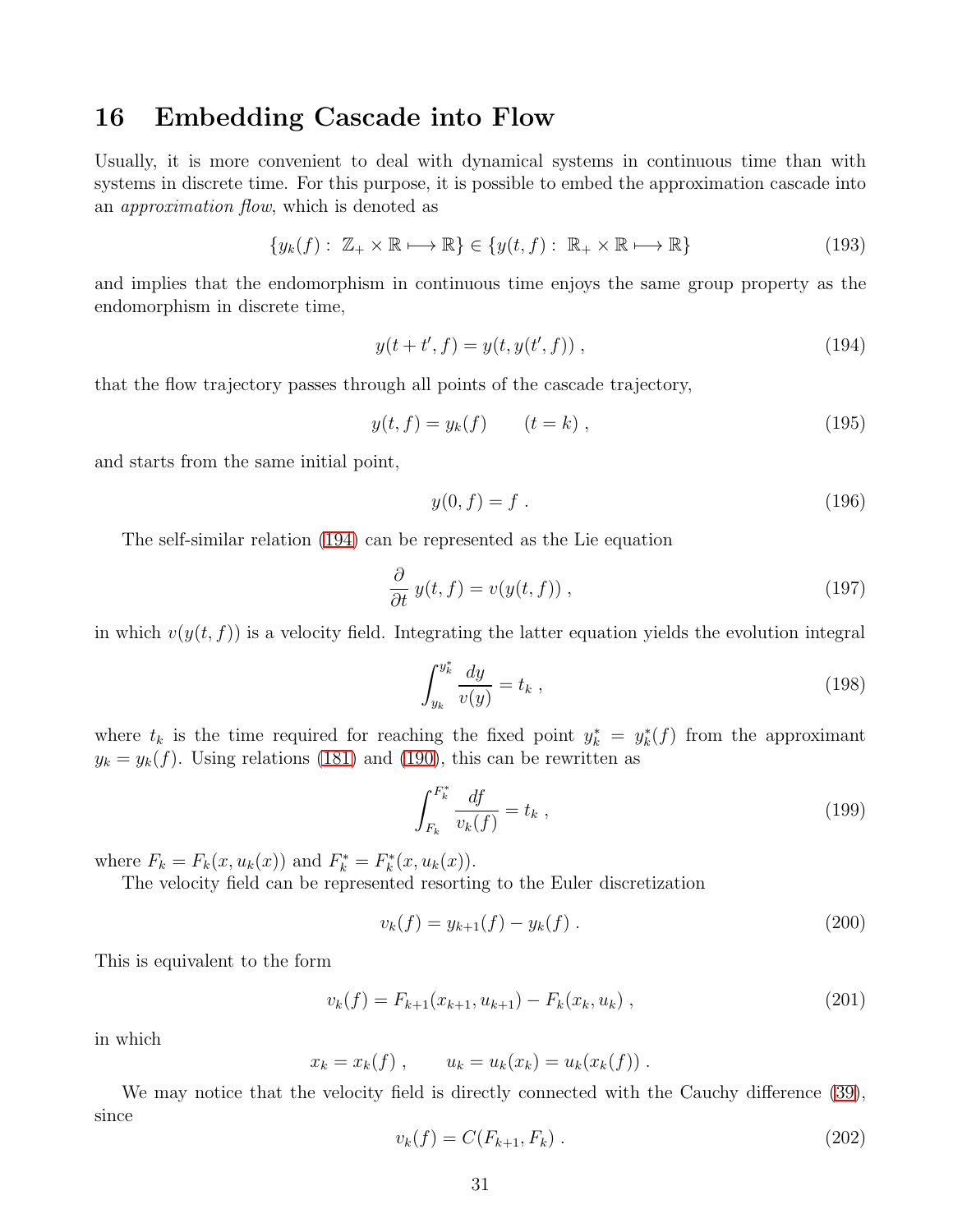## 16 Embedding Cascade into Flow

Usually, it is more convenient to deal with dynamical systems in continuous time than with systems in discrete time. For this purpose, it is possible to embed the approximation cascade into an *approximation flow*, which is denoted as

$$\{y_k(f): \; \mathbb{Z}_+ \times \mathbb{R} \longmapsto \mathbb{R}\} \in \{y(t,f): \; \mathbb{R}_+ \times \mathbb{R} \longmapsto \mathbb{R}\} \tag{193}$$

and implies that the endomorphism in continuous time enjoys the same group property as the endomorphism in discrete time,

$$y(t+t',f) = y(t, y(t',f)) \; , \tag{194}$$

that the flow trajectory passes through all points of the cascade trajectory,

$$y(t,f) = y_k(f) \qquad (t = k) \; , \tag{195}$$

and starts from the same initial point,

$$y(0,f) = f \; . \tag{196}$$

The self-similar relation (194) can be represented as the Lie equation

$$\frac{\partial}{\partial t} \, y(t,f) = v(y(t,f)) \; , \tag{197}$$

in which $v(y(t,f))$ is a velocity field. Integrating the latter equation yields the evolution integral

$$\int_{y_k}^{y_k^*} \frac{dy}{v(y)} = t_k \; , \tag{198}$$

where $t_k$ is the time required for reaching the fixed point $y_k^* = y_k^*(f)$ from the approximant $y_k = y_k(f)$. Using relations (181) and (190), this can be rewritten as

$$\int_{F_k}^{F_k^*} \frac{df}{v_k(f)} = t_k \; , \tag{199}$$

where $F_k = F_k(x, u_k(x))$ and $F_k^* = F_k^*(x, u_k(x))$.

The velocity field can be represented resorting to the Euler discretization

$$v_k(f) = y_{k+1}(f) - y_k(f) \; . \tag{200}$$

This is equivalent to the form

$$v_k(f) = F_{k+1}(x_{k+1}, u_{k+1}) - F_k(x_k, u_k) \; , \tag{201}$$

in which

$$x_k = x_k(f) \; , \qquad u_k = u_k(x_k) = u_k(x_k(f)) \; .$$

We may notice that the velocity field is directly connected with the Cauchy difference (39), since

$$v_k(f) = C(F_{k+1}, F_k) \; . \tag{202}$$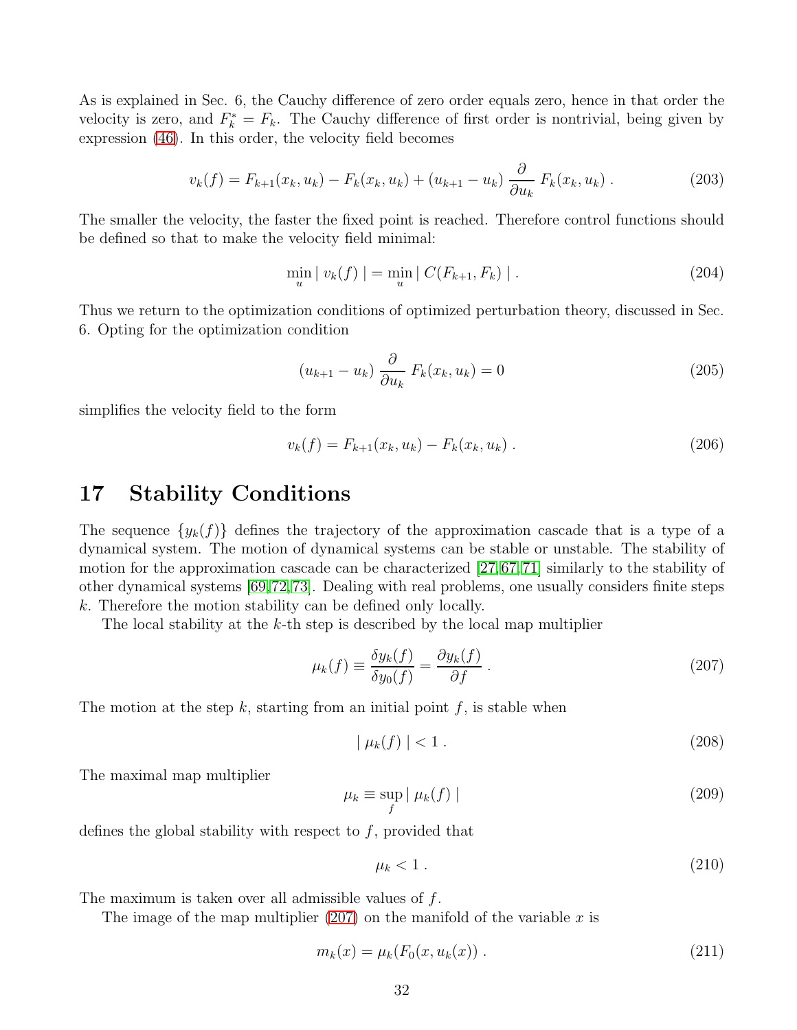As is explained in Sec. 6, the Cauchy difference of zero order equals zero, hence in that order the velocity is zero, and $F_k^* = F_k$. The Cauchy difference of first order is nontrivial, being given by expression (46). In this order, the velocity field becomes

$$
v_k(f) = F_{k+1}(x_k, u_k) - F_k(x_k, u_k) + (u_{k+1} - u_k) \frac{\partial}{\partial u_k} F_k(x_k, u_k) . \tag{203}
$$

The smaller the velocity, the faster the fixed point is reached. Therefore control functions should be defined so that to make the velocity field minimal:

$$
\min_u | v_k(f) | = \min_u | C(F_{k+1}, F_k) | . \tag{204}
$$

Thus we return to the optimization conditions of optimized perturbation theory, discussed in Sec. 6. Opting for the optimization condition

$$
(u_{k+1} - u_k) \frac{\partial}{\partial u_k} F_k(x_k, u_k) = 0 \tag{205}
$$

simplifies the velocity field to the form

$$
v_k(f) = F_{k+1}(x_k, u_k) - F_k(x_k, u_k) . \tag{206}
$$

# 17 Stability Conditions

The sequence $\{y_k(f)\}$ defines the trajectory of the approximation cascade that is a type of a dynamical system. The motion of dynamical systems can be stable or unstable. The stability of motion for the approximation cascade can be characterized [27,67,71] similarly to the stability of other dynamical systems [69,72,73]. Dealing with real problems, one usually considers finite steps $k$. Therefore the motion stability can be defined only locally.

The local stability at the $k$-th step is described by the local map multiplier

$$
\mu_k(f) \equiv \frac{\delta y_k(f)}{\delta y_0(f)} = \frac{\partial y_k(f)}{\partial f} . \tag{207}
$$

The motion at the step $k$, starting from an initial point $f$, is stable when

$$
| \mu_k(f) | < 1 . \tag{208}
$$

The maximal map multiplier

$$
\mu_k \equiv \sup_f | \mu_k(f) | \tag{209}
$$

defines the global stability with respect to $f$, provided that

$$
\mu_k < 1 . \tag{210}
$$

The maximum is taken over all admissible values of $f$.

The image of the map multiplier (207) on the manifold of the variable $x$ is

$$
m_k(x) = \mu_k(F_0(x, u_k(x)) . \tag{211}
$$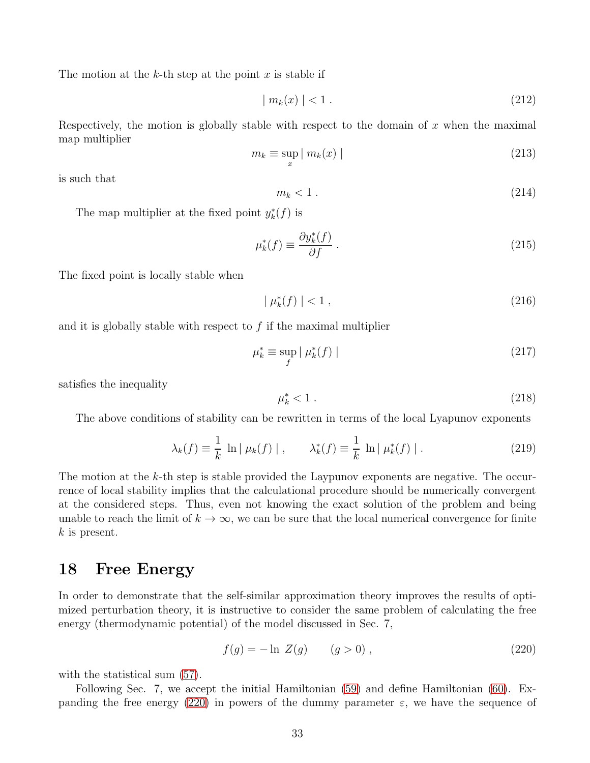The motion at the $k$-th step at the point $x$ is stable if

$$
| \, m_k(x) \, | < 1 \; . \tag{212}
$$

Respectively, the motion is globally stable with respect to the domain of $x$ when the maximal map multiplier

$$
m_k \equiv \sup_x | \, m_k(x) \, | \tag{213}
$$

is such that

$$
m_k < 1 \; . \tag{214}
$$

The map multiplier at the fixed point $y_k^*(f)$ is

$$
\mu_k^*(f) \equiv \frac{\partial y_k^*(f)}{\partial f} \; . \tag{215}
$$

The fixed point is locally stable when

$$
| \, \mu_k^*(f) \, | < 1 \; , \tag{216}
$$

and it is globally stable with respect to $f$ if the maximal multiplier

$$
\mu_k^* \equiv \sup_f | \, \mu_k^*(f) \, | \tag{217}
$$

satisfies the inequality

$$
\mu_k^* < 1 \; . \tag{218}
$$

The above conditions of stability can be rewritten in terms of the local Lyapunov exponents

$$
\lambda_k(f) \equiv \frac{1}{k} \, \ln | \, \mu_k(f) \, | \; , \qquad \lambda_k^*(f) \equiv \frac{1}{k} \, \ln | \, \mu_k^*(f) \, | \; . \tag{219}
$$

The motion at the $k$-th step is stable provided the Laypunov exponents are negative. The occurrence of local stability implies that the calculational procedure should be numerically convergent at the considered steps. Thus, even not knowing the exact solution of the problem and being unable to reach the limit of $k \to \infty$, we can be sure that the local numerical convergence for finite $k$ is present.

# 18 Free Energy

In order to demonstrate that the self-similar approximation theory improves the results of optimized perturbation theory, it is instructive to consider the same problem of calculating the free energy (thermodynamic potential) of the model discussed in Sec. 7,

$$
f(g) = - \ln \, Z(g) \qquad (g > 0) \; , \tag{220}
$$

with the statistical sum (57).

Following Sec. 7, we accept the initial Hamiltonian (59) and define Hamiltonian (60). Expanding the free energy (220) in powers of the dummy parameter $\varepsilon$, we have the sequence of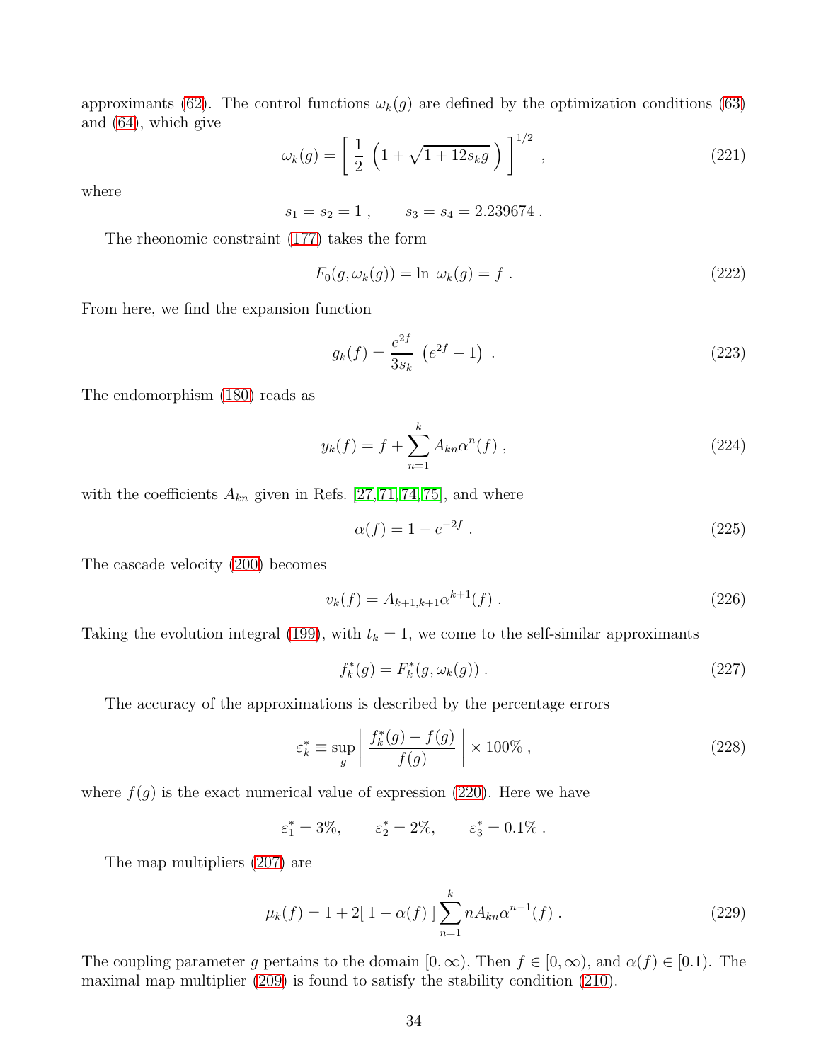approximants (62). The control functions $\omega_k(g)$ are defined by the optimization conditions (63) and (64), which give

$$
\omega_k(g) = \left[ \frac{1}{2} \left( 1 + \sqrt{1 + 12 s_k g} \right) \right]^{1/2} , \tag{221}
$$

where

$$
s_1 = s_2 = 1 , \qquad s_3 = s_4 = 2.239674 .
$$

The rheonomic constraint (177) takes the form

$$
F_0(g, \omega_k(g)) = \ln \, \omega_k(g) = f . \tag{222}
$$

From here, we find the expansion function

$$
g_k(f) = \frac{e^{2f}}{3 s_k} \left( e^{2f} - 1 \right) . \tag{223}
$$

The endomorphism (180) reads as

$$
y_k(f) = f + \sum_{n=1}^{k} A_{kn} \alpha^n(f) , \tag{224}
$$

with the coefficients $A_{kn}$ given in Refs. [27,71,74,75], and where

$$
\alpha(f) = 1 - e^{-2f} . \tag{225}
$$

The cascade velocity (200) becomes

$$
v_k(f) = A_{k+1,k+1} \alpha^{k+1}(f) . \tag{226}
$$

Taking the evolution integral (199), with $t_k = 1$, we come to the self-similar approximants

$$
f_k^*(g) = F_k^*(g, \omega_k(g)) . \tag{227}
$$

The accuracy of the approximations is described by the percentage errors

$$
\varepsilon_k^* \equiv \sup_g \left| \frac{f_k^*(g) - f(g)}{f(g)} \right| \times 100\% , \tag{228}
$$

where $f(g)$ is the exact numerical value of expression (220). Here we have

$$
\varepsilon_1^* = 3\%, \qquad \varepsilon_2^* = 2\%, \qquad \varepsilon_3^* = 0.1\% .
$$

The map multipliers (207) are

$$
\mu_k(f) = 1 + 2[\, 1 - \alpha(f) \,] \sum_{n=1}^{k} n A_{kn} \alpha^{n-1}(f) . \tag{229}
$$

The coupling parameter $g$ pertains to the domain $[0, \infty)$, Then $f \in [0, \infty)$, and $\alpha(f) \in [0.1)$. The maximal map multiplier (209) is found to satisfy the stability condition (210).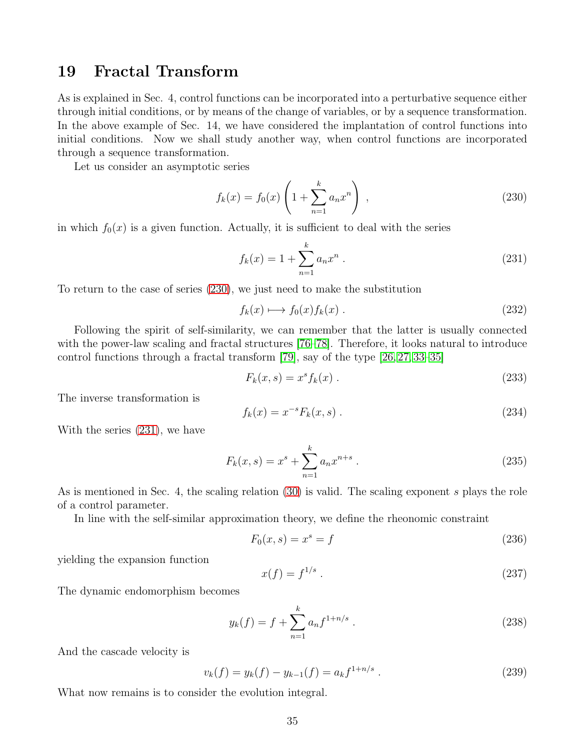# 19 Fractal Transform

As is explained in Sec. 4, control functions can be incorporated into a perturbative sequence either through initial conditions, or by means of the change of variables, or by a sequence transformation. In the above example of Sec. 14, we have considered the implantation of control functions into initial conditions. Now we shall study another way, when control functions are incorporated through a sequence transformation.

Let us consider an asymptotic series

$$
f_k(x) = f_0(x) \left( 1 + \sum_{n=1}^{k} a_n x^n \right) , \tag{230}
$$

in which $f_0(x)$ is a given function. Actually, it is sufficient to deal with the series

$$
f_k(x) = 1 + \sum_{n=1}^{k} a_n x^n . \tag{231}
$$

To return to the case of series (230), we just need to make the substitution

$$
f_k(x) \longmapsto f_0(x) f_k(x) . \tag{232}
$$

Following the spirit of self-similarity, we can remember that the latter is usually connected with the power-law scaling and fractal structures [76–78]. Therefore, it looks natural to introduce control functions through a fractal transform [79], say of the type [26,27,33–35]

$$
F_k(x,s) = x^s f_k(x) . \tag{233}
$$

The inverse transformation is

$$
f_k(x) = x^{-s} F_k(x,s) . \tag{234}
$$

With the series (231), we have

$$
F_k(x,s) = x^s + \sum_{n=1}^{k} a_n x^{n+s} . \tag{235}
$$

As is mentioned in Sec. 4, the scaling relation (30) is valid. The scaling exponent $s$ plays the role of a control parameter.

In line with the self-similar approximation theory, we define the rheonomic constraint

$$
F_0(x,s) = x^s = f \tag{236}
$$

yielding the expansion function

$$
x(f) = f^{1/s} . \tag{237}
$$

The dynamic endomorphism becomes

$$
y_k(f) = f + \sum_{n=1}^{k} a_n f^{1+n/s} . \tag{238}
$$

And the cascade velocity is

$$
v_k(f) = y_k(f) - y_{k-1}(f) = a_k f^{1+n/s} . \tag{239}
$$

What now remains is to consider the evolution integral.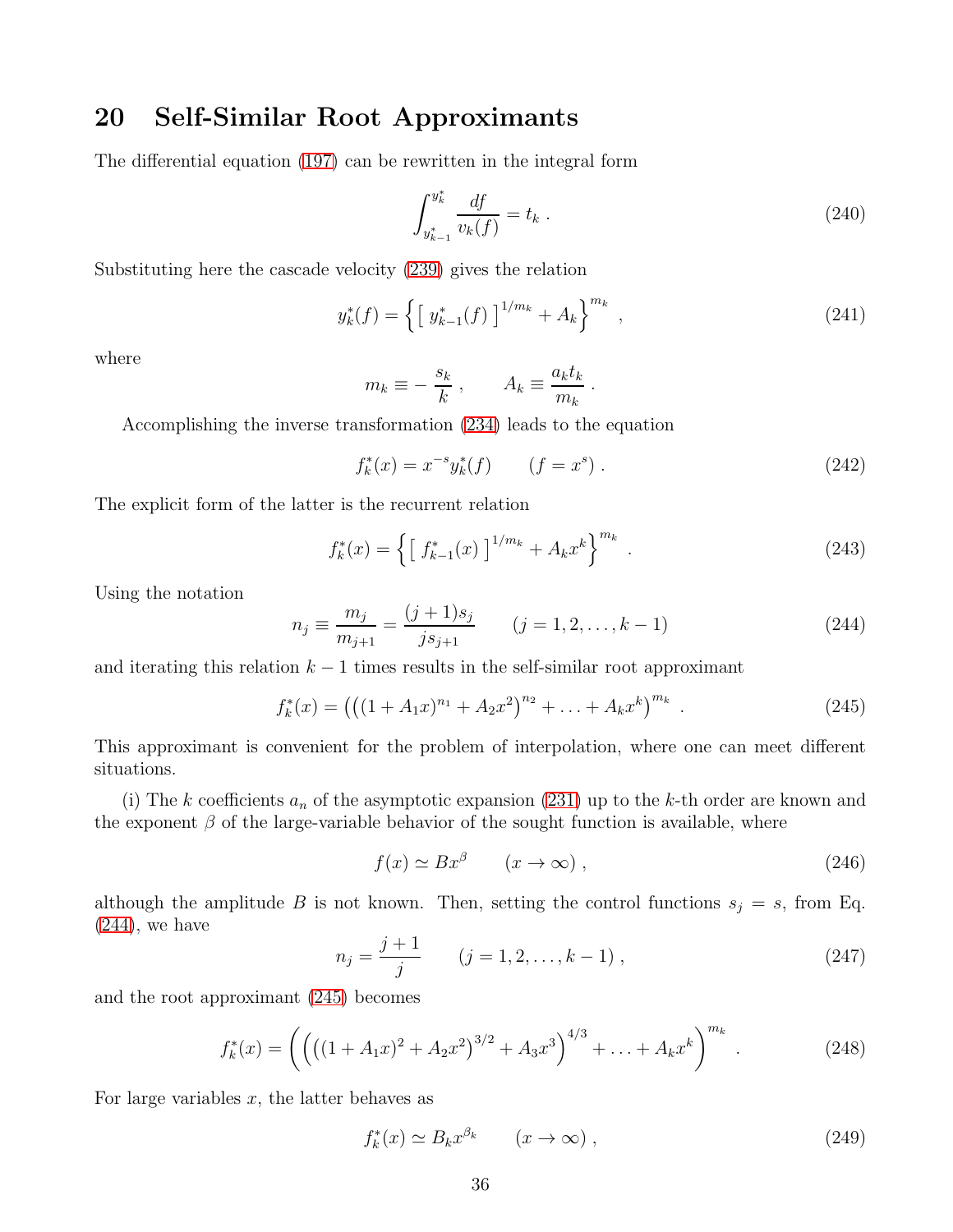## 20 Self-Similar Root Approximants

The differential equation (197) can be rewritten in the integral form

$$\int_{y_{k-1}^*}^{y_k^*} \frac{df}{v_k(f)} = t_k \; . \tag{240}$$

Substituting here the cascade velocity (239) gives the relation

$$y_k^*(f) = \left\{ \left[ \, y_{k-1}^*(f) \, \right]^{1/m_k} + A_k \right\}^{m_k} \; , \tag{241}$$

where

$$m_k \equiv - \, \frac{s_k}{k} \; , \qquad A_k \equiv \frac{a_k t_k}{m_k} \; .$$

Accomplishing the inverse transformation (234) leads to the equation

$$f_k^*(x) = x^{-s} y_k^*(f) \qquad (f = x^s) \; . \tag{242}$$

The explicit form of the latter is the recurrent relation

$$f_k^*(x) = \left\{ \left[ \, f_{k-1}^*(x) \, \right]^{1/m_k} + A_k x^k \right\}^{m_k} \; . \tag{243}$$

Using the notation

$$n_j \equiv \frac{m_j}{m_{j+1}} = \frac{(j+1)s_j}{j s_{j+1}} \qquad (j = 1, 2, \ldots, k-1) \tag{244}$$

and iterating this relation $k-1$ times results in the self-similar root approximant

$$f_k^*(x) = \left( \left( (1 + A_1 x)^{n_1} + A_2 x^2 \right)^{n_2} + \ldots + A_k x^k \right)^{m_k} \; . \tag{245}$$

This approximant is convenient for the problem of interpolation, where one can meet different situations.

(i) The $k$ coefficients $a_n$ of the asymptotic expansion (231) up to the $k$-th order are known and the exponent $\beta$ of the large-variable behavior of the sought function is available, where

$$f(x) \simeq B x^\beta \qquad (x \rightarrow \infty) \; , \tag{246}$$

although the amplitude $B$ is not known. Then, setting the control functions $s_j = s$, from Eq. (244), we have

$$n_j = \frac{j+1}{j} \qquad (j = 1, 2, \ldots, k-1) \; , \tag{247}$$

and the root approximant (245) becomes

$$f_k^*(x) = \left( \left( \left( (1 + A_1 x)^2 + A_2 x^2 \right)^{3/2} + A_3 x^3 \right)^{4/3} + \ldots + A_k x^k \right)^{m_k} \; . \tag{248}$$

For large variables $x$, the latter behaves as

$$f_k^*(x) \simeq B_k x^{\beta_k} \qquad (x \rightarrow \infty) \; , \tag{249}$$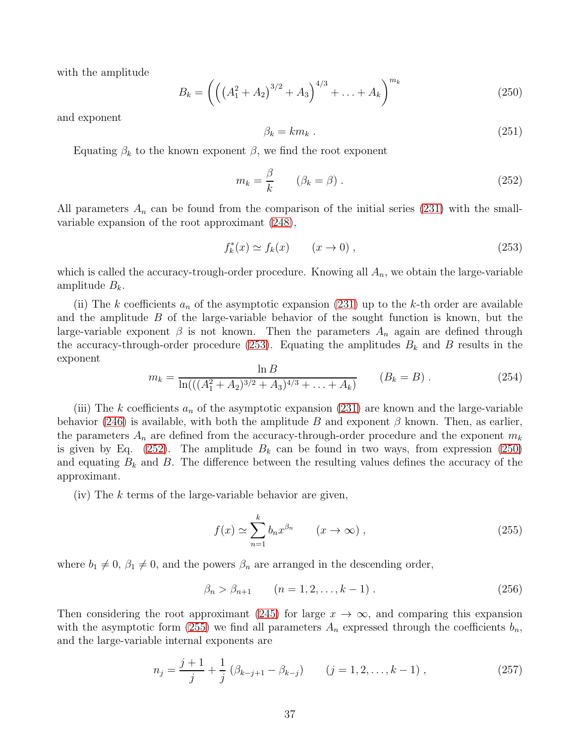with the amplitude

$$
B_k = \left( \left( \left( A_1^2 + A_2 \right)^{3/2} + A_3 \right)^{4/3} + \ldots + A_k \right)^{m_k} \tag{250}
$$

and exponent

$$
\beta_k = k m_k \; . \tag{251}
$$

Equating $\beta_k$ to the known exponent $\beta$, we find the root exponent

$$
m_k = \frac{\beta}{k} \qquad (\beta_k = \beta) \; . \tag{252}
$$

All parameters $A_n$ can be found from the comparison of the initial series (231) with the small-variable expansion of the root approximant (248),

$$
f_k^*(x) \simeq f_k(x) \qquad (x \to 0) \; , \tag{253}
$$

which is called the accuracy-trough-order procedure. Knowing all $A_n$, we obtain the large-variable amplitude $B_k$.

(ii) The $k$ coefficients $a_n$ of the asymptotic expansion (231) up to the $k$-th order are available and the amplitude $B$ of the large-variable behavior of the sought function is known, but the large-variable exponent $\beta$ is not known. Then the parameters $A_n$ again are defined through the accuracy-through-order procedure (253). Equating the amplitudes $B_k$ and $B$ results in the exponent

$$
m_k = \frac{\ln B}{\ln(((A_1^2 + A_2)^{3/2} + A_3)^{4/3} + \ldots + A_k)} \qquad (B_k = B) \; . \tag{254}
$$

(iii) The $k$ coefficients $a_n$ of the asymptotic expansion (231) are known and the large-variable behavior (246) is available, with both the amplitude $B$ and exponent $\beta$ known. Then, as earlier, the parameters $A_n$ are defined from the accuracy-through-order procedure and the exponent $m_k$ is given by Eq. (252). The amplitude $B_k$ can be found in two ways, from expression (250) and equating $B_k$ and $B$. The difference between the resulting values defines the accuracy of the approximant.

(iv) The $k$ terms of the large-variable behavior are given,

$$
f(x) \simeq \sum_{n=1}^{k} b_n x^{\beta_n} \qquad (x \to \infty) \; , \tag{255}
$$

where $b_1 \neq 0$, $\beta_1 \neq 0$, and the powers $\beta_n$ are arranged in the descending order,

$$
\beta_n > \beta_{n+1} \qquad (n = 1, 2, \ldots, k-1) \; . \tag{256}
$$

Then considering the root approximant (245) for large $x \to \infty$, and comparing this expansion with the asymptotic form (255) we find all parameters $A_n$ expressed through the coefficients $b_n$, and the large-variable internal exponents are

$$
n_j = \frac{j+1}{j} + \frac{1}{j} \left( \beta_{k-j+1} - \beta_{k-j} \right) \qquad (j = 1, 2, \ldots, k-1) \; , \tag{257}
$$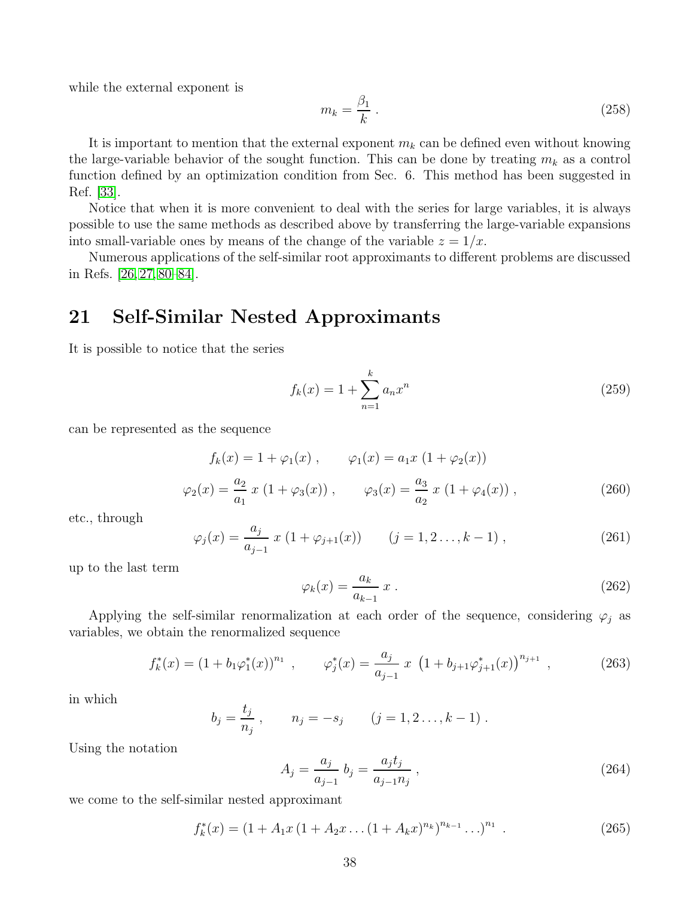while the external exponent is

$$
m_k = \frac{\beta_1}{k} \; . \tag{258}
$$

It is important to mention that the external exponent $m_k$ can be defined even without knowing the large-variable behavior of the sought function. This can be done by treating $m_k$ as a control function defined by an optimization condition from Sec. 6. This method has been suggested in Ref. [33].

Notice that when it is more convenient to deal with the series for large variables, it is always possible to use the same methods as described above by transferring the large-variable expansions into small-variable ones by means of the change of the variable $z = 1/x$.

Numerous applications of the self-similar root approximants to different problems are discussed in Refs. [26,27,80–84].

# 21 Self-Similar Nested Approximants

It is possible to notice that the series

$$
f_k(x) = 1 + \sum_{n=1}^{k} a_n x^n \tag{259}
$$

can be represented as the sequence

$$
f_k(x) = 1 + \varphi_1(x) \; , \qquad \varphi_1(x) = a_1 x \, (1 + \varphi_2(x))
$$

$$
\varphi_2(x) = \frac{a_2}{a_1} \, x \, (1 + \varphi_3(x)) \; , \qquad \varphi_3(x) = \frac{a_3}{a_2} \, x \, (1 + \varphi_4(x)) \; , \tag{260}
$$

etc., through

$$
\varphi_j(x) = \frac{a_j}{a_{j-1}} \, x \, (1 + \varphi_{j+1}(x)) \qquad (j = 1, 2 \ldots, k-1) \; , \tag{261}
$$

up to the last term

$$
\varphi_k(x) = \frac{a_k}{a_{k-1}} \, x \; . \tag{262}
$$

Applying the self-similar renormalization at each order of the sequence, considering $\varphi_j$ as variables, we obtain the renormalized sequence

$$
f_k^*(x) = (1 + b_1 \varphi_1^*(x))^{n_1} \; , \qquad \varphi_j^*(x) = \frac{a_j}{a_{j-1}} \, x \, \left(1 + b_{j+1} \varphi_{j+1}^*(x)\right)^{n_{j+1}} \; , \tag{263}
$$

in which

$$
b_j = \frac{t_j}{n_j} \; , \qquad n_j = -s_j \qquad (j = 1, 2 \ldots, k-1) \; .
$$

Using the notation

$$
A_j = \frac{a_j}{a_{j-1}} \, b_j = \frac{a_j t_j}{a_{j-1} n_j} \; , \tag{264}
$$

we come to the self-similar nested approximant

$$
f_k^*(x) = (1 + A_1 x \, (1 + A_2 x \ldots (1 + A_k x)^{n_k})^{n_{k-1}} \ldots)^{n_1} \; . \tag{265}
$$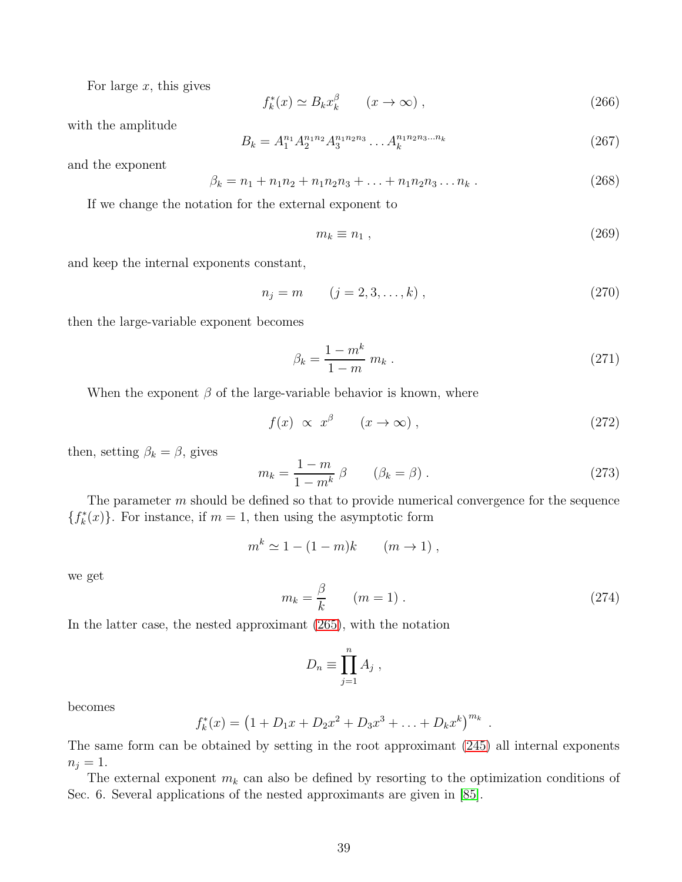For large $x$, this gives

$$f_k^*(x) \simeq B_k x_k^\beta \qquad (x \to \infty) , \tag{266}$$

with the amplitude

$$B_k = A_1^{n_1} A_2^{n_1 n_2} A_3^{n_1 n_2 n_3} \ldots A_k^{n_1 n_2 n_3 \ldots n_k} \tag{267}$$

and the exponent

$$\beta_k = n_1 + n_1 n_2 + n_1 n_2 n_3 + \ldots + n_1 n_2 n_3 \ldots n_k . \tag{268}$$

If we change the notation for the external exponent to

$$m_k \equiv n_1 , \tag{269}$$

and keep the internal exponents constant,

$$n_j = m \qquad (j = 2, 3, \ldots, k) , \tag{270}$$

then the large-variable exponent becomes

$$\beta_k = \frac{1 - m^k}{1 - m} \, m_k . \tag{271}$$

When the exponent $\beta$ of the large-variable behavior is known, where

$$f(x) \ \propto \ x^\beta \qquad (x \to \infty) , \tag{272}$$

then, setting $\beta_k = \beta$, gives

$$m_k = \frac{1 - m}{1 - m^k} \, \beta \qquad (\beta_k = \beta) . \tag{273}$$

The parameter $m$ should be defined so that to provide numerical convergence for the sequence $\{f_k^*(x)\}$. For instance, if $m = 1$, then using the asymptotic form

$$m^k \simeq 1 - (1 - m)k \qquad (m \to 1) ,$$

we get

$$m_k = \frac{\beta}{k} \qquad (m = 1) . \tag{274}$$

In the latter case, the nested approximant (265), with the notation

$$D_n \equiv \prod_{j=1}^{n} A_j ,$$

becomes

$$f_k^*(x) = \left( 1 + D_1 x + D_2 x^2 + D_3 x^3 + \ldots + D_k x^k \right)^{m_k} .$$

The same form can be obtained by setting in the root approximant (245) all internal exponents $n_j = 1$.

The external exponent $m_k$ can also be defined by resorting to the optimization conditions of Sec. 6. Several applications of the nested approximants are given in [85].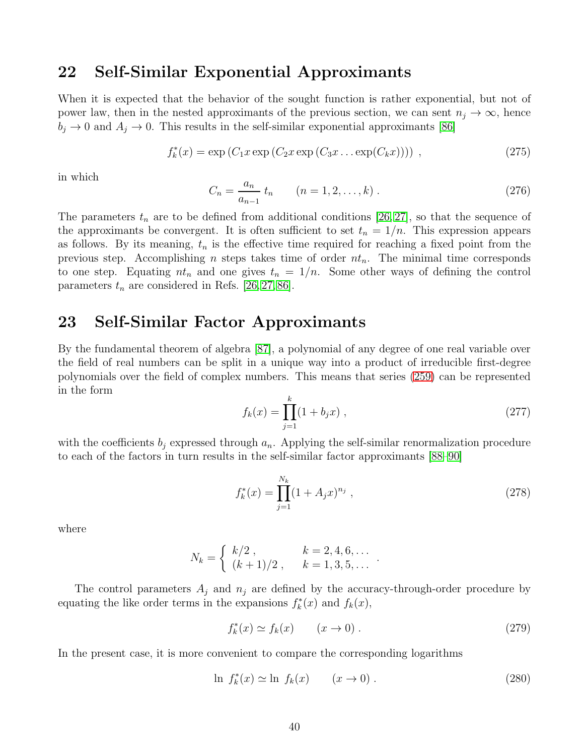## 22 Self-Similar Exponential Approximants

When it is expected that the behavior of the sought function is rather exponential, but not of power law, then in the nested approximants of the previous section, we can sent $n_j \to \infty$, hence $b_j \to 0$ and $A_j \to 0$. This results in the self-similar exponential approximants [86]

$$f_k^*(x) = \exp\left(C_1 x \exp\left(C_2 x \exp\left(C_3 x \ldots \exp(C_k x)\right)\right)\right) \; , \tag{275}$$

in which

$$C_n = \frac{a_n}{a_{n-1}} \, t_n \qquad (n = 1, 2, \ldots, k) \; . \tag{276}$$

The parameters $t_n$ are to be defined from additional conditions [26, 27], so that the sequence of the approximants be convergent. It is often sufficient to set $t_n = 1/n$. This expression appears as follows. By its meaning, $t_n$ is the effective time required for reaching a fixed point from the previous step. Accomplishing $n$ steps takes time of order $nt_n$. The minimal time corresponds to one step. Equating $nt_n$ and one gives $t_n = 1/n$. Some other ways of defining the control parameters $t_n$ are considered in Refs. [26, 27, 86].

## 23 Self-Similar Factor Approximants

By the fundamental theorem of algebra [87], a polynomial of any degree of one real variable over the field of real numbers can be split in a unique way into a product of irreducible first-degree polynomials over the field of complex numbers. This means that series (259) can be represented in the form

$$f_k(x) = \prod_{j=1}^{k} (1 + b_j x) \; , \tag{277}$$

with the coefficients $b_j$ expressed through $a_n$. Applying the self-similar renormalization procedure to each of the factors in turn results in the self-similar factor approximants [88–90]

$$f_k^*(x) = \prod_{j=1}^{N_k} (1 + A_j x)^{n_j} \; , \tag{278}$$

where

$$N_k = \begin{cases} k/2 \; , & k = 2, 4, 6, \ldots \\ (k+1)/2 \; , & k = 1, 3, 5, \ldots \end{cases} \; .$$

The control parameters $A_j$ and $n_j$ are defined by the accuracy-through-order procedure by equating the like order terms in the expansions $f_k^*(x)$ and $f_k(x)$,

$$f_k^*(x) \simeq f_k(x) \qquad (x \to 0) \; . \tag{279}$$

In the present case, it is more convenient to compare the corresponding logarithms

$$\ln \; f_k^*(x) \simeq \ln \; f_k(x) \qquad (x \to 0) \; . \tag{280}$$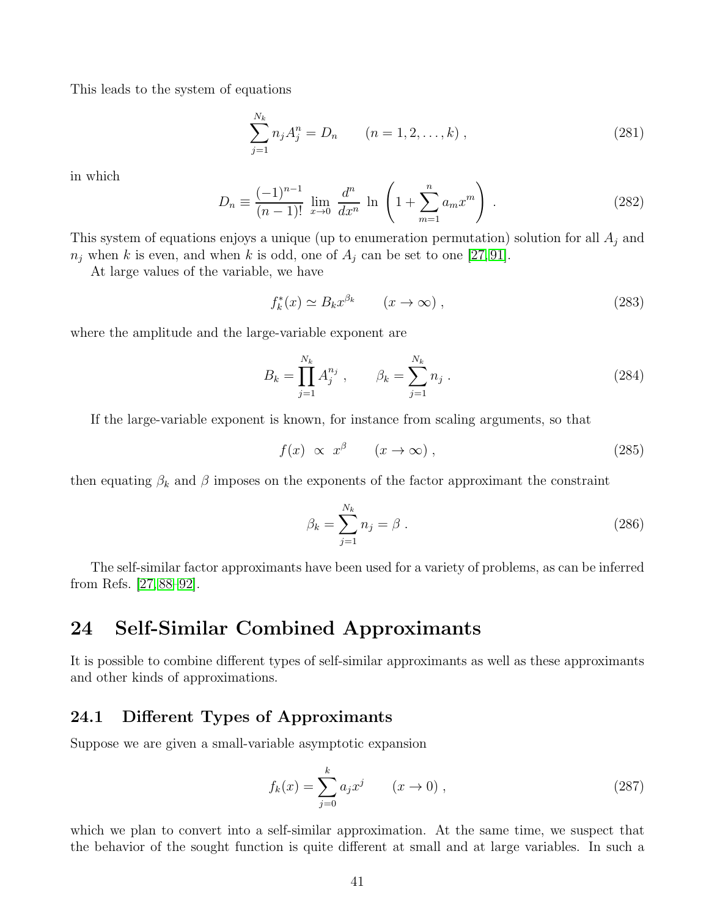This leads to the system of equations

$$
\sum_{j=1}^{N_k} n_j A_j^n = D_n \qquad (n = 1, 2, \ldots, k) \; , \tag{281}
$$

in which

$$
D_n \equiv \frac{(-1)^{n-1}}{(n-1)!} \lim_{x \to 0} \frac{d^n}{dx^n} \ln \left( 1 + \sum_{m=1}^{n} a_m x^m \right) \; . \tag{282}
$$

This system of equations enjoys a unique (up to enumeration permutation) solution for all $A_j$ and $n_j$ when $k$ is even, and when $k$ is odd, one of $A_j$ can be set to one [27,91].

At large values of the variable, we have

$$
f_k^*(x) \simeq B_k x^{\beta_k} \qquad (x \to \infty) \; , \tag{283}
$$

where the amplitude and the large-variable exponent are

$$
B_k = \prod_{j=1}^{N_k} A_j^{n_j} \; , \qquad \beta_k = \sum_{j=1}^{N_k} n_j \; . \tag{284}
$$

If the large-variable exponent is known, for instance from scaling arguments, so that

$$
f(x) \; \propto \; x^{\beta} \qquad (x \to \infty) \; , \tag{285}
$$

then equating $\beta_k$ and $\beta$ imposes on the exponents of the factor approximant the constraint

$$
\beta_k = \sum_{j=1}^{N_k} n_j = \beta \; . \tag{286}
$$

The self-similar factor approximants have been used for a variety of problems, as can be inferred from Refs. [27,88–92].

# 24 Self-Similar Combined Approximants

It is possible to combine different types of self-similar approximants as well as these approximants and other kinds of approximations.

## 24.1 Different Types of Approximants

Suppose we are given a small-variable asymptotic expansion

$$
f_k(x) = \sum_{j=0}^{k} a_j x^j \qquad (x \to 0) \; , \tag{287}
$$

which we plan to convert into a self-similar approximation. At the same time, we suspect that the behavior of the sought function is quite different at small and at large variables. In such a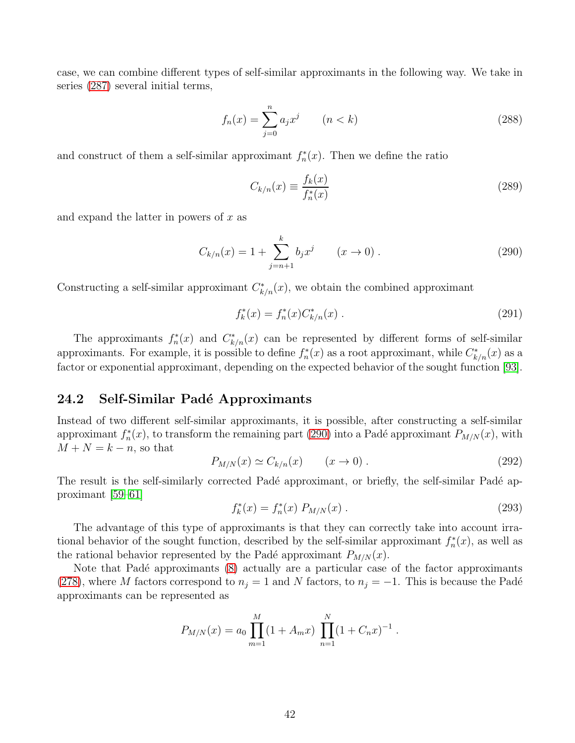case, we can combine different types of self-similar approximants in the following way. We take in series (287) several initial terms,

$$f_n(x) = \sum_{j=0}^{n} a_j x^j \qquad (n < k) \tag{288}$$

and construct of them a self-similar approximant $f_n^*(x)$. Then we define the ratio

$$C_{k/n}(x) \equiv \frac{f_k(x)}{f_n^*(x)} \tag{289}$$

and expand the latter in powers of $x$ as

$$C_{k/n}(x) = 1 + \sum_{j=n+1}^{k} b_j x^j \qquad (x \to 0) \; . \tag{290}$$

Constructing a self-similar approximant $C_{k/n}^*(x)$, we obtain the combined approximant

$$f_k^*(x) = f_n^*(x) C_{k/n}^*(x) \; . \tag{291}$$

The approximants $f_n^*(x)$ and $C_{k/n}^*(x)$ can be represented by different forms of self-similar approximants. For example, it is possible to define $f_n^*(x)$ as a root approximant, while $C_{k/n}^*(x)$ as a factor or exponential approximant, depending on the expected behavior of the sought function [93].

## 24.2 Self-Similar Padé Approximants

Instead of two different self-similar approximants, it is possible, after constructing a self-similar approximant $f_n^*(x)$, to transform the remaining part (290) into a Padé approximant $P_{M/N}(x)$, with $M + N = k - n$, so that

$$P_{M/N}(x) \simeq C_{k/n}(x) \qquad (x \to 0) \; . \tag{292}$$

The result is the self-similarly corrected Padé approximant, or briefly, the self-similar Padé approximant [59–61]

$$f_k^*(x) = f_n^*(x) \; P_{M/N}(x) \; . \tag{293}$$

The advantage of this type of approximants is that they can correctly take into account irrational behavior of the sought function, described by the self-similar approximant $f_n^*(x)$, as well as the rational behavior represented by the Padé approximant $P_{M/N}(x)$.

Note that Padé approximants (8) actually are a particular case of the factor approximants (278), where $M$ factors correspond to $n_j = 1$ and $N$ factors, to $n_j = -1$. This is because the Padé approximants can be represented as

$$P_{M/N}(x) = a_0 \prod_{m=1}^{M} (1 + A_m x) \; \prod_{n=1}^{N} (1 + C_n x)^{-1} \; .$$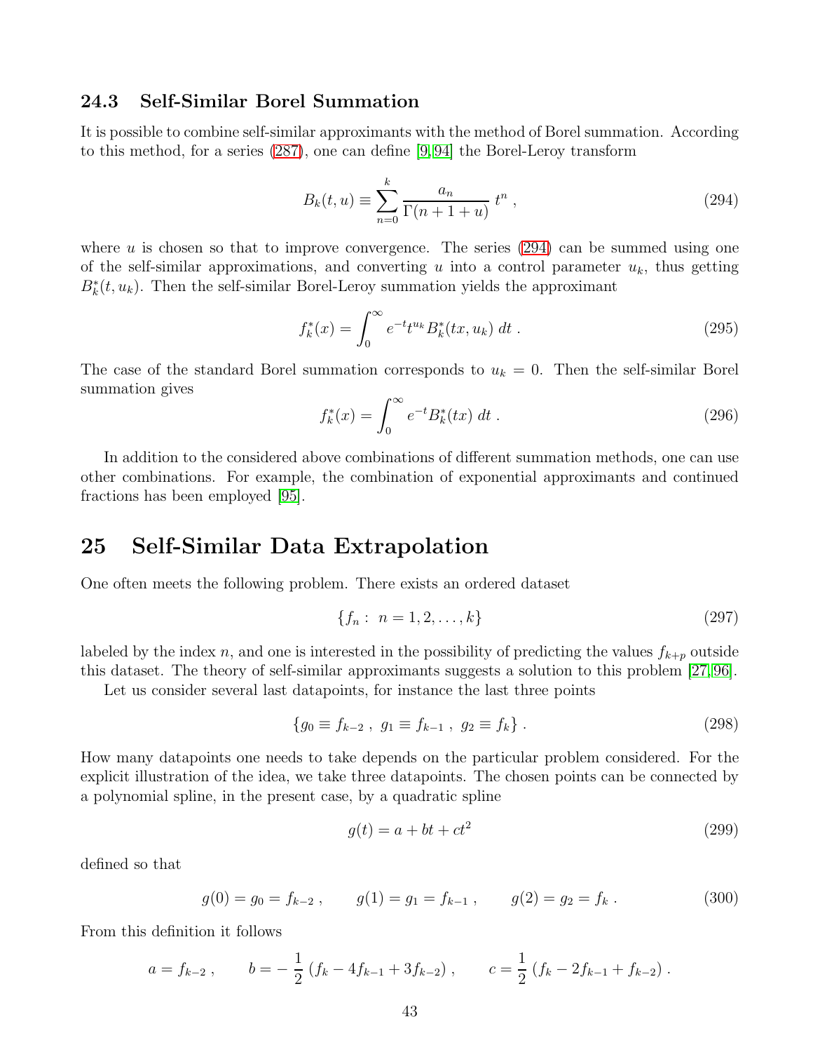### 24.3 Self-Similar Borel Summation

It is possible to combine self-similar approximants with the method of Borel summation. According to this method, for a series (287), one can define [9,94] the Borel-Leroy transform

$$
B_k(t,u) \equiv \sum_{n=0}^{k} \frac{a_n}{\Gamma(n+1+u)}\, t^n \; , \tag{294}
$$

where $u$ is chosen so that to improve convergence. The series (294) can be summed using one of the self-similar approximations, and converting $u$ into a control parameter $u_k$, thus getting $B_k^*(t,u_k)$. Then the self-similar Borel-Leroy summation yields the approximant

$$
f_k^*(x) = \int_0^\infty e^{-t} t^{u_k} B_k^*(tx, u_k)\, dt \; . \tag{295}
$$

The case of the standard Borel summation corresponds to $u_k = 0$. Then the self-similar Borel summation gives

$$
f_k^*(x) = \int_0^\infty e^{-t} B_k^*(tx)\, dt \; . \tag{296}
$$

In addition to the considered above combinations of different summation methods, one can use other combinations. For example, the combination of exponential approximants and continued fractions has been employed [95].

# 25 Self-Similar Data Extrapolation

One often meets the following problem. There exists an ordered dataset

$$
\{ f_n : \; n = 1, 2, \ldots, k \} \tag{297}
$$

labeled by the index $n$, and one is interested in the possibility of predicting the values $f_{k+p}$ outside this dataset. The theory of self-similar approximants suggests a solution to this problem [27,96].

Let us consider several last datapoints, for instance the last three points

$$
\{ g_0 \equiv f_{k-2} \; , \; g_1 \equiv f_{k-1} \; , \; g_2 \equiv f_k \} \; . \tag{298}
$$

How many datapoints one needs to take depends on the particular problem considered. For the explicit illustration of the idea, we take three datapoints. The chosen points can be connected by a polynomial spline, in the present case, by a quadratic spline

$$
g(t) = a + bt + ct^2 \tag{299}
$$

defined so that

$$
g(0) = g_0 = f_{k-2} \; , \qquad g(1) = g_1 = f_{k-1} \; , \qquad g(2) = g_2 = f_k \; . \tag{300}
$$

From this definition it follows

$$
a = f_{k-2} \; , \qquad b = -\,\frac{1}{2}\,(f_k - 4f_{k-1} + 3f_{k-2}) \; , \qquad c = \frac{1}{2}\,(f_k - 2f_{k-1} + f_{k-2}) \; .
$$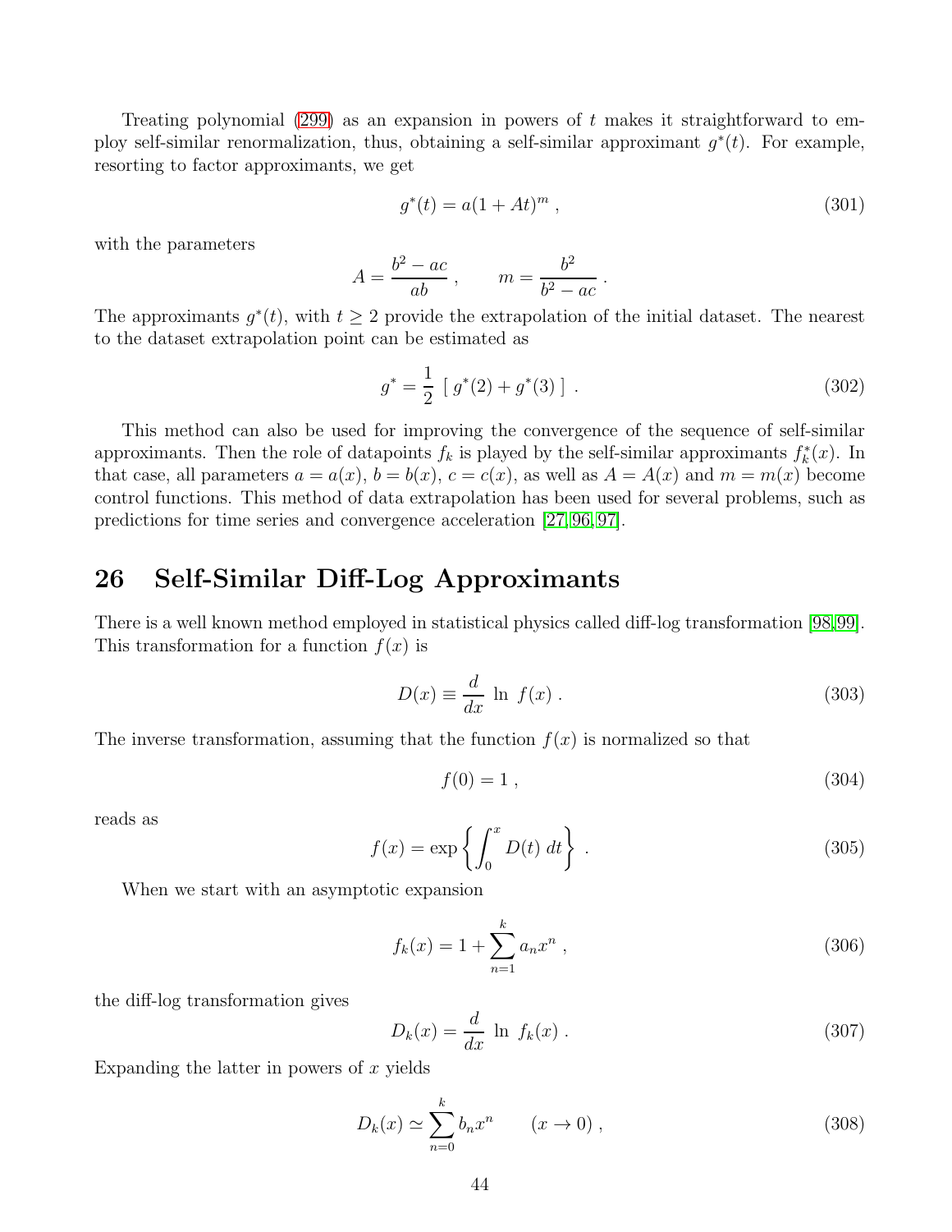Treating polynomial (299) as an expansion in powers of $t$ makes it straightforward to employ self-similar renormalization, thus, obtaining a self-similar approximant $g^*(t)$. For example, resorting to factor approximants, we get

$$
g^*(t) = a(1 + At)^m \; , \tag{301}
$$

with the parameters

$$
A = \frac{b^2 - ac}{ab} \; , \qquad m = \frac{b^2}{b^2 - ac} \; .
$$

The approximants $g^*(t)$, with $t \geq 2$ provide the extrapolation of the initial dataset. The nearest to the dataset extrapolation point can be estimated as

$$
g^* = \frac{1}{2} \; [\; g^*(2) + g^*(3) \;] \; . \tag{302}
$$

This method can also be used for improving the convergence of the sequence of self-similar approximants. Then the role of datapoints $f_k$ is played by the self-similar approximants $f_k^*(x)$. In that case, all parameters $a = a(x)$, $b = b(x)$, $c = c(x)$, as well as $A = A(x)$ and $m = m(x)$ become control functions. This method of data extrapolation has been used for several problems, such as predictions for time series and convergence acceleration [27,96,97].

# 26 Self-Similar Diff-Log Approximants

There is a well known method employed in statistical physics called diff-log transformation [98,99]. This transformation for a function $f(x)$ is

$$
D(x) \equiv \frac{d}{dx} \; \ln \; f(x) \; . \tag{303}
$$

The inverse transformation, assuming that the function $f(x)$ is normalized so that

$$
f(0) = 1 \; , \tag{304}
$$

reads as

$$
f(x) = \exp\left\{ \int_0^x D(t) \; dt \right\} \; . \tag{305}
$$

When we start with an asymptotic expansion

$$
f_k(x) = 1 + \sum_{n=1}^{k} a_n x^n \; , \tag{306}
$$

the diff-log transformation gives

$$
D_k(x) = \frac{d}{dx} \; \ln \; f_k(x) \; . \tag{307}
$$

Expanding the latter in powers of $x$ yields

$$
D_k(x) \simeq \sum_{n=0}^{k} b_n x^n \qquad (x \to 0) \; , \tag{308}
$$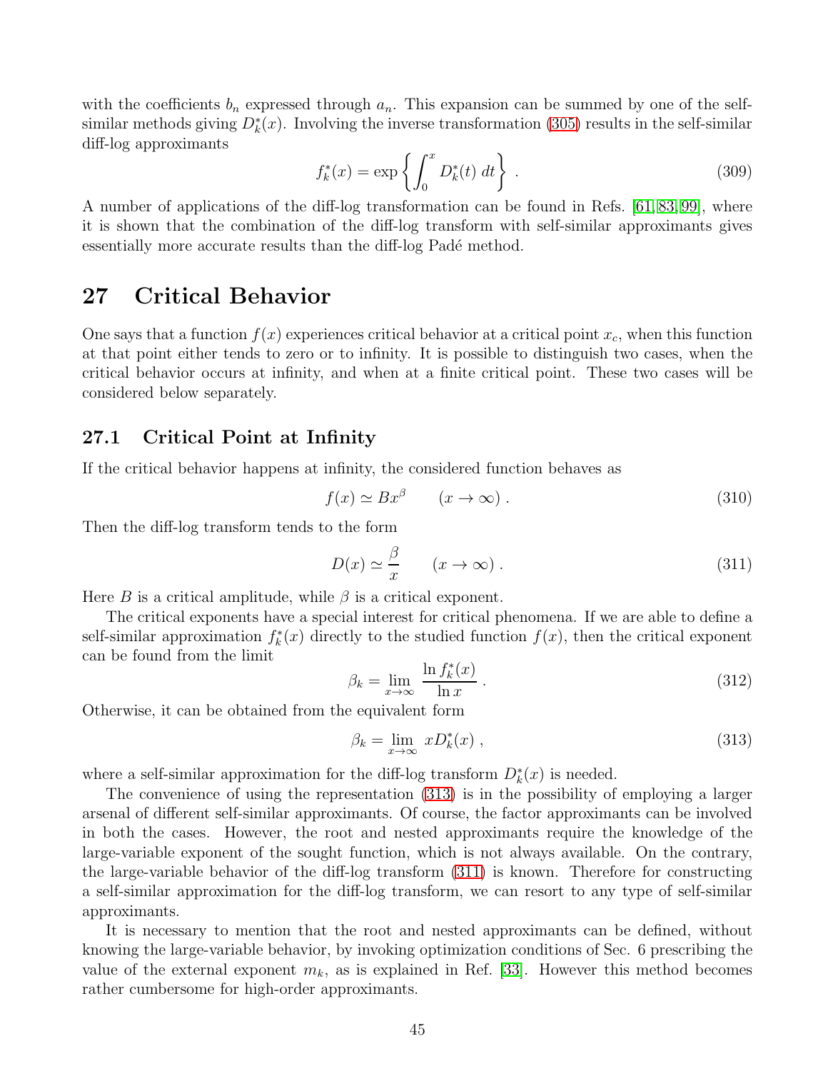with the coefficients $b_n$ expressed through $a_n$. This expansion can be summed by one of the self-similar methods giving $D_k^*(x)$. Involving the inverse transformation (305) results in the self-similar diff-log approximants

$$
f_k^*(x) = \exp\left\{ \int_0^x D_k^*(t) \, dt \right\} \; . \tag{309}
$$

A number of applications of the diff-log transformation can be found in Refs. [61, 83, 99], where it is shown that the combination of the diff-log transform with self-similar approximants gives essentially more accurate results than the diff-log Padé method.

# 27 Critical Behavior

One says that a function $f(x)$ experiences critical behavior at a critical point $x_c$, when this function at that point either tends to zero or to infinity. It is possible to distinguish two cases, when the critical behavior occurs at infinity, and when at a finite critical point. These two cases will be considered below separately.

## 27.1 Critical Point at Infinity

If the critical behavior happens at infinity, the considered function behaves as

$$
f(x) \simeq B x^\beta \qquad (x \to \infty) \; . \tag{310}
$$

Then the diff-log transform tends to the form

$$
D(x) \simeq \frac{\beta}{x} \qquad (x \to \infty) \; . \tag{311}
$$

Here $B$ is a critical amplitude, while $\beta$ is a critical exponent.

The critical exponents have a special interest for critical phenomena. If we are able to define a self-similar approximation $f_k^*(x)$ directly to the studied function $f(x)$, then the critical exponent can be found from the limit

$$
\beta_k = \lim_{x \to \infty} \frac{\ln f_k^*(x)}{\ln x} \; . \tag{312}
$$

Otherwise, it can be obtained from the equivalent form

$$
\beta_k = \lim_{x \to \infty} x D_k^*(x) \; , \tag{313}
$$

where a self-similar approximation for the diff-log transform $D_k^*(x)$ is needed.

The convenience of using the representation (313) is in the possibility of employing a larger arsenal of different self-similar approximants. Of course, the factor approximants can be involved in both the cases. However, the root and nested approximants require the knowledge of the large-variable exponent of the sought function, which is not always available. On the contrary, the large-variable behavior of the diff-log transform (311) is known. Therefore for constructing a self-similar approximation for the diff-log transform, we can resort to any type of self-similar approximants.

It is necessary to mention that the root and nested approximants can be defined, without knowing the large-variable behavior, by invoking optimization conditions of Sec. 6 prescribing the value of the external exponent $m_k$, as is explained in Ref. [33]. However this method becomes rather cumbersome for high-order approximants.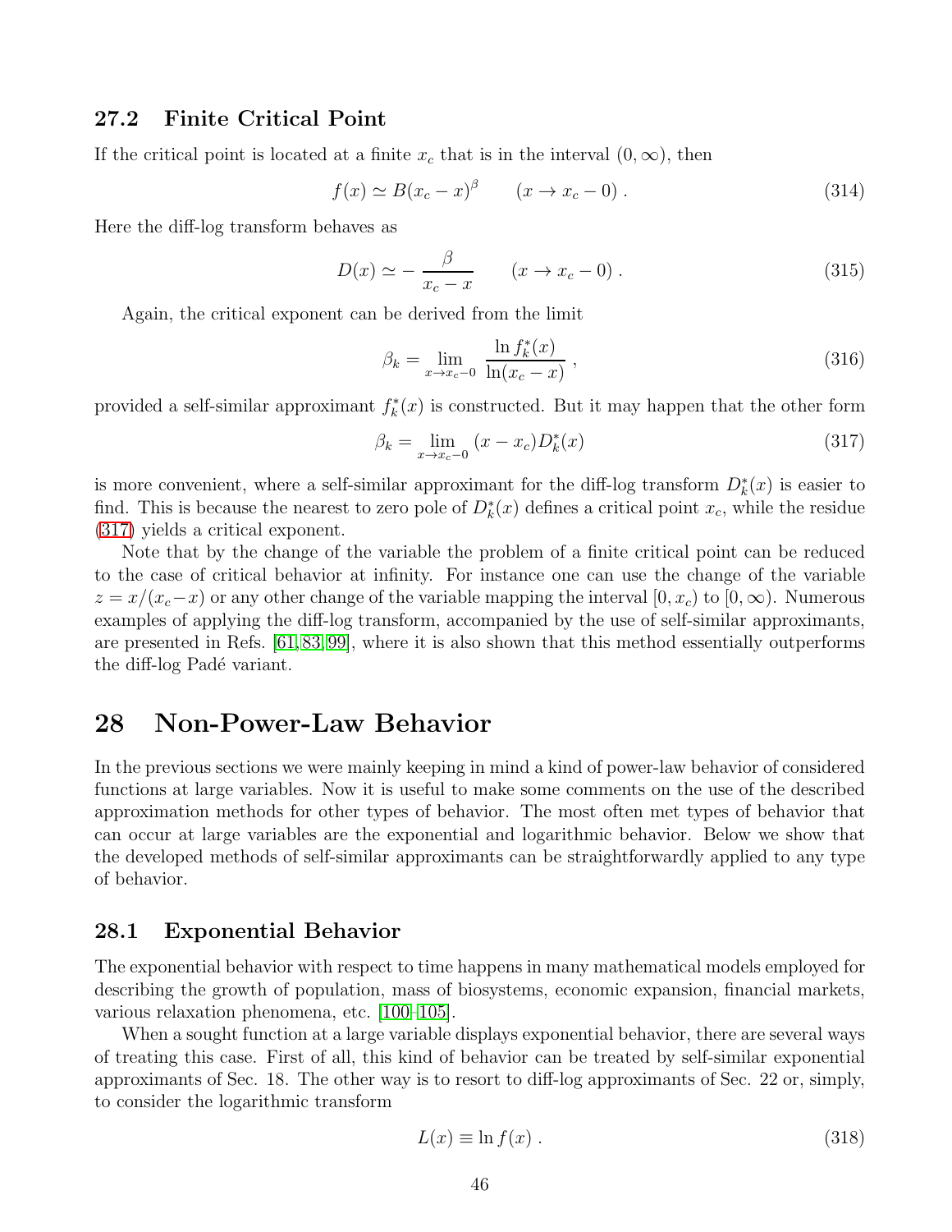### 27.2 Finite Critical Point

If the critical point is located at a finite $x_c$ that is in the interval $(0, \infty)$, then

$$
f(x) \simeq B(x_c - x)^\beta \qquad (x \to x_c - 0) \; . \tag{314}
$$

Here the diff-log transform behaves as

$$
D(x) \simeq -\frac{\beta}{x_c - x} \qquad (x \to x_c - 0) \; . \tag{315}
$$

Again, the critical exponent can be derived from the limit

$$
\beta_k = \lim_{x \to x_c - 0} \frac{\ln f_k^*(x)}{\ln(x_c - x)} \; , \tag{316}
$$

provided a self-similar approximant $f_k^*(x)$ is constructed. But it may happen that the other form

$$
\beta_k = \lim_{x \to x_c - 0} (x - x_c) D_k^*(x) \tag{317}
$$

is more convenient, where a self-similar approximant for the diff-log transform $D_k^*(x)$ is easier to find. This is because the nearest to zero pole of $D_k^*(x)$ defines a critical point $x_c$, while the residue (317) yields a critical exponent.

Note that by the change of the variable the problem of a finite critical point can be reduced to the case of critical behavior at infinity. For instance one can use the change of the variable $z = x/(x_c - x)$ or any other change of the variable mapping the interval $[0, x_c)$ to $[0, \infty)$. Numerous examples of applying the diff-log transform, accompanied by the use of self-similar approximants, are presented in Refs. [61,83,99], where it is also shown that this method essentially outperforms the diff-log Padé variant.

## 28 Non-Power-Law Behavior

In the previous sections we were mainly keeping in mind a kind of power-law behavior of considered functions at large variables. Now it is useful to make some comments on the use of the described approximation methods for other types of behavior. The most often met types of behavior that can occur at large variables are the exponential and logarithmic behavior. Below we show that the developed methods of self-similar approximants can be straightforwardly applied to any type of behavior.

### 28.1 Exponential Behavior

The exponential behavior with respect to time happens in many mathematical models employed for describing the growth of population, mass of biosystems, economic expansion, financial markets, various relaxation phenomena, etc. [100–105].

When a sought function at a large variable displays exponential behavior, there are several ways of treating this case. First of all, this kind of behavior can be treated by self-similar exponential approximants of Sec. 18. The other way is to resort to diff-log approximants of Sec. 22 or, simply, to consider the logarithmic transform

$$
L(x) \equiv \ln f(x) \; . \tag{318}
$$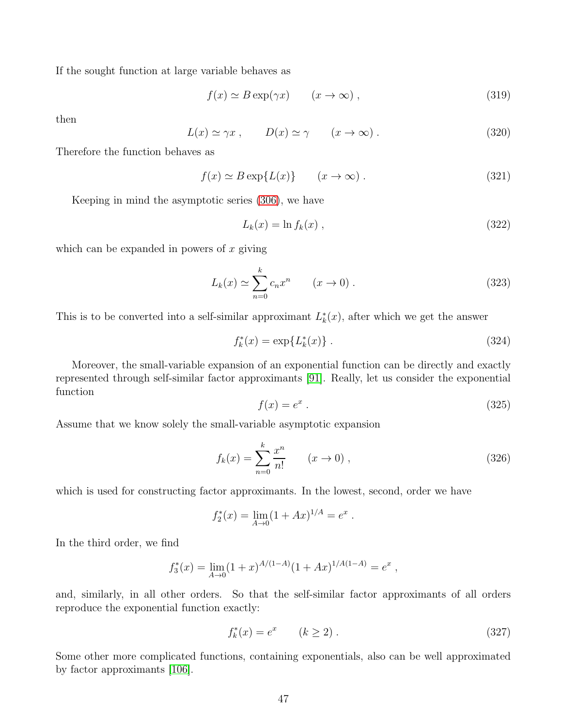If the sought function at large variable behaves as

$$f(x) \simeq B \exp(\gamma x) \qquad (x \to \infty) , \tag{319}$$

then

$$L(x) \simeq \gamma x , \qquad D(x) \simeq \gamma \qquad (x \to \infty) . \tag{320}$$

Therefore the function behaves as

$$f(x) \simeq B \exp\{L(x)\} \qquad (x \to \infty) . \tag{321}$$

Keeping in mind the asymptotic series (306), we have

$$L_k(x) = \ln f_k(x) , \tag{322}$$

which can be expanded in powers of $x$ giving

$$L_k(x) \simeq \sum_{n=0}^{k} c_n x^n \qquad (x \to 0) . \tag{323}$$

This is to be converted into a self-similar approximant $L_k^*(x)$, after which we get the answer

$$f_k^*(x) = \exp\{L_k^*(x)\} . \tag{324}$$

Moreover, the small-variable expansion of an exponential function can be directly and exactly represented through self-similar factor approximants [91]. Really, let us consider the exponential function

$$f(x) = e^x . \tag{325}$$

Assume that we know solely the small-variable asymptotic expansion

$$f_k(x) = \sum_{n=0}^{k} \frac{x^n}{n!} \qquad (x \to 0) , \tag{326}$$

which is used for constructing factor approximants. In the lowest, second, order we have

$$f_2^*(x) = \lim_{A \to 0} (1 + Ax)^{1/A} = e^x .$$

In the third order, we find

$$f_3^*(x) = \lim_{A \to 0} (1 + x)^{A/(1-A)} (1 + Ax)^{1/A(1-A)} = e^x ,$$

and, similarly, in all other orders. So that the self-similar factor approximants of all orders reproduce the exponential function exactly:

$$f_k^*(x) = e^x \qquad (k \geq 2) . \tag{327}$$

Some other more complicated functions, containing exponentials, also can be well approximated by factor approximants [106].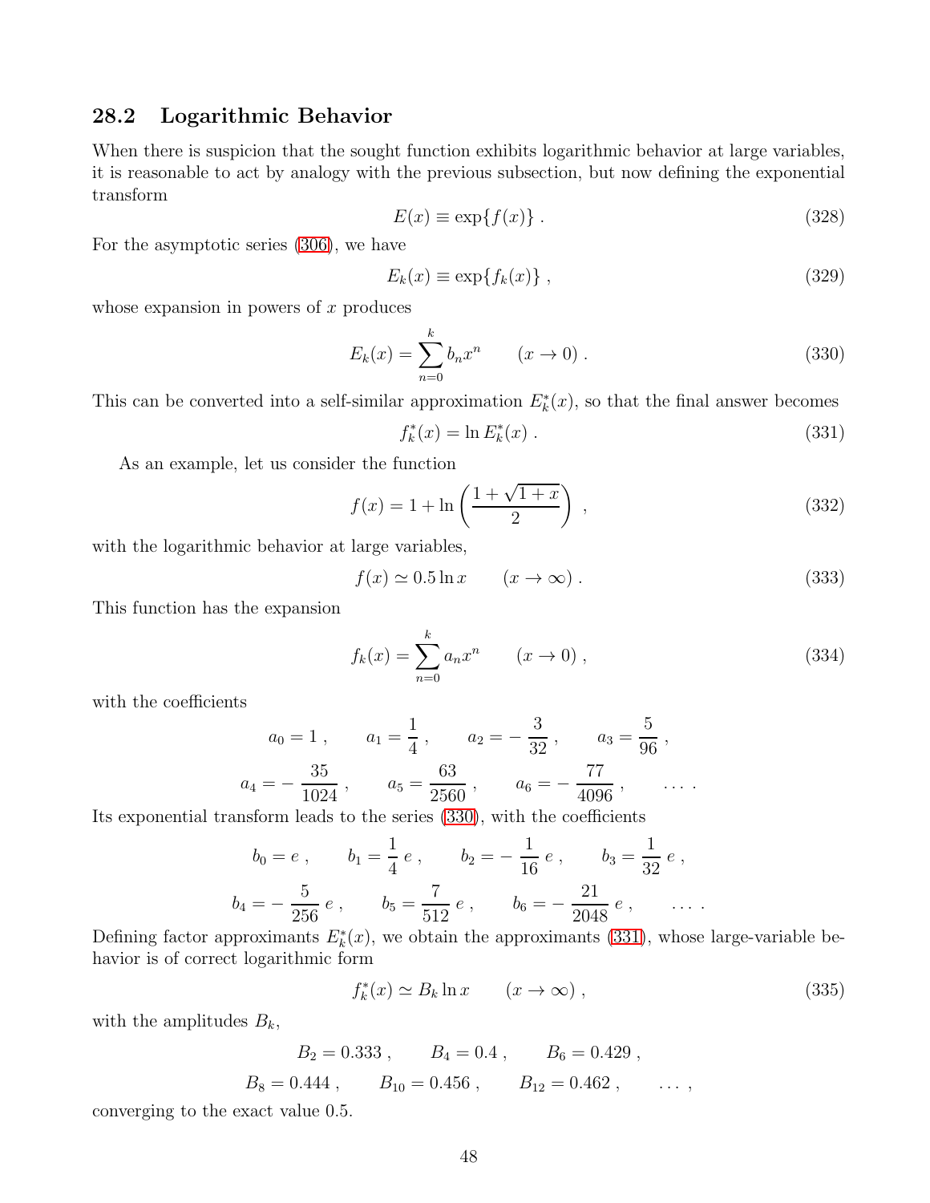### 28.2 Logarithmic Behavior

When there is suspicion that the sought function exhibits logarithmic behavior at large variables, it is reasonable to act by analogy with the previous subsection, but now defining the exponential transform

$$
E(x) \equiv \exp\{ f(x) \} \; . \tag{328}
$$

For the asymptotic series (306), we have

$$
E_k(x) \equiv \exp\{ f_k(x) \} \; , \tag{329}
$$

whose expansion in powers of $x$ produces

$$
E_k(x) = \sum_{n=0}^{k} b_n x^n \qquad (x \to 0) \; . \tag{330}
$$

This can be converted into a self-similar approximation $E_k^*(x)$, so that the final answer becomes

$$
f_k^*(x) = \ln E_k^*(x) \; . \tag{331}
$$

As an example, let us consider the function

$$
f(x) = 1 + \ln \left( \frac{1 + \sqrt{1+x}}{2} \right) \; , \tag{332}
$$

with the logarithmic behavior at large variables,

$$
f(x) \simeq 0.5 \ln x \qquad (x \to \infty) \; . \tag{333}
$$

This function has the expansion

$$
f_k(x) = \sum_{n=0}^{k} a_n x^n \qquad (x \to 0) \; , \tag{334}
$$

with the coefficients

$$
a_0 = 1 \; , \qquad a_1 = \frac{1}{4} \; , \qquad a_2 = -\,\frac{3}{32} \; , \qquad a_3 = \frac{5}{96} \; ,
$$

$$
a_4 = -\,\frac{35}{1024} \; , \qquad a_5 = \frac{63}{2560} \; , \qquad a_6 = -\,\frac{77}{4096} \; , \qquad \ldots \; .
$$

Its exponential transform leads to the series (330), with the coefficients

$$
b_0 = e \; , \qquad b_1 = \frac{1}{4}\, e \; , \qquad b_2 = -\,\frac{1}{16}\, e \; , \qquad b_3 = \frac{1}{32}\, e \; ,
$$

$$
b_4 = -\,\frac{5}{256}\, e \; , \qquad b_5 = \frac{7}{512}\, e \; , \qquad b_6 = -\,\frac{21}{2048}\, e \; , \qquad \ldots \; .
$$

Defining factor approximants $E_k^*(x)$, we obtain the approximants (331), whose large-variable behavior is of correct logarithmic form

$$
f_k^*(x) \simeq B_k \ln x \qquad (x \to \infty) \; , \tag{335}
$$

with the amplitudes $B_k$,

$$
B_2 = 0.333 \; , \qquad B_4 = 0.4 \; , \qquad B_6 = 0.429 \; ,
$$

$$
B_8 = 0.444 \; , \qquad B_{10} = 0.456 \; , \qquad B_{12} = 0.462 \; , \qquad \ldots \; ,
$$

converging to the exact value 0.5.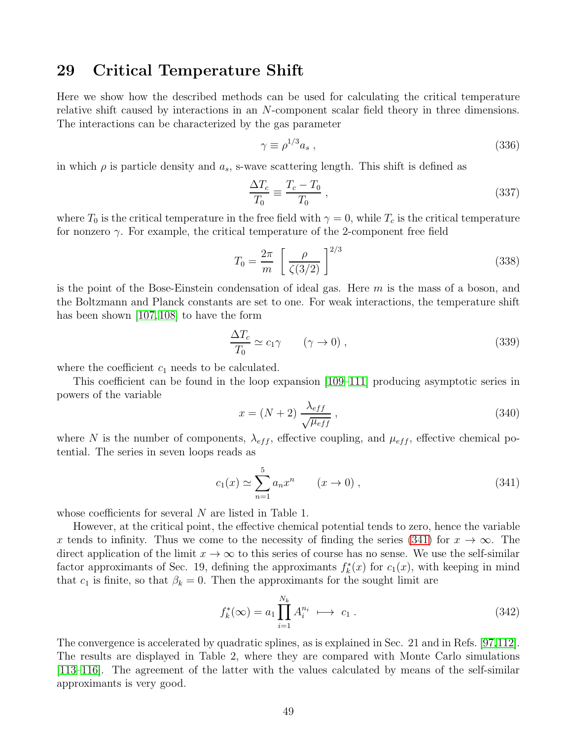# 29 Critical Temperature Shift

Here we show how the described methods can be used for calculating the critical temperature relative shift caused by interactions in an $N$-component scalar field theory in three dimensions. The interactions can be characterized by the gas parameter

$$\gamma \equiv \rho^{1/3} a_s \; , \tag{336}$$

in which $\rho$ is particle density and $a_s$, s-wave scattering length. This shift is defined as

$$\frac{\Delta T_c}{T_0} \equiv \frac{T_c - T_0}{T_0} \; , \tag{337}$$

where $T_0$ is the critical temperature in the free field with $\gamma = 0$, while $T_c$ is the critical temperature for nonzero $\gamma$. For example, the critical temperature of the 2-component free field

$$T_0 = \frac{2\pi}{m} \left[ \frac{\rho}{\zeta(3/2)} \right]^{2/3} \tag{338}$$

is the point of the Bose-Einstein condensation of ideal gas. Here $m$ is the mass of a boson, and the Boltzmann and Planck constants are set to one. For weak interactions, the temperature shift has been shown [107,108] to have the form

$$\frac{\Delta T_c}{T_0} \simeq c_1 \gamma \qquad (\gamma \to 0) \; , \tag{339}$$

where the coefficient $c_1$ needs to be calculated.

This coefficient can be found in the loop expansion [109–111] producing asymptotic series in powers of the variable

$$x = (N+2) \, \frac{\lambda_{eff}}{\sqrt{\mu_{eff}}} \; , \tag{340}$$

where $N$ is the number of components, $\lambda_{eff}$, effective coupling, and $\mu_{eff}$, effective chemical potential. The series in seven loops reads as

$$c_1(x) \simeq \sum_{n=1}^{5} a_n x^n \qquad (x \to 0) \; , \tag{341}$$

whose coefficients for several $N$ are listed in Table 1.

However, at the critical point, the effective chemical potential tends to zero, hence the variable $x$ tends to infinity. Thus we come to the necessity of finding the series (341) for $x \to \infty$. The direct application of the limit $x \to \infty$ to this series of course has no sense. We use the self-similar factor approximants of Sec. 19, defining the approximants $f_k^*(x)$ for $c_1(x)$, with keeping in mind that $c_1$ is finite, so that $\beta_k = 0$. Then the approximants for the sought limit are

$$f_k^*(\infty) = a_1 \prod_{i=1}^{N_k} A_i^{n_i} \; \longmapsto \; c_1 \; . \tag{342}$$

The convergence is accelerated by quadratic splines, as is explained in Sec. 21 and in Refs. [97,112]. The results are displayed in Table 2, where they are compared with Monte Carlo simulations [113–116]. The agreement of the latter with the values calculated by means of the self-similar approximants is very good.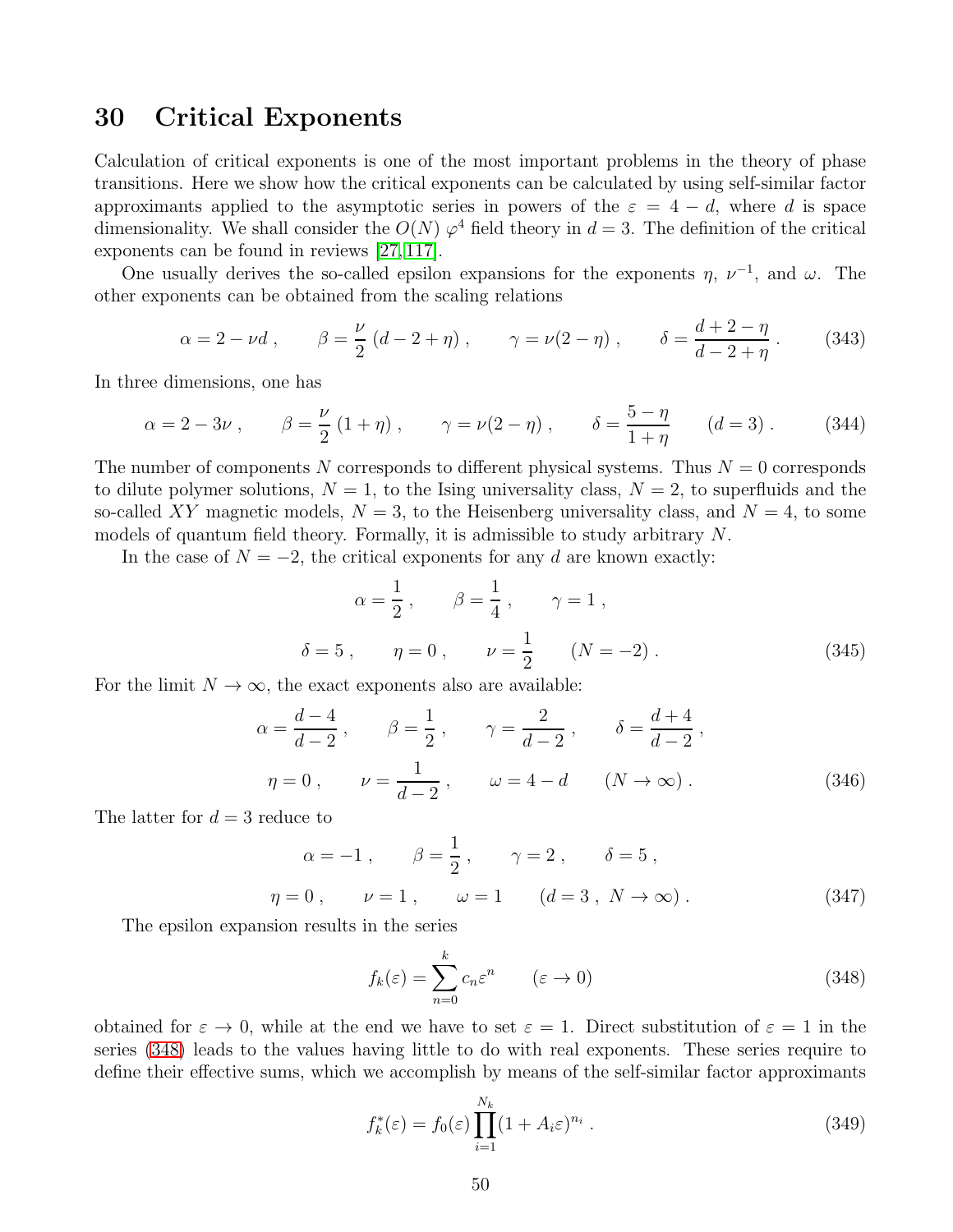# 30 Critical Exponents

Calculation of critical exponents is one of the most important problems in the theory of phase transitions. Here we show how the critical exponents can be calculated by using self-similar factor approximants applied to the asymptotic series in powers of the $\varepsilon = 4 - d$, where $d$ is space dimensionality. We shall consider the $O(N)$ $\varphi^4$ field theory in $d = 3$. The definition of the critical exponents can be found in reviews [27,117].

One usually derives the so-called epsilon expansions for the exponents $\eta$, $\nu^{-1}$, and $\omega$. The other exponents can be obtained from the scaling relations

$$\alpha = 2 - \nu d \; , \qquad \beta = \frac{\nu}{2}\,(d - 2 + \eta) \; , \qquad \gamma = \nu(2 - \eta) \; , \qquad \delta = \frac{d + 2 - \eta}{d - 2 + \eta} \; . \tag{343}$$

In three dimensions, one has

$$\alpha = 2 - 3\nu \; , \qquad \beta = \frac{\nu}{2}\,(1 + \eta) \; , \qquad \gamma = \nu(2 - \eta) \; , \qquad \delta = \frac{5 - \eta}{1 + \eta} \qquad (d = 3) \; . \tag{344}$$

The number of components $N$ corresponds to different physical systems. Thus $N = 0$ corresponds to dilute polymer solutions, $N = 1$, to the Ising universality class, $N = 2$, to superfluids and the so-called $XY$ magnetic models, $N = 3$, to the Heisenberg universality class, and $N = 4$, to some models of quantum field theory. Formally, it is admissible to study arbitrary $N$.

In the case of $N = -2$, the critical exponents for any $d$ are known exactly:

$$\alpha = \frac{1}{2} \; , \qquad \beta = \frac{1}{4} \; , \qquad \gamma = 1 \; ,$$

$$\delta = 5 \; , \qquad \eta = 0 \; , \qquad \nu = \frac{1}{2} \qquad (N = -2) \; . \tag{345}$$

For the limit $N \to \infty$, the exact exponents also are available:

$$\alpha = \frac{d - 4}{d - 2} \; , \qquad \beta = \frac{1}{2} \; , \qquad \gamma = \frac{2}{d - 2} \; , \qquad \delta = \frac{d + 4}{d - 2} \; ,$$

$$\eta = 0 \; , \qquad \nu = \frac{1}{d - 2} \; , \qquad \omega = 4 - d \qquad (N \to \infty) \; . \tag{346}$$

The latter for $d = 3$ reduce to

$$\alpha = -1 \; , \qquad \beta = \frac{1}{2} \; , \qquad \gamma = 2 \; , \qquad \delta = 5 \; ,$$

$$\eta = 0 \; , \qquad \nu = 1 \; , \qquad \omega = 1 \qquad (d = 3 \; , \; N \to \infty) \; . \tag{347}$$

The epsilon expansion results in the series

$$f_k(\varepsilon) = \sum_{n=0}^{k} c_n \varepsilon^n \qquad (\varepsilon \to 0) \tag{348}$$

obtained for $\varepsilon \to 0$, while at the end we have to set $\varepsilon = 1$. Direct substitution of $\varepsilon = 1$ in the series (348) leads to the values having little to do with real exponents. These series require to define their effective sums, which we accomplish by means of the self-similar factor approximants

$$f_k^*(\varepsilon) = f_0(\varepsilon) \prod_{i=1}^{N_k} (1 + A_i \varepsilon)^{n_i} \; . \tag{349}$$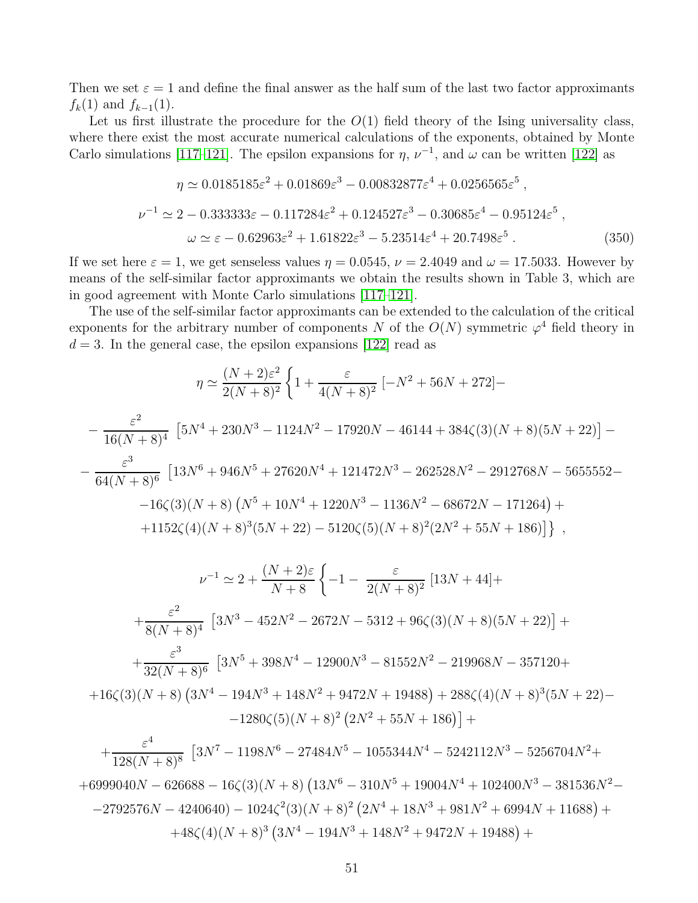Then we set $\varepsilon = 1$ and define the final answer as the half sum of the last two factor approximants $f_k(1)$ and $f_{k-1}(1)$.

Let us first illustrate the procedure for the $O(1)$ field theory of the Ising universality class, where there exist the most accurate numerical calculations of the exponents, obtained by Monte Carlo simulations [117–121]. The epsilon expansions for $\eta$, $\nu^{-1}$, and $\omega$ can be written [122] as

$$
\eta \simeq 0.0185185\varepsilon^2 + 0.01869\varepsilon^3 - 0.00832877\varepsilon^4 + 0.0256565\varepsilon^5 \; ,
$$

$$
\nu^{-1} \simeq 2 - 0.333333\varepsilon - 0.117284\varepsilon^2 + 0.124527\varepsilon^3 - 0.30685\varepsilon^4 - 0.95124\varepsilon^5 \; ,
$$

$$
\omega \simeq \varepsilon - 0.62963\varepsilon^2 + 1.61822\varepsilon^3 - 5.23514\varepsilon^4 + 20.7498\varepsilon^5 \; . \tag{350}
$$

If we set here $\varepsilon = 1$, we get senseless values $\eta = 0.0545$, $\nu = 2.4049$ and $\omega = 17.5033$. However by means of the self-similar factor approximants we obtain the results shown in Table 3, which are in good agreement with Monte Carlo simulations [117–121].

The use of the self-similar factor approximants can be extended to the calculation of the critical exponents for the arbitrary number of components $N$ of the $O(N)$ symmetric $\varphi^4$ field theory in $d = 3$. In the general case, the epsilon expansions [122] read as

$$
\eta \simeq \frac{(N+2)\varepsilon^2}{2(N+8)^2}\left\{ 1 + \frac{\varepsilon}{4(N+8)^2}\left[ -N^2 + 56N + 272 \right] - \right.
$$

$$
- \frac{\varepsilon^2}{16(N+8)^4}\left[ 5N^4 + 230N^3 - 1124N^2 - 17920N - 46144 + 384\zeta(3)(N+8)(5N+22) \right] -
$$

$$
- \frac{\varepsilon^3}{64(N+8)^6}\left[ 13N^6 + 946N^5 + 27620N^4 + 121472N^3 - 262528N^2 - 2912768N - 5655552 - \right.
$$

$$
-16\zeta(3)(N+8)\left( N^5 + 10N^4 + 1220N^3 - 1136N^2 - 68672N - 171264 \right) +
$$

$$
\left. \left. + 1152\zeta(4)(N+8)^3(5N+22) - 5120\zeta(5)(N+8)^2(2N^2+55N+186) \right] \right\} \; ,
$$

$$
\nu^{-1} \simeq 2 + \frac{(N+2)\varepsilon}{N+8}\left\{ -1 - \frac{\varepsilon}{2(N+8)^2}\left[ 13N + 44 \right] + \right.
$$

$$
+ \frac{\varepsilon^2}{8(N+8)^4}\left[ 3N^3 - 452N^2 - 2672N - 5312 + 96\zeta(3)(N+8)(5N+22) \right] +
$$

$$
+ \frac{\varepsilon^3}{32(N+8)^6}\left[ 3N^5 + 398N^4 - 12900N^3 - 81552N^2 - 219968N - 357120 + \right.
$$

$$
+16\zeta(3)(N+8)\left( 3N^4 - 194N^3 + 148N^2 + 9472N + 19488 \right) + 288\zeta(4)(N+8)^3(5N+22) -
$$

$$
\left. -1280\zeta(5)(N+8)^2\left( 2N^2 + 55N + 186 \right) \right] +
$$

$$
+ \frac{\varepsilon^4}{128(N+8)^8}\left[ 3N^7 - 1198N^6 - 27484N^5 - 1055344N^4 - 5242112N^3 - 5256704N^2 + \right.
$$

$$
+6999040N - 626688 - 16\zeta(3)(N+8)\left( 13N^6 - 310N^5 + 19004N^4 + 102400N^3 - 381536N^2 - \right.
$$

$$
\left. -2792576N - 4240640 \right) - 1024\zeta^2(3)(N+8)^2\left( 2N^4 + 18N^3 + 981N^2 + 6994N + 11688 \right) +
$$

$$
+48\zeta(4)(N+8)^3\left( 3N^4 - 194N^3 + 148N^2 + 9472N + 19488 \right) +
$$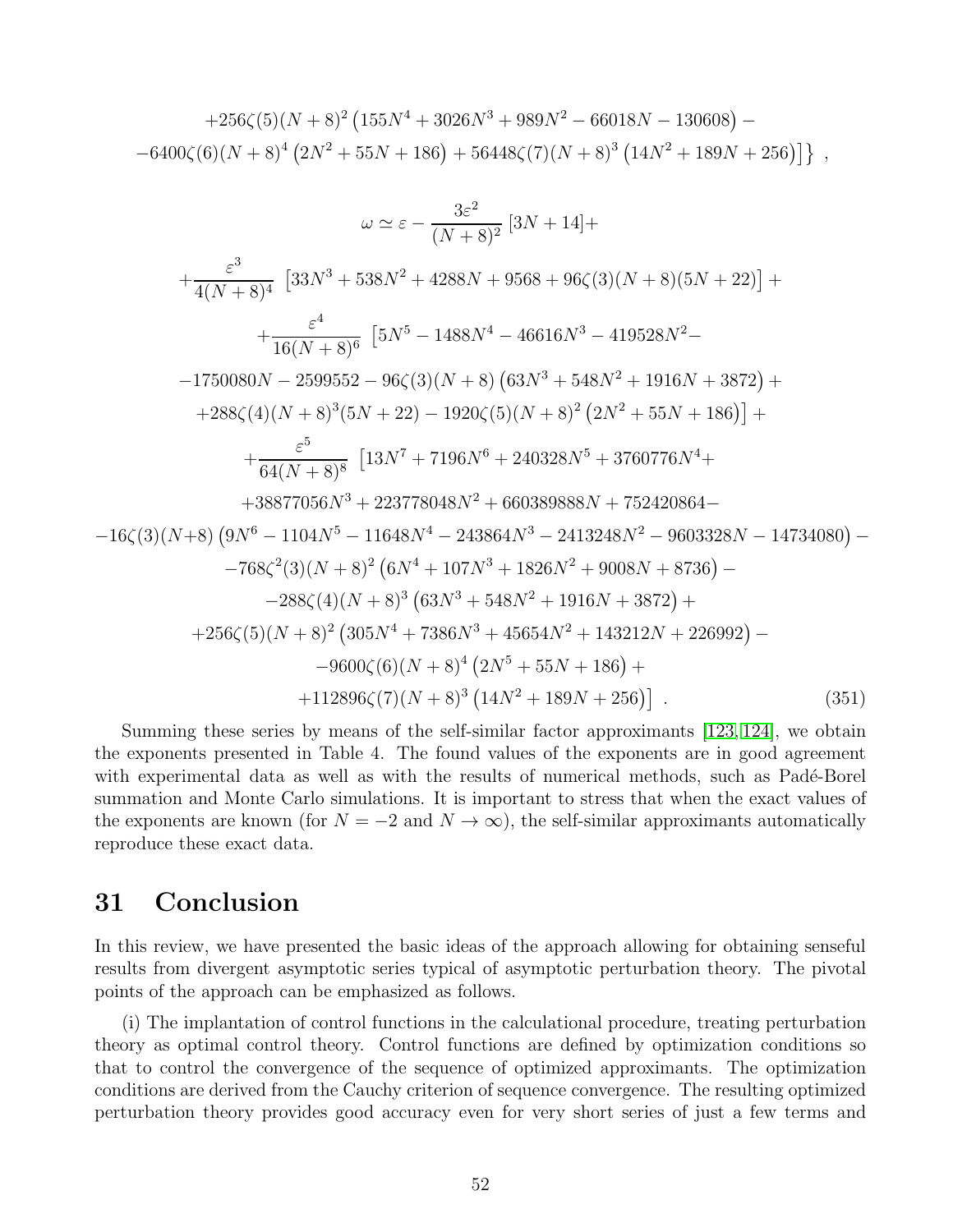$$
+256\zeta(5)(N+8)^2\left(155N^4+3026N^3+989N^2-66018N-130608\right)-
$$

$$
-6400\zeta(6)(N+8)^4\left(2N^2+55N+186\right)+56448\zeta(7)(N+8)^3\left(14N^2+189N+256\right)\Big]\Big\} \; ,
$$

$$
\omega \simeq \varepsilon - \frac{3\varepsilon^2}{(N+8)^2}\left[3N+14\right]+
$$

$$
+\frac{\varepsilon^3}{4(N+8)^4}\;\left[33N^3+538N^2+4288N+9568+96\zeta(3)(N+8)(5N+22)\right]+
$$

$$
+\frac{\varepsilon^4}{16(N+8)^6}\;\left[5N^5-1488N^4-46616N^3-419528N^2-\right.
$$

$$
-1750080N-2599552-96\zeta(3)(N+8)\left(63N^3+548N^2+1916N+3872\right)+
$$

$$
\left.+288\zeta(4)(N+8)^3(5N+22)-1920\zeta(5)(N+8)^2\left(2N^2+55N+186\right)\right]+
$$

$$
+\frac{\varepsilon^5}{64(N+8)^8}\;\left[13N^7+7196N^6+240328N^5+3760776N^4+\right.
$$

$$
+38877056N^3+223778048N^2+660389888N+752420864-
$$

$$
-16\zeta(3)(N+8)\left(9N^6-1104N^5-11648N^4-243864N^3-2413248N^2-9603328N-14734080\right)-
$$

$$
-768\zeta^2(3)(N+8)^2\left(6N^4+107N^3+1826N^2+9008N+8736\right)-
$$

$$
-288\zeta(4)(N+8)^3\left(63N^3+548N^2+1916N+3872\right)+
$$

$$
+256\zeta(5)(N+8)^2\left(305N^4+7386N^3+45654N^2+143212N+226992\right)-
$$

$$
-9600\zeta(6)(N+8)^4\left(2N^5+55N+186\right)+
$$

$$
\left.+112896\zeta(7)(N+8)^3\left(14N^2+189N+256\right)\right] \; . \tag{351}
$$

Summing these series by means of the self-similar factor approximants [123, 124], we obtain the exponents presented in Table 4. The found values of the exponents are in good agreement with experimental data as well as with the results of numerical methods, such as Padé-Borel summation and Monte Carlo simulations. It is important to stress that when the exact values of the exponents are known (for $N=-2$ and $N\to\infty$), the self-similar approximants automatically reproduce these exact data.

# 31 Conclusion

In this review, we have presented the basic ideas of the approach allowing for obtaining senseful results from divergent asymptotic series typical of asymptotic perturbation theory. The pivotal points of the approach can be emphasized as follows.

(i) The implantation of control functions in the calculational procedure, treating perturbation theory as optimal control theory. Control functions are defined by optimization conditions so that to control the convergence of the sequence of optimized approximants. The optimization conditions are derived from the Cauchy criterion of sequence convergence. The resulting optimized perturbation theory provides good accuracy even for very short series of just a few terms and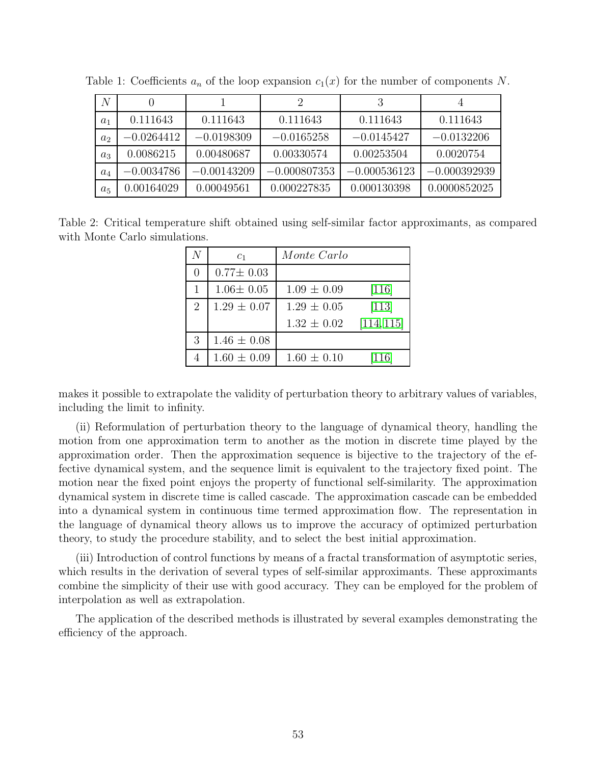Table 1: Coefficients $a_n$ of the loop expansion $c_1(x)$ for the number of components $N$.

| $N$ | 0 | 1 | 2 | 3 | 4 |
|---|---|---|---|---|---|
| $a_1$ | 0.111643 | 0.111643 | 0.111643 | 0.111643 | 0.111643 |
| $a_2$ | $-0.0264412$ | $-0.0198309$ | $-0.0165258$ | $-0.0145427$ | $-0.0132206$ |
| $a_3$ | 0.0086215 | 0.00480687 | 0.00330574 | 0.00253504 | 0.0020754 |
| $a_4$ | $-0.0034786$ | $-0.00143209$ | $-0.000807353$ | $-0.000536123$ | $-0.000392939$ |
| $a_5$ | 0.00164029 | 0.00049561 | 0.000227835 | 0.000130398 | 0.0000852025 |

Table 2: Critical temperature shift obtained using self-similar factor approximants, as compared with Monte Carlo simulations.

| $N$ | $c_1$ | *Monte Carlo* | |
|---|---|---|---|
| 0 | $0.77 \pm 0.03$ | | |
| 1 | $1.06 \pm 0.05$ | $1.09 \pm 0.09$ | [116] |
| 2 | $1.29 \pm 0.07$ | $1.29 \pm 0.05$ | [113] |
| | | $1.32 \pm 0.02$ | [114, 115] |
| 3 | $1.46 \pm 0.08$ | | |
| 4 | $1.60 \pm 0.09$ | $1.60 \pm 0.10$ | [116] |

makes it possible to extrapolate the validity of perturbation theory to arbitrary values of variables, including the limit to infinity.

(ii) Reformulation of perturbation theory to the language of dynamical theory, handling the motion from one approximation term to another as the motion in discrete time played by the approximation order. Then the approximation sequence is bijective to the trajectory of the effective dynamical system, and the sequence limit is equivalent to the trajectory fixed point. The motion near the fixed point enjoys the property of functional self-similarity. The approximation dynamical system in discrete time is called cascade. The approximation cascade can be embedded into a dynamical system in continuous time termed approximation flow. The representation in the language of dynamical theory allows us to improve the accuracy of optimized perturbation theory, to study the procedure stability, and to select the best initial approximation.

(iii) Introduction of control functions by means of a fractal transformation of asymptotic series, which results in the derivation of several types of self-similar approximants. These approximants combine the simplicity of their use with good accuracy. They can be employed for the problem of interpolation as well as extrapolation.

The application of the described methods is illustrated by several examples demonstrating the efficiency of the approach.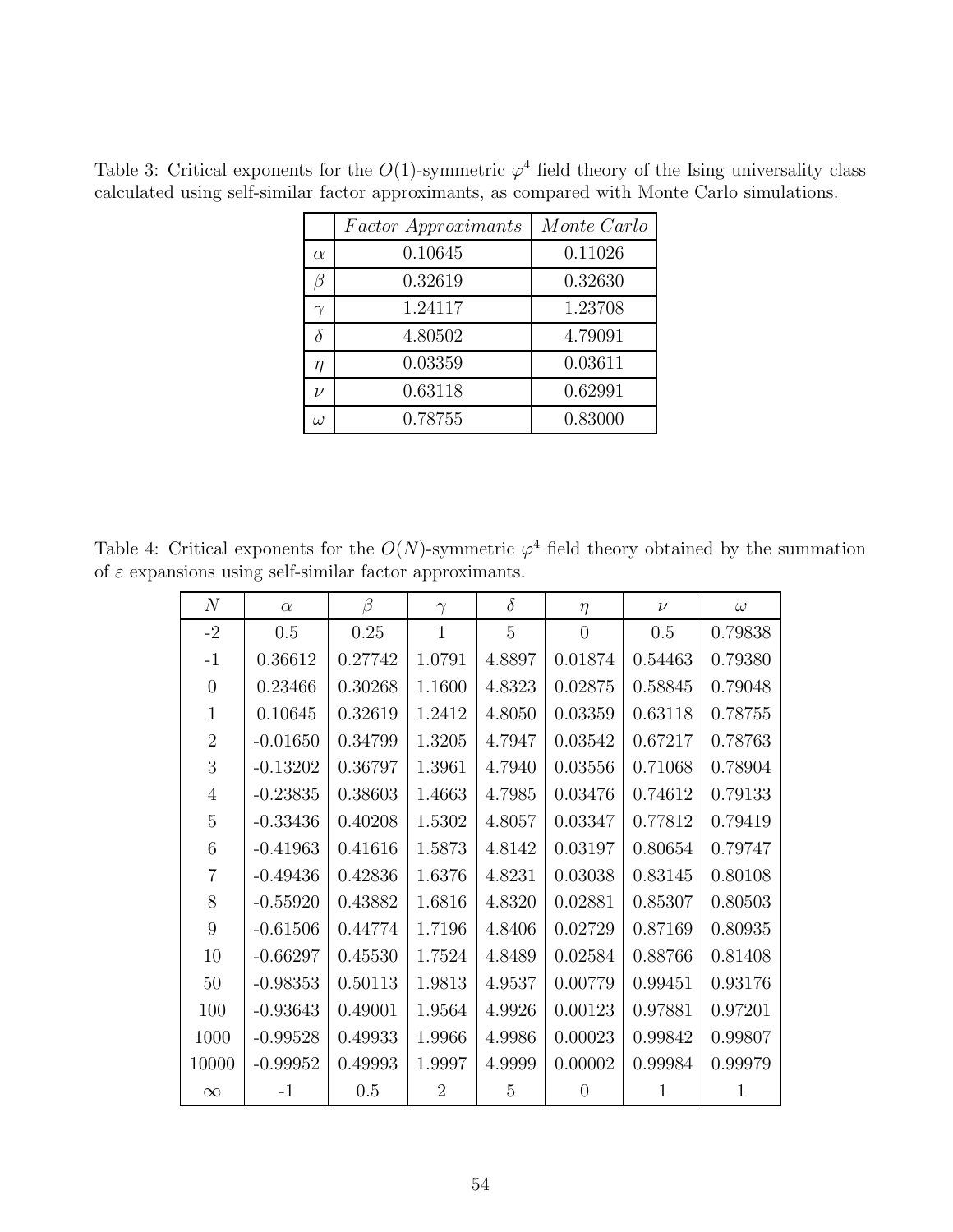Table 3: Critical exponents for the $O(1)$-symmetric $\varphi^4$ field theory of the Ising universality class calculated using self-similar factor approximants, as compared with Monte Carlo simulations.

| | *Factor Approximants* | *Monte Carlo* |
|---|---|---|
| $\alpha$ | 0.10645 | 0.11026 |
| $\beta$ | 0.32619 | 0.32630 |
| $\gamma$ | 1.24117 | 1.23708 |
| $\delta$ | 4.80502 | 4.79091 |
| $\eta$ | 0.03359 | 0.03611 |
| $\nu$ | 0.63118 | 0.62991 |
| $\omega$ | 0.78755 | 0.83000 |

Table 4: Critical exponents for the $O(N)$-symmetric $\varphi^4$ field theory obtained by the summation of $\varepsilon$ expansions using self-similar factor approximants.

| $N$ | $\alpha$ | $\beta$ | $\gamma$ | $\delta$ | $\eta$ | $\nu$ | $\omega$ |
|---|---|---|---|---|---|---|---|
| -2 | 0.5 | 0.25 | 1 | 5 | 0 | 0.5 | 0.79838 |
| -1 | 0.36612 | 0.27742 | 1.0791 | 4.8897 | 0.01874 | 0.54463 | 0.79380 |
| 0 | 0.23466 | 0.30268 | 1.1600 | 4.8323 | 0.02875 | 0.58845 | 0.79048 |
| 1 | 0.10645 | 0.32619 | 1.2412 | 4.8050 | 0.03359 | 0.63118 | 0.78755 |
| 2 | -0.01650 | 0.34799 | 1.3205 | 4.7947 | 0.03542 | 0.67217 | 0.78763 |
| 3 | -0.13202 | 0.36797 | 1.3961 | 4.7940 | 0.03556 | 0.71068 | 0.78904 |
| 4 | -0.23835 | 0.38603 | 1.4663 | 4.7985 | 0.03476 | 0.74612 | 0.79133 |
| 5 | -0.33436 | 0.40208 | 1.5302 | 4.8057 | 0.03347 | 0.77812 | 0.79419 |
| 6 | -0.41963 | 0.41616 | 1.5873 | 4.8142 | 0.03197 | 0.80654 | 0.79747 |
| 7 | -0.49436 | 0.42836 | 1.6376 | 4.8231 | 0.03038 | 0.83145 | 0.80108 |
| 8 | -0.55920 | 0.43882 | 1.6816 | 4.8320 | 0.02881 | 0.85307 | 0.80503 |
| 9 | -0.61506 | 0.44774 | 1.7196 | 4.8406 | 0.02729 | 0.87169 | 0.80935 |
| 10 | -0.66297 | 0.45530 | 1.7524 | 4.8489 | 0.02584 | 0.88766 | 0.81408 |
| 50 | -0.98353 | 0.50113 | 1.9813 | 4.9537 | 0.00779 | 0.99451 | 0.93176 |
| 100 | -0.93643 | 0.49001 | 1.9564 | 4.9926 | 0.00123 | 0.97881 | 0.97201 |
| 1000 | -0.99528 | 0.49933 | 1.9966 | 4.9986 | 0.00023 | 0.99842 | 0.99807 |
| 10000 | -0.99952 | 0.49993 | 1.9997 | 4.9999 | 0.00002 | 0.99984 | 0.99979 |
| $\infty$ | -1 | 0.5 | 2 | 5 | 0 | 1 | 1 |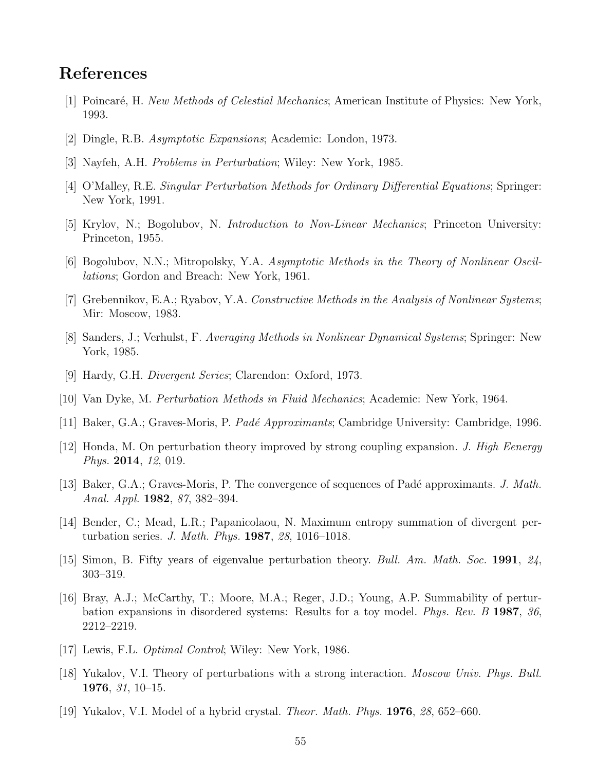# References

[1] Poincaré, H. *New Methods of Celestial Mechanics*; American Institute of Physics: New York, 1993.

[2] Dingle, R.B. *Asymptotic Expansions*; Academic: London, 1973.

[3] Nayfeh, A.H. *Problems in Perturbation*; Wiley: New York, 1985.

[4] O'Malley, R.E. *Singular Perturbation Methods for Ordinary Differential Equations*; Springer: New York, 1991.

[5] Krylov, N.; Bogolubov, N. *Introduction to Non-Linear Mechanics*; Princeton University: Princeton, 1955.

[6] Bogolubov, N.N.; Mitropolsky, Y.A. *Asymptotic Methods in the Theory of Nonlinear Oscillations*; Gordon and Breach: New York, 1961.

[7] Grebennikov, E.A.; Ryabov, Y.A. *Constructive Methods in the Analysis of Nonlinear Systems*; Mir: Moscow, 1983.

[8] Sanders, J.; Verhulst, F. *Averaging Methods in Nonlinear Dynamical Systems*; Springer: New York, 1985.

[9] Hardy, G.H. *Divergent Series*; Clarendon: Oxford, 1973.

[10] Van Dyke, M. *Perturbation Methods in Fluid Mechanics*; Academic: New York, 1964.

[11] Baker, G.A.; Graves-Moris, P. *Padé Approximants*; Cambridge University: Cambridge, 1996.

[12] Honda, M. On perturbation theory improved by strong coupling expansion. *J. High Eenergy Phys.* **2014**, *12*, 019.

[13] Baker, G.A.; Graves-Moris, P. The convergence of sequences of Padé approximants. *J. Math. Anal. Appl.* **1982**, *87*, 382–394.

[14] Bender, C.; Mead, L.R.; Papanicolaou, N. Maximum entropy summation of divergent perturbation series. *J. Math. Phys.* **1987**, *28*, 1016–1018.

[15] Simon, B. Fifty years of eigenvalue perturbation theory. *Bull. Am. Math. Soc.* **1991**, *24*, 303–319.

[16] Bray, A.J.; McCarthy, T.; Moore, M.A.; Reger, J.D.; Young, A.P. Summability of perturbation expansions in disordered systems: Results for a toy model. *Phys. Rev. B* **1987**, *36*, 2212–2219.

[17] Lewis, F.L. *Optimal Control*; Wiley: New York, 1986.

[18] Yukalov, V.I. Theory of perturbations with a strong interaction. *Moscow Univ. Phys. Bull.* **1976**, *31*, 10–15.

[19] Yukalov, V.I. Model of a hybrid crystal. *Theor. Math. Phys.* **1976**, *28*, 652–660.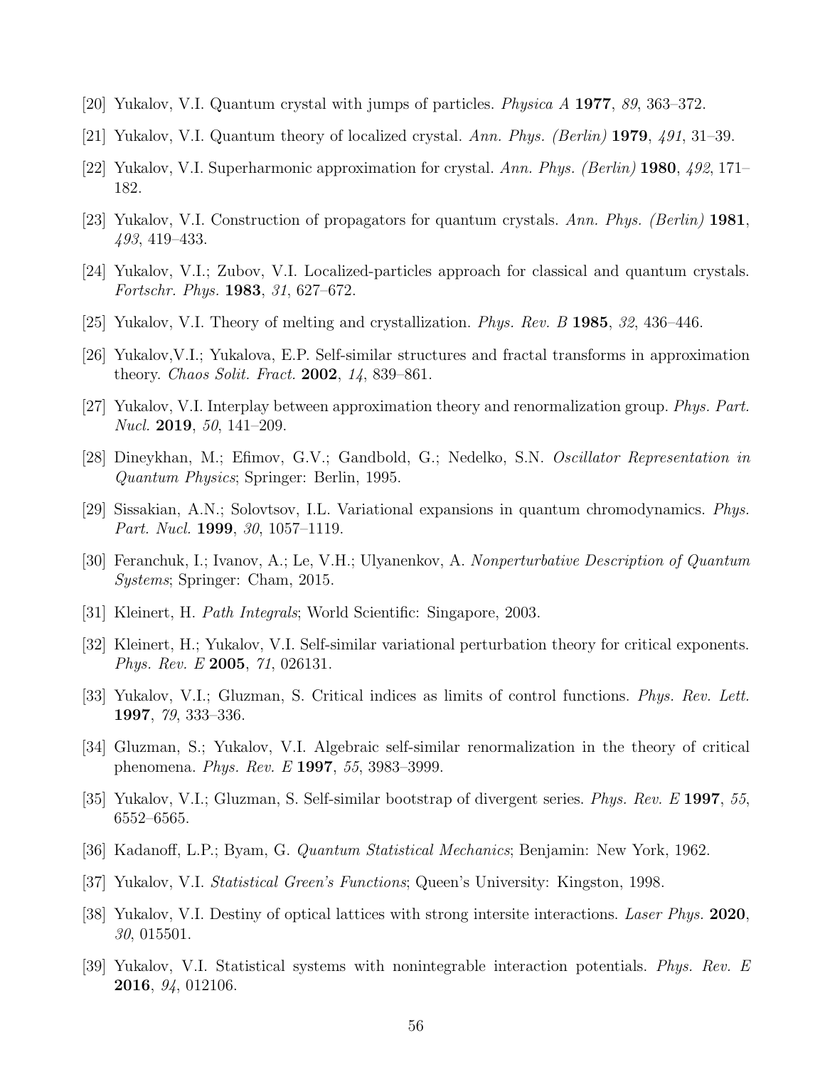[20] Yukalov, V.I. Quantum crystal with jumps of particles. *Physica A* **1977**, *89*, 363–372.

[21] Yukalov, V.I. Quantum theory of localized crystal. *Ann. Phys. (Berlin)* **1979**, *491*, 31–39.

[22] Yukalov, V.I. Superharmonic approximation for crystal. *Ann. Phys. (Berlin)* **1980**, *492*, 171–182.

[23] Yukalov, V.I. Construction of propagators for quantum crystals. *Ann. Phys. (Berlin)* **1981**, *493*, 419–433.

[24] Yukalov, V.I.; Zubov, V.I. Localized-particles approach for classical and quantum crystals. *Fortschr. Phys.* **1983**, *31*, 627–672.

[25] Yukalov, V.I. Theory of melting and crystallization. *Phys. Rev. B* **1985**, *32*, 436–446.

[26] Yukalov,V.I.; Yukalova, E.P. Self-similar structures and fractal transforms in approximation theory. *Chaos Solit. Fract.* **2002**, *14*, 839–861.

[27] Yukalov, V.I. Interplay between approximation theory and renormalization group. *Phys. Part. Nucl.* **2019**, *50*, 141–209.

[28] Dineykhan, M.; Efimov, G.V.; Gandbold, G.; Nedelko, S.N. *Oscillator Representation in Quantum Physics*; Springer: Berlin, 1995.

[29] Sissakian, A.N.; Solovtsov, I.L. Variational expansions in quantum chromodynamics. *Phys. Part. Nucl.* **1999**, *30*, 1057–1119.

[30] Feranchuk, I.; Ivanov, A.; Le, V.H.; Ulyanenkov, A. *Nonperturbative Description of Quantum Systems*; Springer: Cham, 2015.

[31] Kleinert, H. *Path Integrals*; World Scientific: Singapore, 2003.

[32] Kleinert, H.; Yukalov, V.I. Self-similar variational perturbation theory for critical exponents. *Phys. Rev. E* **2005**, *71*, 026131.

[33] Yukalov, V.I.; Gluzman, S. Critical indices as limits of control functions. *Phys. Rev. Lett.* **1997**, *79*, 333–336.

[34] Gluzman, S.; Yukalov, V.I. Algebraic self-similar renormalization in the theory of critical phenomena. *Phys. Rev. E* **1997**, *55*, 3983–3999.

[35] Yukalov, V.I.; Gluzman, S. Self-similar bootstrap of divergent series. *Phys. Rev. E* **1997**, *55*, 6552–6565.

[36] Kadanoff, L.P.; Byam, G. *Quantum Statistical Mechanics*; Benjamin: New York, 1962.

[37] Yukalov, V.I. *Statistical Green's Functions*; Queen's University: Kingston, 1998.

[38] Yukalov, V.I. Destiny of optical lattices with strong intersite interactions. *Laser Phys.* **2020**, *30*, 015501.

[39] Yukalov, V.I. Statistical systems with nonintegrable interaction potentials. *Phys. Rev. E* **2016**, *94*, 012106.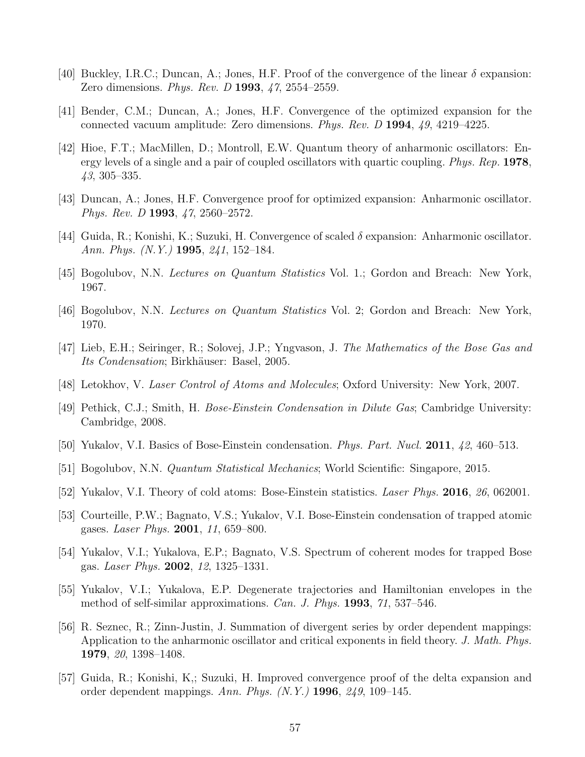[40] Buckley, I.R.C.; Duncan, A.; Jones, H.F. Proof of the convergence of the linear $\delta$ expansion: Zero dimensions. *Phys. Rev. D* **1993**, *47*, 2554–2559.

[41] Bender, C.M.; Duncan, A.; Jones, H.F. Convergence of the optimized expansion for the connected vacuum amplitude: Zero dimensions. *Phys. Rev. D* **1994**, *49*, 4219–4225.

[42] Hioe, F.T.; MacMillen, D.; Montroll, E.W. Quantum theory of anharmonic oscillators: Energy levels of a single and a pair of coupled oscillators with quartic coupling. *Phys. Rep.* **1978**, *43*, 305–335.

[43] Duncan, A.; Jones, H.F. Convergence proof for optimized expansion: Anharmonic oscillator. *Phys. Rev. D* **1993**, *47*, 2560–2572.

[44] Guida, R.; Konishi, K.; Suzuki, H. Convergence of scaled $\delta$ expansion: Anharmonic oscillator. *Ann. Phys. (N.Y.)* **1995**, *241*, 152–184.

[45] Bogolubov, N.N. *Lectures on Quantum Statistics* Vol. 1.; Gordon and Breach: New York, 1967.

[46] Bogolubov, N.N. *Lectures on Quantum Statistics* Vol. 2; Gordon and Breach: New York, 1970.

[47] Lieb, E.H.; Seiringer, R.; Solovej, J.P.; Yngvason, J. *The Mathematics of the Bose Gas and Its Condensation*; Birkhäuser: Basel, 2005.

[48] Letokhov, V. *Laser Control of Atoms and Molecules*; Oxford University: New York, 2007.

[49] Pethick, C.J.; Smith, H. *Bose-Einstein Condensation in Dilute Gas*; Cambridge University: Cambridge, 2008.

[50] Yukalov, V.I. Basics of Bose-Einstein condensation. *Phys. Part. Nucl.* **2011**, *42*, 460–513.

[51] Bogolubov, N.N. *Quantum Statistical Mechanics*; World Scientific: Singapore, 2015.

[52] Yukalov, V.I. Theory of cold atoms: Bose-Einstein statistics. *Laser Phys.* **2016**, *26*, 062001.

[53] Courteille, P.W.; Bagnato, V.S.; Yukalov, V.I. Bose-Einstein condensation of trapped atomic gases. *Laser Phys.* **2001**, *11*, 659–800.

[54] Yukalov, V.I.; Yukalova, E.P.; Bagnato, V.S. Spectrum of coherent modes for trapped Bose gas. *Laser Phys.* **2002**, *12*, 1325–1331.

[55] Yukalov, V.I.; Yukalova, E.P. Degenerate trajectories and Hamiltonian envelopes in the method of self-similar approximations. *Can. J. Phys.* **1993**, *71*, 537–546.

[56] R. Seznec, R.; Zinn-Justin, J. Summation of divergent series by order dependent mappings: Application to the anharmonic oscillator and critical exponents in field theory. *J. Math. Phys.* **1979**, *20*, 1398–1408.

[57] Guida, R.; Konishi, K,; Suzuki, H. Improved convergence proof of the delta expansion and order dependent mappings. *Ann. Phys. (N.Y.)* **1996**, *249*, 109–145.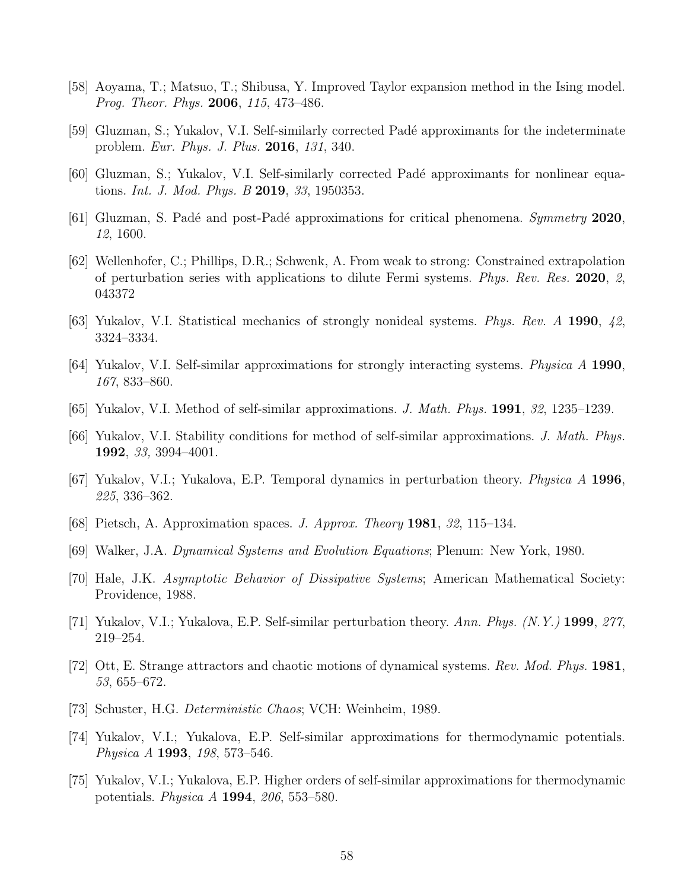[58] Aoyama, T.; Matsuo, T.; Shibusa, Y. Improved Taylor expansion method in the Ising model. *Prog. Theor. Phys.* **2006**, *115*, 473–486.

[59] Gluzman, S.; Yukalov, V.I. Self-similarly corrected Padé approximants for the indeterminate problem. *Eur. Phys. J. Plus.* **2016**, *131*, 340.

[60] Gluzman, S.; Yukalov, V.I. Self-similarly corrected Padé approximants for nonlinear equations. *Int. J. Mod. Phys. B* **2019**, *33*, 1950353.

[61] Gluzman, S. Padé and post-Padé approximations for critical phenomena. *Symmetry* **2020**, *12*, 1600.

[62] Wellenhofer, C.; Phillips, D.R.; Schwenk, A. From weak to strong: Constrained extrapolation of perturbation series with applications to dilute Fermi systems. *Phys. Rev. Res.* **2020**, *2*, 043372

[63] Yukalov, V.I. Statistical mechanics of strongly nonideal systems. *Phys. Rev. A* **1990**, *42*, 3324–3334.

[64] Yukalov, V.I. Self-similar approximations for strongly interacting systems. *Physica A* **1990**, *167*, 833–860.

[65] Yukalov, V.I. Method of self-similar approximations. *J. Math. Phys.* **1991**, *32*, 1235–1239.

[66] Yukalov, V.I. Stability conditions for method of self-similar approximations. *J. Math. Phys.* **1992**, *33*, 3994–4001.

[67] Yukalov, V.I.; Yukalova, E.P. Temporal dynamics in perturbation theory. *Physica A* **1996**, *225*, 336–362.

[68] Pietsch, A. Approximation spaces. *J. Approx. Theory* **1981**, *32*, 115–134.

[69] Walker, J.A. *Dynamical Systems and Evolution Equations*; Plenum: New York, 1980.

[70] Hale, J.K. *Asymptotic Behavior of Dissipative Systems*; American Mathematical Society: Providence, 1988.

[71] Yukalov, V.I.; Yukalova, E.P. Self-similar perturbation theory. *Ann. Phys. (N.Y.)* **1999**, *277*, 219–254.

[72] Ott, E. Strange attractors and chaotic motions of dynamical systems. *Rev. Mod. Phys.* **1981**, *53*, 655–672.

[73] Schuster, H.G. *Deterministic Chaos*; VCH: Weinheim, 1989.

[74] Yukalov, V.I.; Yukalova, E.P. Self-similar approximations for thermodynamic potentials. *Physica A* **1993**, *198*, 573–546.

[75] Yukalov, V.I.; Yukalova, E.P. Higher orders of self-similar approximations for thermodynamic potentials. *Physica A* **1994**, *206*, 553–580.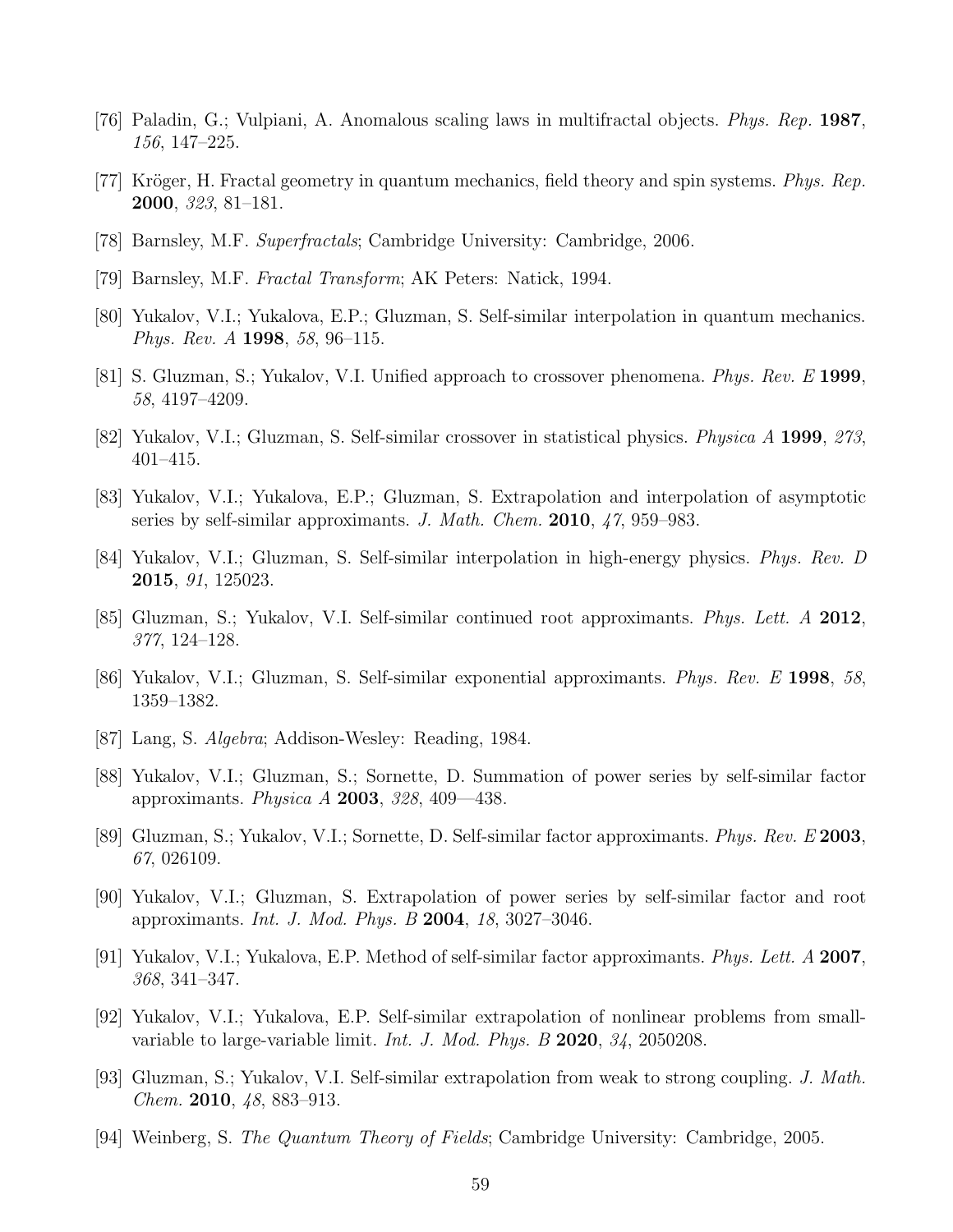[76] Paladin, G.; Vulpiani, A. Anomalous scaling laws in multifractal objects. *Phys. Rep.* **1987**, *156*, 147–225.

[77] Kröger, H. Fractal geometry in quantum mechanics, field theory and spin systems. *Phys. Rep.* **2000**, *323*, 81–181.

[78] Barnsley, M.F. *Superfractals*; Cambridge University: Cambridge, 2006.

[79] Barnsley, M.F. *Fractal Transform*; AK Peters: Natick, 1994.

[80] Yukalov, V.I.; Yukalova, E.P.; Gluzman, S. Self-similar interpolation in quantum mechanics. *Phys. Rev. A* **1998**, *58*, 96–115.

[81] S. Gluzman, S.; Yukalov, V.I. Unified approach to crossover phenomena. *Phys. Rev. E* **1999**, *58*, 4197–4209.

[82] Yukalov, V.I.; Gluzman, S. Self-similar crossover in statistical physics. *Physica A* **1999**, *273*, 401–415.

[83] Yukalov, V.I.; Yukalova, E.P.; Gluzman, S. Extrapolation and interpolation of asymptotic series by self-similar approximants. *J. Math. Chem.* **2010**, *47*, 959–983.

[84] Yukalov, V.I.; Gluzman, S. Self-similar interpolation in high-energy physics. *Phys. Rev. D* **2015**, *91*, 125023.

[85] Gluzman, S.; Yukalov, V.I. Self-similar continued root approximants. *Phys. Lett. A* **2012**, *377*, 124–128.

[86] Yukalov, V.I.; Gluzman, S. Self-similar exponential approximants. *Phys. Rev. E* **1998**, *58*, 1359–1382.

[87] Lang, S. *Algebra*; Addison-Wesley: Reading, 1984.

[88] Yukalov, V.I.; Gluzman, S.; Sornette, D. Summation of power series by self-similar factor approximants. *Physica A* **2003**, *328*, 409—438.

[89] Gluzman, S.; Yukalov, V.I.; Sornette, D. Self-similar factor approximants. *Phys. Rev. E* **2003**, *67*, 026109.

[90] Yukalov, V.I.; Gluzman, S. Extrapolation of power series by self-similar factor and root approximants. *Int. J. Mod. Phys. B* **2004**, *18*, 3027–3046.

[91] Yukalov, V.I.; Yukalova, E.P. Method of self-similar factor approximants. *Phys. Lett. A* **2007**, *368*, 341–347.

[92] Yukalov, V.I.; Yukalova, E.P. Self-similar extrapolation of nonlinear problems from small-variable to large-variable limit. *Int. J. Mod. Phys. B* **2020**, *34*, 2050208.

[93] Gluzman, S.; Yukalov, V.I. Self-similar extrapolation from weak to strong coupling. *J. Math. Chem.* **2010**, *48*, 883–913.

[94] Weinberg, S. *The Quantum Theory of Fields*; Cambridge University: Cambridge, 2005.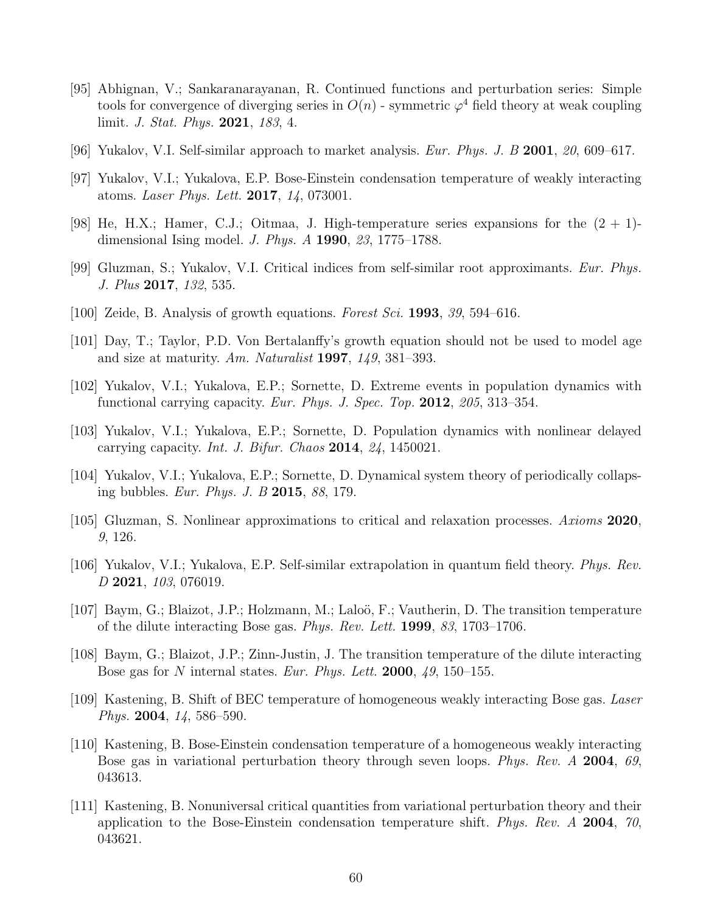[95] Abhignan, V.; Sankaranarayanan, R. Continued functions and perturbation series: Simple tools for convergence of diverging series in $O(n)$ - symmetric $\varphi^4$ field theory at weak coupling limit. *J. Stat. Phys.* **2021**, *183*, 4.

[96] Yukalov, V.I. Self-similar approach to market analysis. *Eur. Phys. J. B* **2001**, *20*, 609–617.

[97] Yukalov, V.I.; Yukalova, E.P. Bose-Einstein condensation temperature of weakly interacting atoms. *Laser Phys. Lett.* **2017**, *14*, 073001.

[98] He, H.X.; Hamer, C.J.; Oitmaa, J. High-temperature series expansions for the (2 + 1)-dimensional Ising model. *J. Phys. A* **1990**, *23*, 1775–1788.

[99] Gluzman, S.; Yukalov, V.I. Critical indices from self-similar root approximants. *Eur. Phys. J. Plus* **2017**, *132*, 535.

[100] Zeide, B. Analysis of growth equations. *Forest Sci.* **1993**, *39*, 594–616.

[101] Day, T.; Taylor, P.D. Von Bertalanffy's growth equation should not be used to model age and size at maturity. *Am. Naturalist* **1997**, *149*, 381–393.

[102] Yukalov, V.I.; Yukalova, E.P.; Sornette, D. Extreme events in population dynamics with functional carrying capacity. *Eur. Phys. J. Spec. Top.* **2012**, *205*, 313–354.

[103] Yukalov, V.I.; Yukalova, E.P.; Sornette, D. Population dynamics with nonlinear delayed carrying capacity. *Int. J. Bifur. Chaos* **2014**, *24*, 1450021.

[104] Yukalov, V.I.; Yukalova, E.P.; Sornette, D. Dynamical system theory of periodically collapsing bubbles. *Eur. Phys. J. B* **2015**, *88*, 179.

[105] Gluzman, S. Nonlinear approximations to critical and relaxation processes. *Axioms* **2020**, *9*, 126.

[106] Yukalov, V.I.; Yukalova, E.P. Self-similar extrapolation in quantum field theory. *Phys. Rev. D* **2021**, *103*, 076019.

[107] Baym, G.; Blaizot, J.P.; Holzmann, M.; Laloë, F.; Vautherin, D. The transition temperature of the dilute interacting Bose gas. *Phys. Rev. Lett.* **1999**, *83*, 1703–1706.

[108] Baym, G.; Blaizot, J.P.; Zinn-Justin, J. The transition temperature of the dilute interacting Bose gas for $N$ internal states. *Eur. Phys. Lett.* **2000**, *49*, 150–155.

[109] Kastening, B. Shift of BEC temperature of homogeneous weakly interacting Bose gas. *Laser Phys.* **2004**, *14*, 586–590.

[110] Kastening, B. Bose-Einstein condensation temperature of a homogeneous weakly interacting Bose gas in variational perturbation theory through seven loops. *Phys. Rev. A* **2004**, *69*, 043613.

[111] Kastening, B. Nonuniversal critical quantities from variational perturbation theory and their application to the Bose-Einstein condensation temperature shift. *Phys. Rev. A* **2004**, *70*, 043621.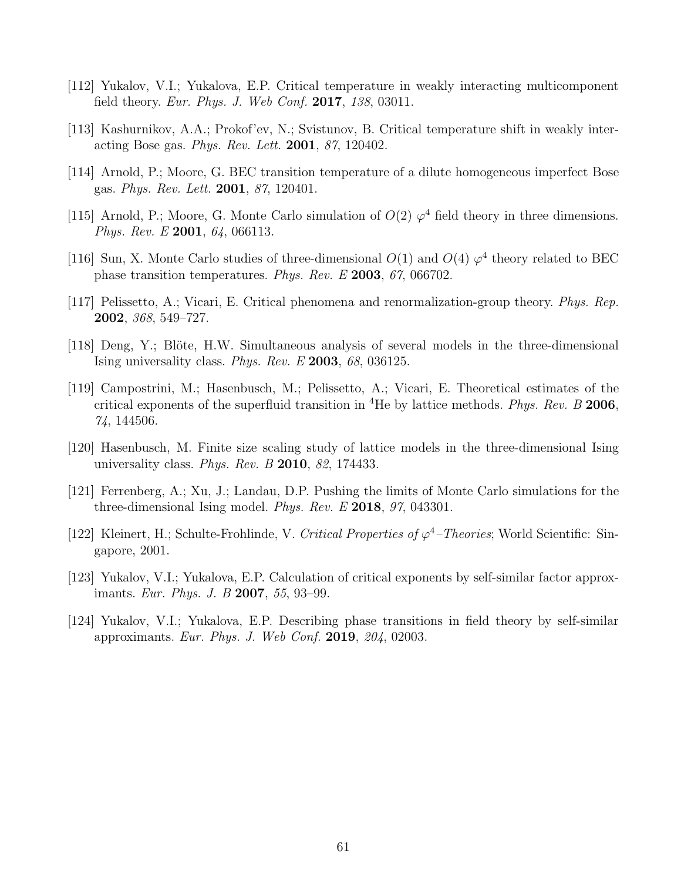[112] Yukalov, V.I.; Yukalova, E.P. Critical temperature in weakly interacting multicomponent field theory. *Eur. Phys. J. Web Conf.* **2017**, *138*, 03011.

[113] Kashurnikov, A.A.; Prokof'ev, N.; Svistunov, B. Critical temperature shift in weakly interacting Bose gas. *Phys. Rev. Lett.* **2001**, *87*, 120402.

[114] Arnold, P.; Moore, G. BEC transition temperature of a dilute homogeneous imperfect Bose gas. *Phys. Rev. Lett.* **2001**, *87*, 120401.

[115] Arnold, P.; Moore, G. Monte Carlo simulation of $O(2)$ $\varphi^4$ field theory in three dimensions. *Phys. Rev. E* **2001**, *64*, 066113.

[116] Sun, X. Monte Carlo studies of three-dimensional $O(1)$ and $O(4)$ $\varphi^4$ theory related to BEC phase transition temperatures. *Phys. Rev. E* **2003**, *67*, 066702.

[117] Pelissetto, A.; Vicari, E. Critical phenomena and renormalization-group theory. *Phys. Rep.* **2002**, *368*, 549–727.

[118] Deng, Y.; Blöte, H.W. Simultaneous analysis of several models in the three-dimensional Ising universality class. *Phys. Rev. E* **2003**, *68*, 036125.

[119] Campostrini, M.; Hasenbusch, M.; Pelissetto, A.; Vicari, E. Theoretical estimates of the critical exponents of the superfluid transition in $^4$He by lattice methods. *Phys. Rev. B* **2006**, *74*, 144506.

[120] Hasenbusch, M. Finite size scaling study of lattice models in the three-dimensional Ising universality class. *Phys. Rev. B* **2010**, *82*, 174433.

[121] Ferrenberg, A.; Xu, J.; Landau, D.P. Pushing the limits of Monte Carlo simulations for the three-dimensional Ising model. *Phys. Rev. E* **2018**, *97*, 043301.

[122] Kleinert, H.; Schulte-Frohlinde, V. *Critical Properties of $\varphi^4$–Theories*; World Scientific: Singapore, 2001.

[123] Yukalov, V.I.; Yukalova, E.P. Calculation of critical exponents by self-similar factor approximants. *Eur. Phys. J. B* **2007**, *55*, 93–99.

[124] Yukalov, V.I.; Yukalova, E.P. Describing phase transitions in field theory by self-similar approximants. *Eur. Phys. J. Web Conf.* **2019**, *204*, 02003.